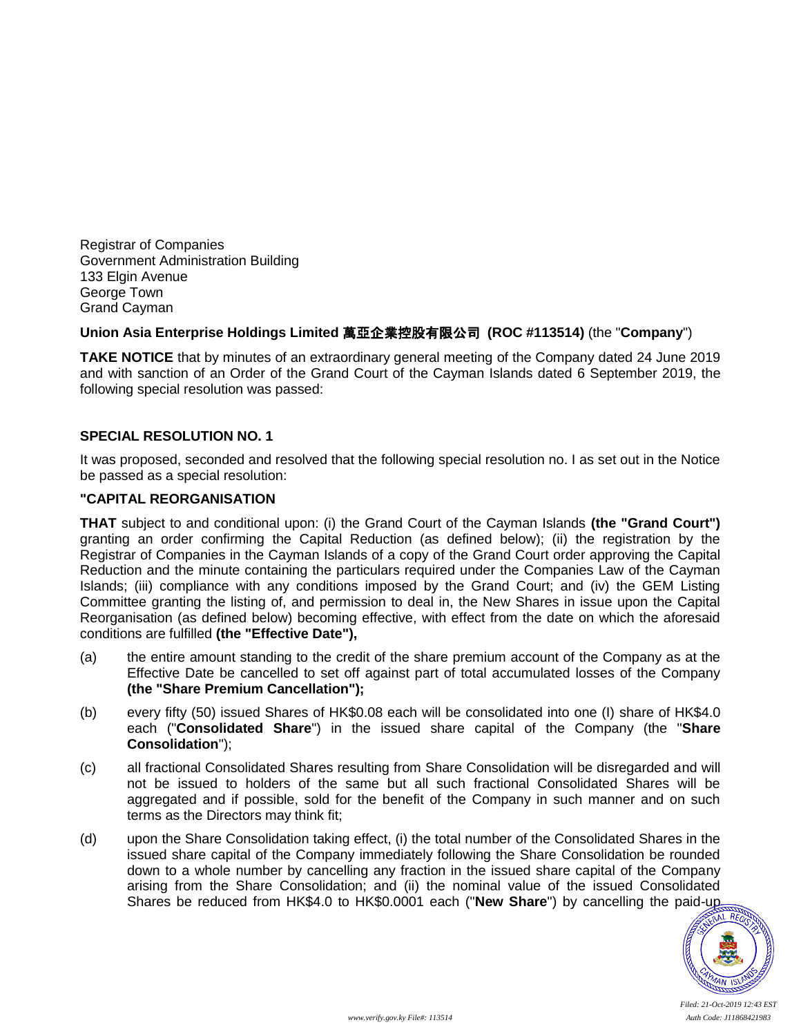Registrar of Companies
Government Administration Building
133 Elgin Avenue
George Town
Grand Cayman

**Union Asia Enterprise Holdings Limited 萬亞企業控股有限公司 (ROC #113514)** (the "**Company**")

**TAKE NOTICE** that by minutes of an extraordinary general meeting of the Company dated 24 June 2019 and with sanction of an Order of the Grand Court of the Cayman Islands dated 6 September 2019, the following special resolution was passed:

## SPECIAL RESOLUTION NO. 1

It was proposed, seconded and resolved that the following special resolution no. I as set out in the Notice be passed as a special resolution:

**"CAPITAL REORGANISATION**

**THAT** subject to and conditional upon: (i) the Grand Court of the Cayman Islands **(the "Grand Court")** granting an order confirming the Capital Reduction (as defined below); (ii) the registration by the Registrar of Companies in the Cayman Islands of a copy of the Grand Court order approving the Capital Reduction and the minute containing the particulars required under the Companies Law of the Cayman Islands; (iii) compliance with any conditions imposed by the Grand Court; and (iv) the GEM Listing Committee granting the listing of, and permission to deal in, the New Shares in issue upon the Capital Reorganisation (as defined below) becoming effective, with effect from the date on which the aforesaid conditions are fulfilled **(the "Effective Date"),**

(a) the entire amount standing to the credit of the share premium account of the Company as at the Effective Date be cancelled to set off against part of total accumulated losses of the Company **(the "Share Premium Cancellation");**

(b) every fifty (50) issued Shares of HK$0.08 each will be consolidated into one (I) share of HK$4.0 each ("**Consolidated Share**") in the issued share capital of the Company (the "**Share Consolidation**");

(c) all fractional Consolidated Shares resulting from Share Consolidation will be disregarded and will not be issued to holders of the same but all such fractional Consolidated Shares will be aggregated and if possible, sold for the benefit of the Company in such manner and on such terms as the Directors may think fit;

(d) upon the Share Consolidation taking effect, (i) the total number of the Consolidated Shares in the issued share capital of the Company immediately following the Share Consolidation be rounded down to a whole number by cancelling any fraction in the issued share capital of the Company arising from the Share Consolidation; and (ii) the nominal value of the issued Consolidated Shares be reduced from HK$4.0 to HK$0.0001 each ("**New Share**") by cancelling the paid-up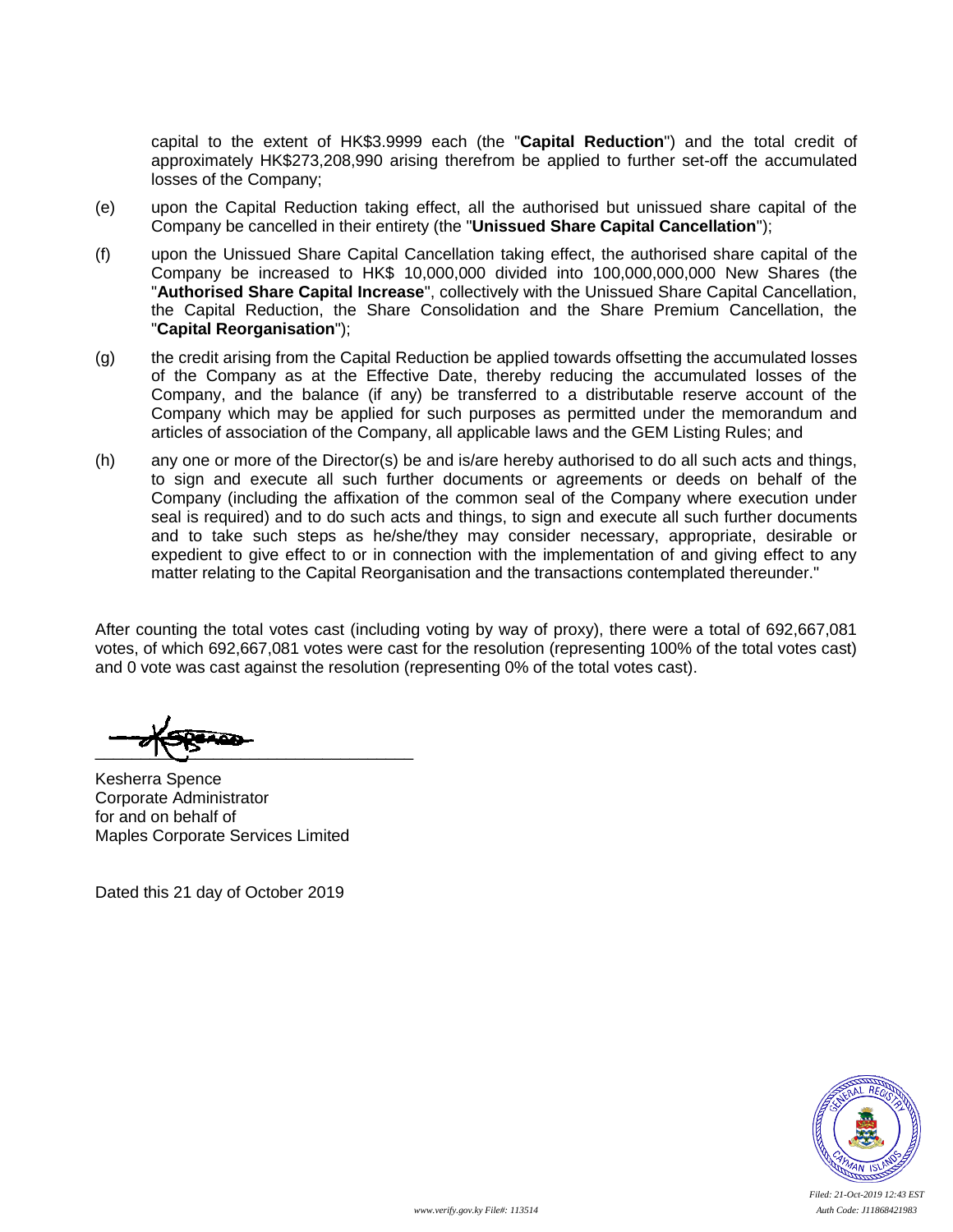capital to the extent of HK$3.9999 each (the "**Capital Reduction**") and the total credit of approximately HK$273,208,990 arising therefrom be applied to further set-off the accumulated losses of the Company;

(e) upon the Capital Reduction taking effect, all the authorised but unissued share capital of the Company be cancelled in their entirety (the "**Unissued Share Capital Cancellation**");

(f) upon the Unissued Share Capital Cancellation taking effect, the authorised share capital of the Company be increased to HK$ 10,000,000 divided into 100,000,000,000 New Shares (the "**Authorised Share Capital Increase**", collectively with the Unissued Share Capital Cancellation, the Capital Reduction, the Share Consolidation and the Share Premium Cancellation, the "**Capital Reorganisation**");

(g) the credit arising from the Capital Reduction be applied towards offsetting the accumulated losses of the Company as at the Effective Date, thereby reducing the accumulated losses of the Company, and the balance (if any) be transferred to a distributable reserve account of the Company which may be applied for such purposes as permitted under the memorandum and articles of association of the Company, all applicable laws and the GEM Listing Rules; and

(h) any one or more of the Director(s) be and is/are hereby authorised to do all such acts and things, to sign and execute all such further documents or agreements or deeds on behalf of the Company (including the affixation of the common seal of the Company where execution under seal is required) and to do such acts and things, to sign and execute all such further documents and to take such steps as he/she/they may consider necessary, appropriate, desirable or expedient to give effect to or in connection with the implementation of and giving effect to any matter relating to the Capital Reorganisation and the transactions contemplated thereunder."

After counting the total votes cast (including voting by way of proxy), there were a total of 692,667,081 votes, of which 692,667,081 votes were cast for the resolution (representing 100% of the total votes cast) and 0 vote was cast against the resolution (representing 0% of the total votes cast).

Kesherra Spence
Corporate Administrator
for and on behalf of
Maples Corporate Services Limited

Dated this 21 day of October 2019

*Filed: 21-Oct-2019 12:43 EST*

*www.verify.gov.ky File#: 113514* *Auth Code: J11868421983*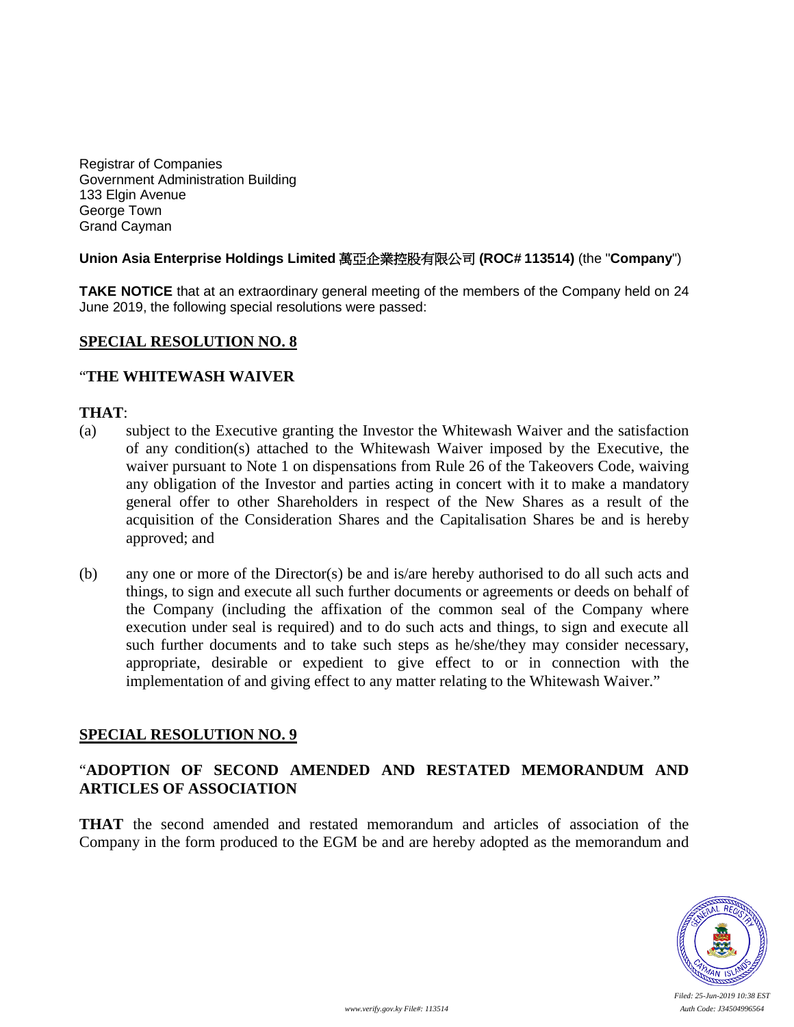Registrar of Companies
Government Administration Building
133 Elgin Avenue
George Town
Grand Cayman

**Union Asia Enterprise Holdings Limited 萬亞企業控股有限公司 (ROC# 113514)** (the "**Company**")

**TAKE NOTICE** that at an extraordinary general meeting of the members of the Company held on 24 June 2019, the following special resolutions were passed:

## SPECIAL RESOLUTION NO. 8

"**THE WHITEWASH WAIVER**

**THAT**:

(a) subject to the Executive granting the Investor the Whitewash Waiver and the satisfaction of any condition(s) attached to the Whitewash Waiver imposed by the Executive, the waiver pursuant to Note 1 on dispensations from Rule 26 of the Takeovers Code, waiving any obligation of the Investor and parties acting in concert with it to make a mandatory general offer to other Shareholders in respect of the New Shares as a result of the acquisition of the Consideration Shares and the Capitalisation Shares be and is hereby approved; and

(b) any one or more of the Director(s) be and is/are hereby authorised to do all such acts and things, to sign and execute all such further documents or agreements or deeds on behalf of the Company (including the affixation of the common seal of the Company where execution under seal is required) and to do such acts and things, to sign and execute all such further documents and to take such steps as he/she/they may consider necessary, appropriate, desirable or expedient to give effect to or in connection with the implementation of and giving effect to any matter relating to the Whitewash Waiver."

## SPECIAL RESOLUTION NO. 9

"**ADOPTION OF SECOND AMENDED AND RESTATED MEMORANDUM AND ARTICLES OF ASSOCIATION**

**THAT** the second amended and restated memorandum and articles of association of the Company in the form produced to the EGM be and are hereby adopted as the memorandum and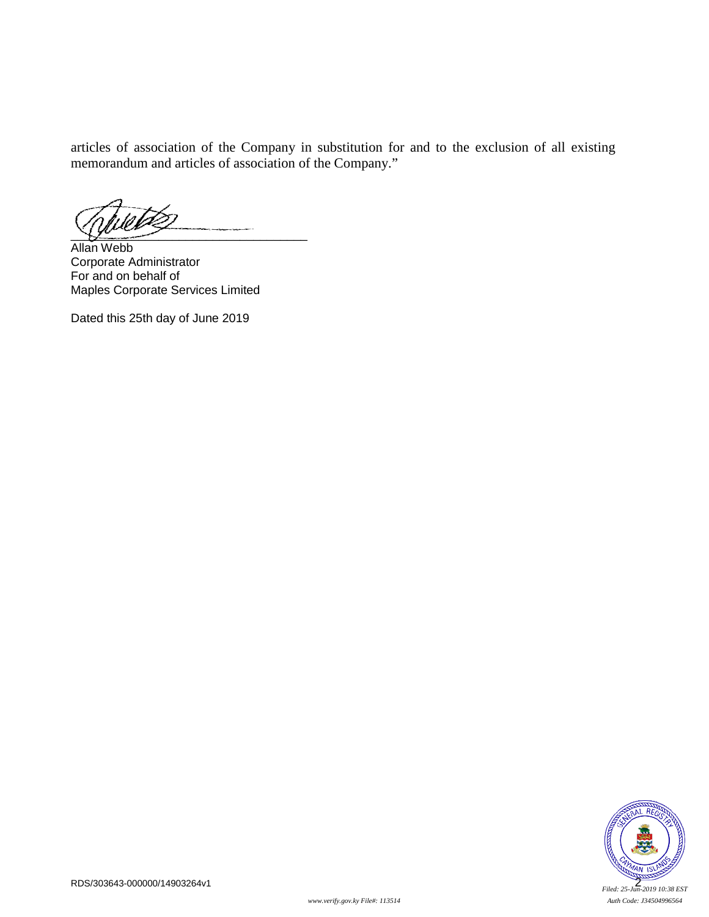articles of association of the Company in substitution for and to the exclusion of all existing memorandum and articles of association of the Company."

\_\_\_\_\_\_\_\_\_\_\_\_\_\_\_\_\_\_\_\_\_\_\_\_\_\_\_\_\_\_\_\_\_\_\_\_

Allan Webb
Corporate Administrator
For and on behalf of
Maples Corporate Services Limited

Dated this 25th day of June 2019

RDS/303643-000000/14903264v1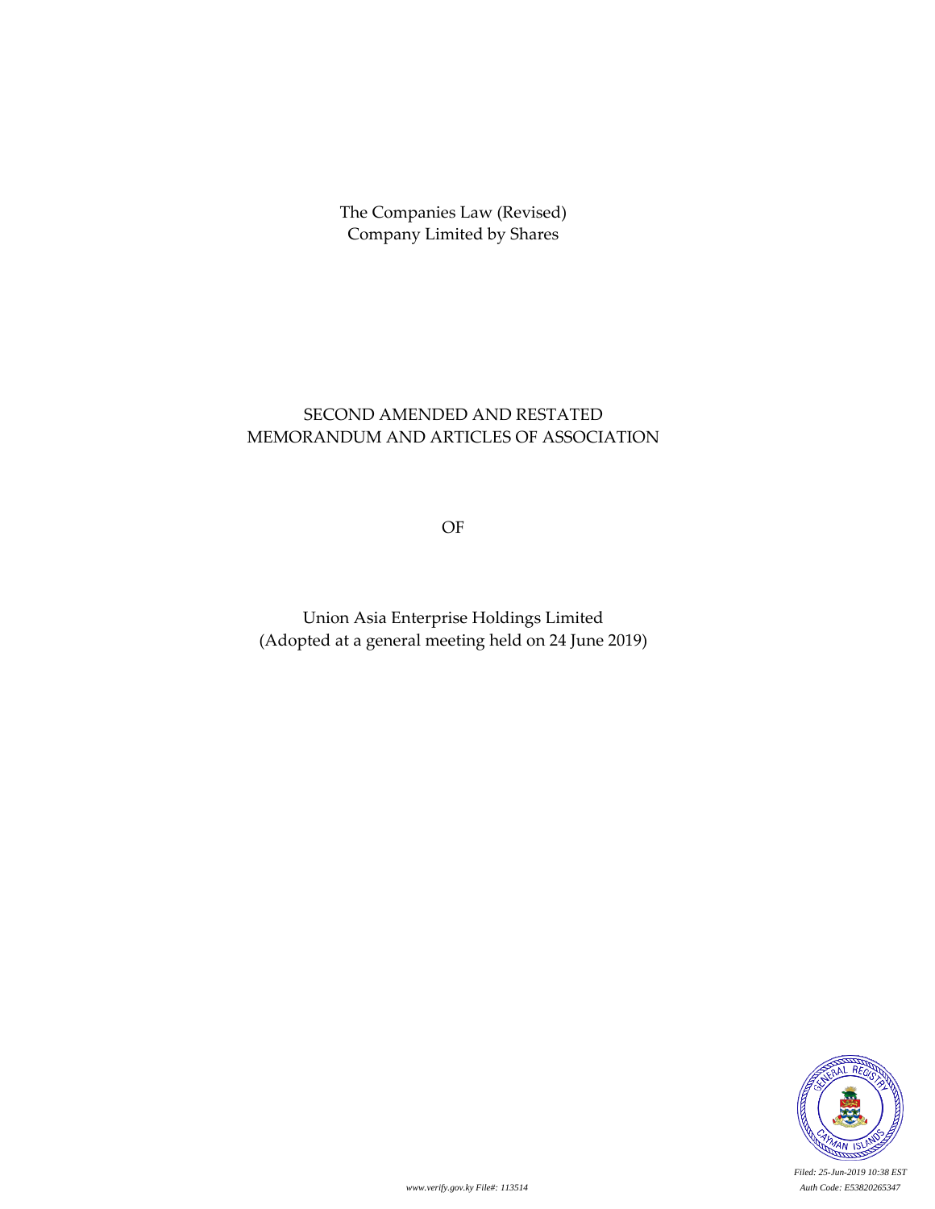The Companies Law (Revised)
Company Limited by Shares

SECOND AMENDED AND RESTATED
MEMORANDUM AND ARTICLES OF ASSOCIATION

OF

Union Asia Enterprise Holdings Limited
(Adopted at a general meeting held on 24 June 2019)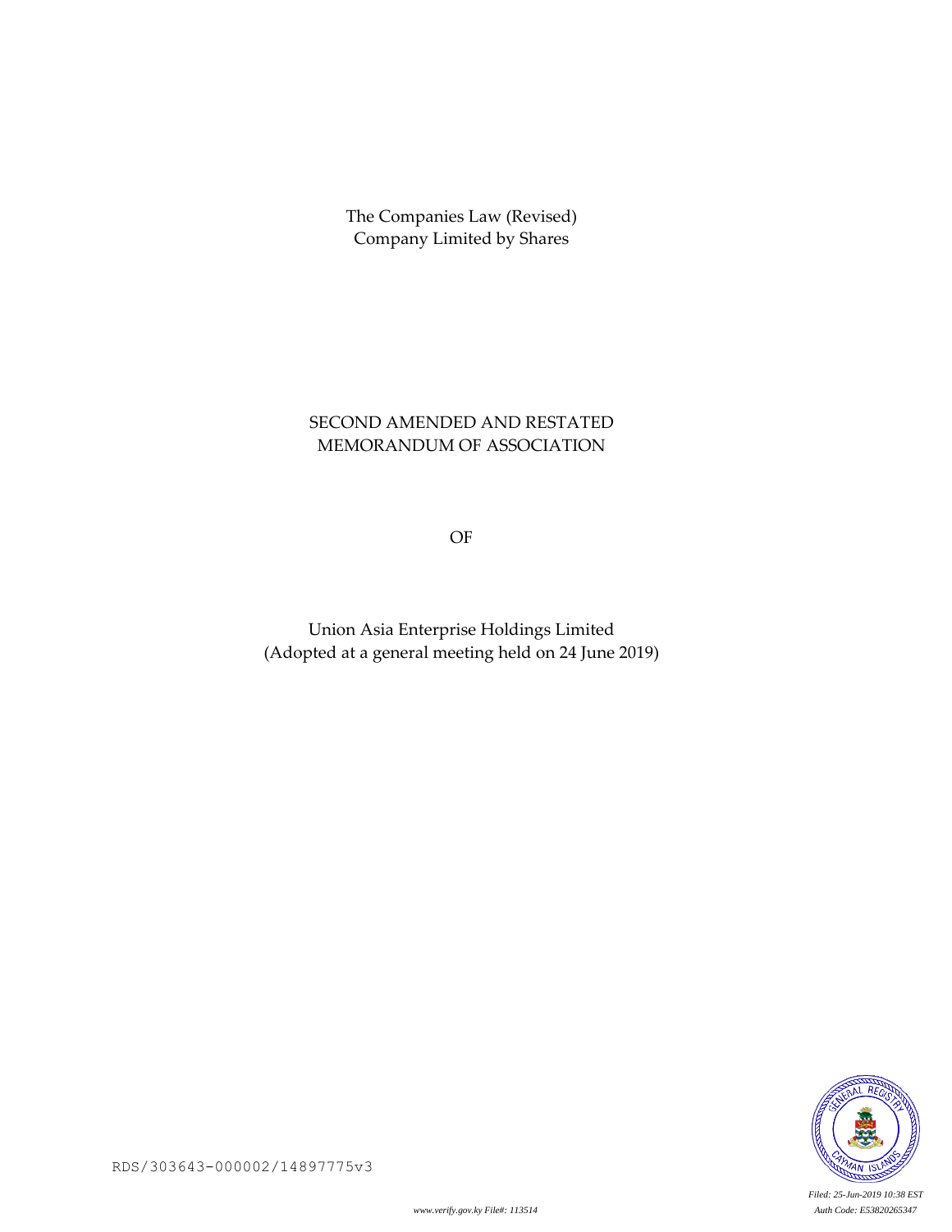The Companies Law (Revised)
Company Limited by Shares

# SECOND AMENDED AND RESTATED MEMORANDUM OF ASSOCIATION

OF

Union Asia Enterprise Holdings Limited
(Adopted at a general meeting held on 24 June 2019)

RDS/303643-000002/14897775v3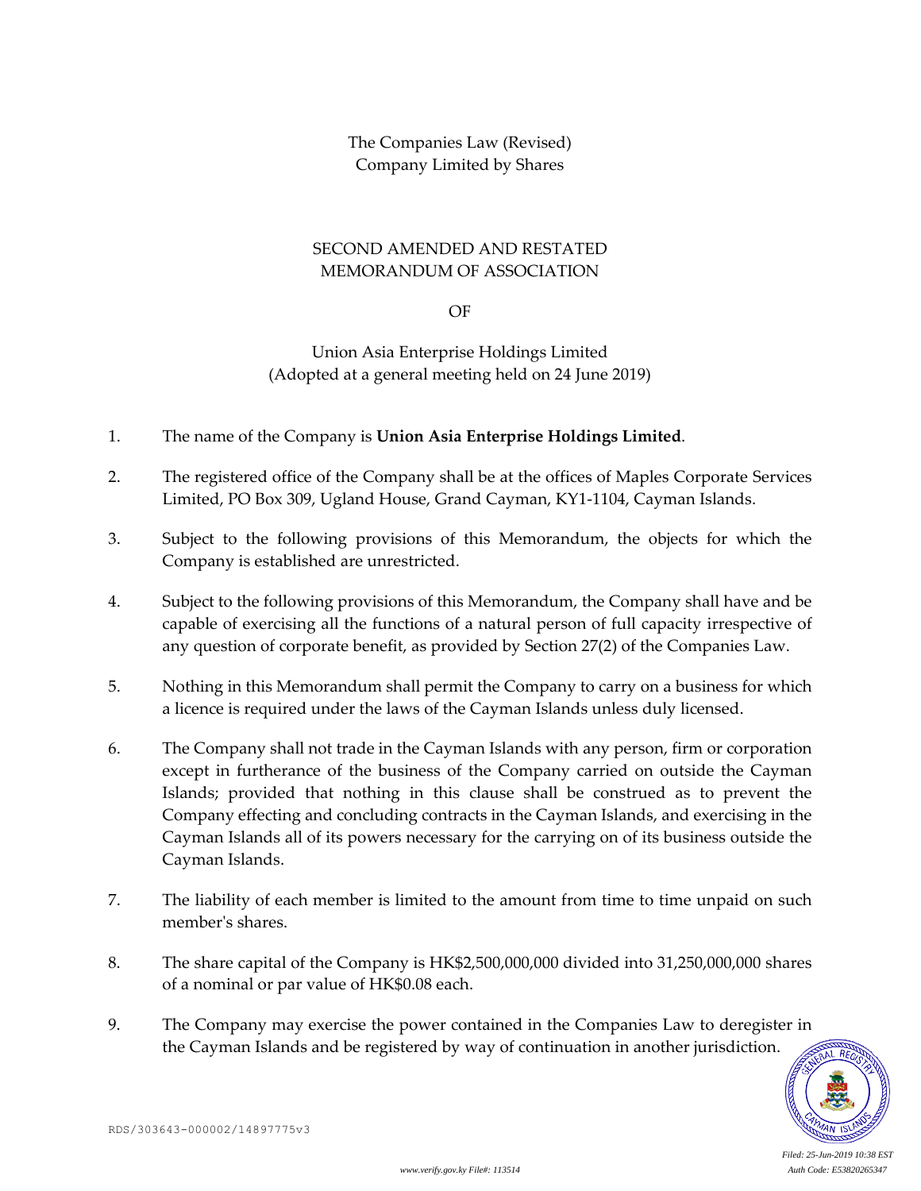The Companies Law (Revised)
Company Limited by Shares

# SECOND AMENDED AND RESTATED MEMORANDUM OF ASSOCIATION

OF

## Union Asia Enterprise Holdings Limited
(Adopted at a general meeting held on 24 June 2019)

1. The name of the Company is **Union Asia Enterprise Holdings Limited**.

2. The registered office of the Company shall be at the offices of Maples Corporate Services Limited, PO Box 309, Ugland House, Grand Cayman, KY1-1104, Cayman Islands.

3. Subject to the following provisions of this Memorandum, the objects for which the Company is established are unrestricted.

4. Subject to the following provisions of this Memorandum, the Company shall have and be capable of exercising all the functions of a natural person of full capacity irrespective of any question of corporate benefit, as provided by Section 27(2) of the Companies Law.

5. Nothing in this Memorandum shall permit the Company to carry on a business for which a licence is required under the laws of the Cayman Islands unless duly licensed.

6. The Company shall not trade in the Cayman Islands with any person, firm or corporation except in furtherance of the business of the Company carried on outside the Cayman Islands; provided that nothing in this clause shall be construed as to prevent the Company effecting and concluding contracts in the Cayman Islands, and exercising in the Cayman Islands all of its powers necessary for the carrying on of its business outside the Cayman Islands.

7. The liability of each member is limited to the amount from time to time unpaid on such member's shares.

8. The share capital of the Company is HK$2,500,000,000 divided into 31,250,000,000 shares of a nominal or par value of HK$0.08 each.

9. The Company may exercise the power contained in the Companies Law to deregister in the Cayman Islands and be registered by way of continuation in another jurisdiction.

RDS/303643-000002/14897775v3

*Filed: 25-Jun-2019 10:38 EST*
*www.verify.gov.ky File#: 113514*
*Auth Code: E53820265347*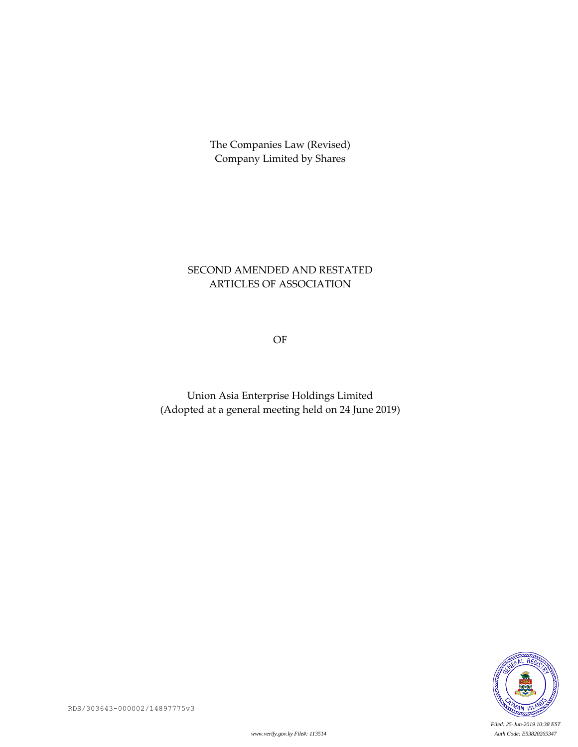The Companies Law (Revised)
Company Limited by Shares

SECOND AMENDED AND RESTATED
ARTICLES OF ASSOCIATION

OF

Union Asia Enterprise Holdings Limited
(Adopted at a general meeting held on 24 June 2019)

RDS/303643-000002/14897775v3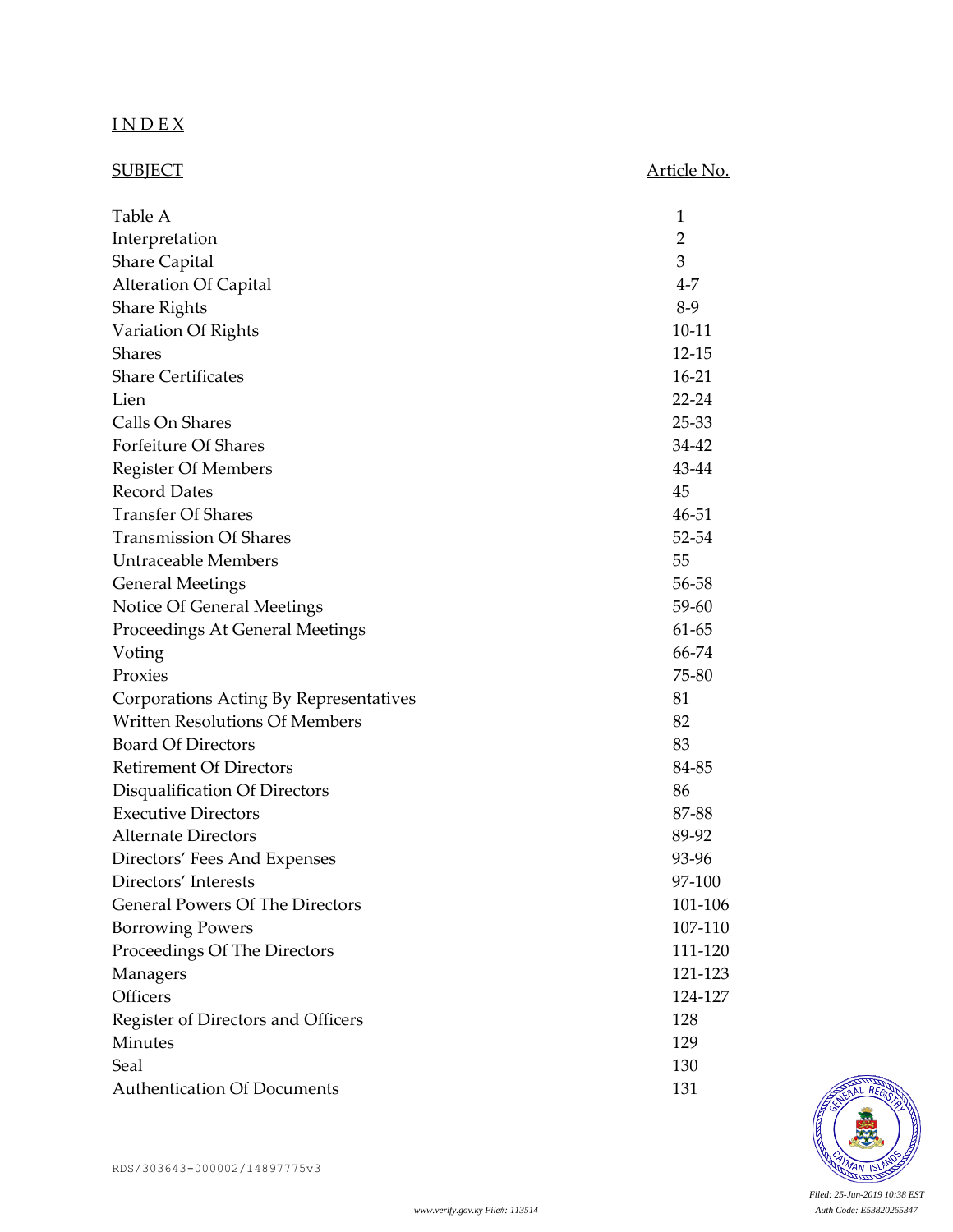# I N D E X

| SUBJECT | Article No. |
|---|---|
| Table A | 1 |
| Interpretation | 2 |
| Share Capital | 3 |
| Alteration Of Capital | 4-7 |
| Share Rights | 8-9 |
| Variation Of Rights | 10-11 |
| Shares | 12-15 |
| Share Certificates | 16-21 |
| Lien | 22-24 |
| Calls On Shares | 25-33 |
| Forfeiture Of Shares | 34-42 |
| Register Of Members | 43-44 |
| Record Dates | 45 |
| Transfer Of Shares | 46-51 |
| Transmission Of Shares | 52-54 |
| Untraceable Members | 55 |
| General Meetings | 56-58 |
| Notice Of General Meetings | 59-60 |
| Proceedings At General Meetings | 61-65 |
| Voting | 66-74 |
| Proxies | 75-80 |
| Corporations Acting By Representatives | 81 |
| Written Resolutions Of Members | 82 |
| Board Of Directors | 83 |
| Retirement Of Directors | 84-85 |
| Disqualification Of Directors | 86 |
| Executive Directors | 87-88 |
| Alternate Directors | 89-92 |
| Directors' Fees And Expenses | 93-96 |
| Directors' Interests | 97-100 |
| General Powers Of The Directors | 101-106 |
| Borrowing Powers | 107-110 |
| Proceedings Of The Directors | 111-120 |
| Managers | 121-123 |
| Officers | 124-127 |
| Register of Directors and Officers | 128 |
| Minutes | 129 |
| Seal | 130 |
| Authentication Of Documents | 131 |

RDS/303643-000002/14897775v3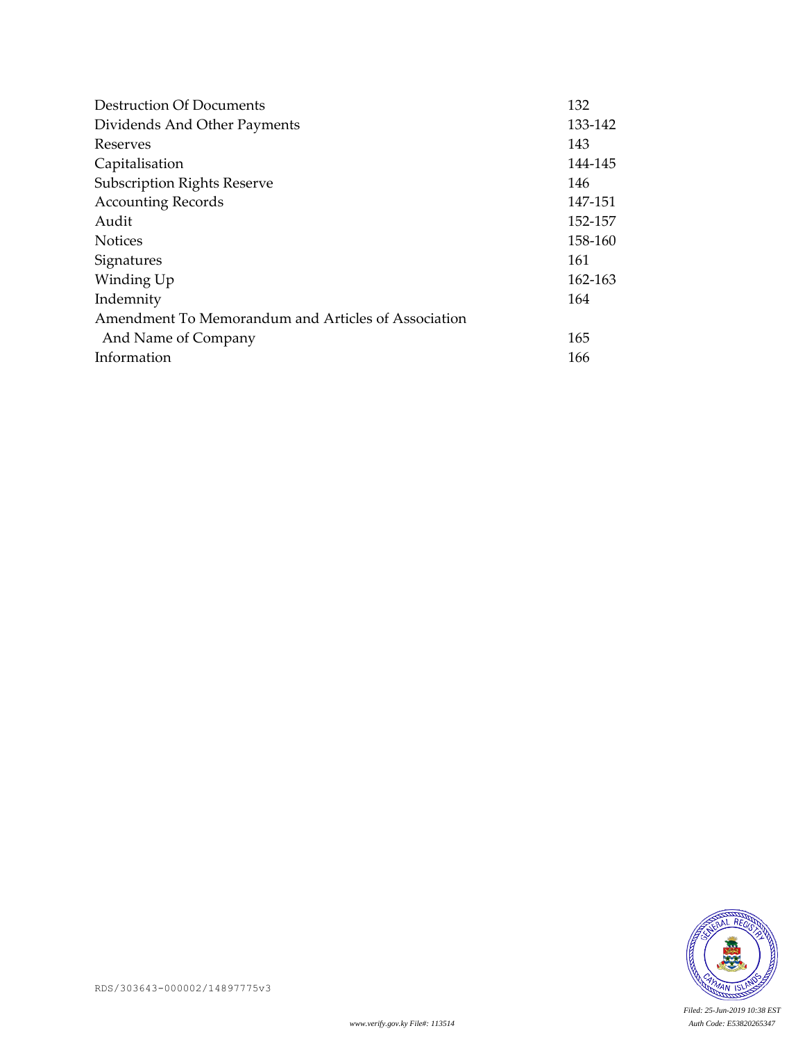| | |
|---|---|
| Destruction Of Documents | 132 |
| Dividends And Other Payments | 133-142 |
| Reserves | 143 |
| Capitalisation | 144-145 |
| Subscription Rights Reserve | 146 |
| Accounting Records | 147-151 |
| Audit | 152-157 |
| Notices | 158-160 |
| Signatures | 161 |
| Winding Up | 162-163 |
| Indemnity | 164 |
| Amendment To Memorandum and Articles of Association And Name of Company | 165 |
| Information | 166 |

RDS/303643-000002/14897775v3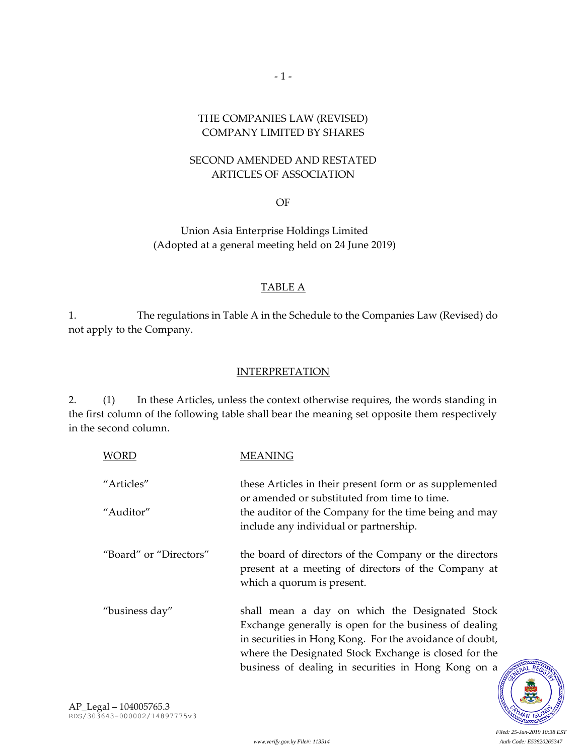THE COMPANIES LAW (REVISED)
COMPANY LIMITED BY SHARES

SECOND AMENDED AND RESTATED
ARTICLES OF ASSOCIATION

OF

Union Asia Enterprise Holdings Limited
(Adopted at a general meeting held on 24 June 2019)

## TABLE A

1. The regulations in Table A in the Schedule to the Companies Law (Revised) do not apply to the Company.

## INTERPRETATION

2. (1) In these Articles, unless the context otherwise requires, the words standing in the first column of the following table shall bear the meaning set opposite them respectively in the second column.

| WORD | MEANING |
| --- | --- |
| "Articles" | these Articles in their present form or as supplemented or amended or substituted from time to time. |
| "Auditor" | the auditor of the Company for the time being and may include any individual or partnership. |
| "Board" or "Directors" | the board of directors of the Company or the directors present at a meeting of directors of the Company at which a quorum is present. |
| "business day" | shall mean a day on which the Designated Stock Exchange generally is open for the business of dealing in securities in Hong Kong. For the avoidance of doubt, where the Designated Stock Exchange is closed for the business of dealing in securities in Hong Kong on a |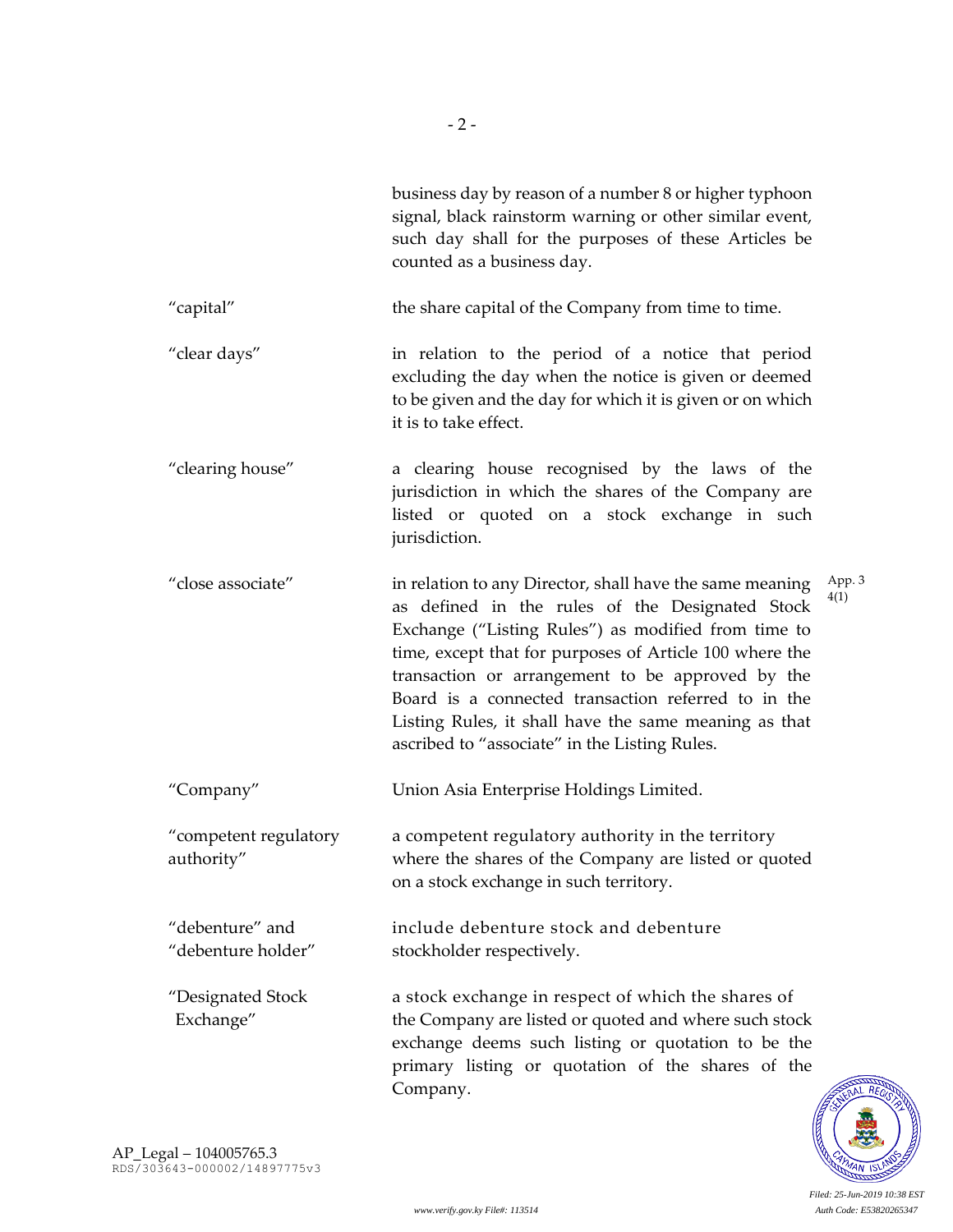business day by reason of a number 8 or higher typhoon signal, black rainstorm warning or other similar event, such day shall for the purposes of these Articles be counted as a business day.

| | |
|---|---|
| "capital" | the share capital of the Company from time to time. |
| "clear days" | in relation to the period of a notice that period excluding the day when the notice is given or deemed to be given and the day for which it is given or on which it is to take effect. |
| "clearing house" | a clearing house recognised by the laws of the jurisdiction in which the shares of the Company are listed or quoted on a stock exchange in such jurisdiction. |
| "close associate" | in relation to any Director, shall have the same meaning as defined in the rules of the Designated Stock Exchange ("Listing Rules") as modified from time to time, except that for purposes of Article 100 where the transaction or arrangement to be approved by the Board is a connected transaction referred to in the Listing Rules, it shall have the same meaning as that ascribed to "associate" in the Listing Rules. (App. 3 4(1)) |
| "Company" | Union Asia Enterprise Holdings Limited. |
| "competent regulatory authority" | a competent regulatory authority in the territory where the shares of the Company are listed or quoted on a stock exchange in such territory. |
| "debenture" and "debenture holder" | include debenture stock and debenture stockholder respectively. |
| "Designated Stock Exchange" | a stock exchange in respect of which the shares of the Company are listed or quoted and where such stock exchange deems such listing or quotation to be the primary listing or quotation of the shares of the Company. |

AP_Legal – 104005765.3
RDS/303643-000002/14897775v3

Filed: 25-Jun-2019 10:38 EST
www.verify.gov.ky File#: 113514
Auth Code: E53820265347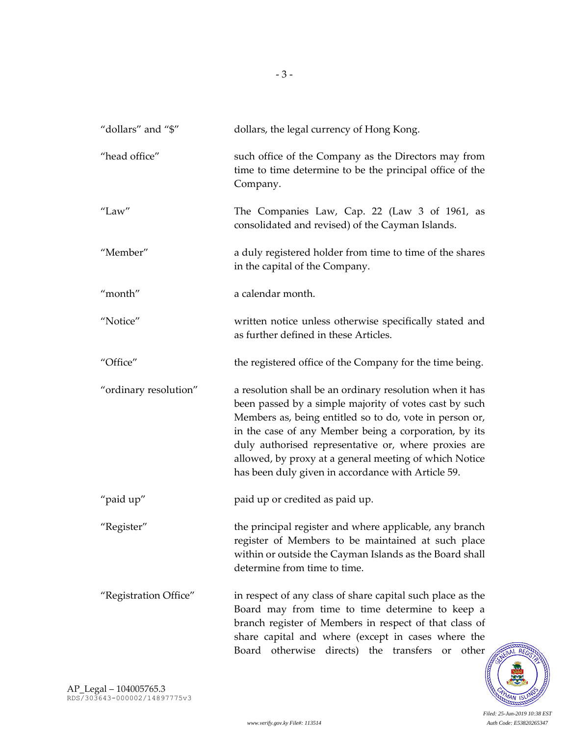| | |
|---|---|
| "dollars" and "$" | dollars, the legal currency of Hong Kong. |
| "head office" | such office of the Company as the Directors may from time to time determine to be the principal office of the Company. |
| "Law" | The Companies Law, Cap. 22 (Law 3 of 1961, as consolidated and revised) of the Cayman Islands. |
| "Member" | a duly registered holder from time to time of the shares in the capital of the Company. |
| "month" | a calendar month. |
| "Notice" | written notice unless otherwise specifically stated and as further defined in these Articles. |
| "Office" | the registered office of the Company for the time being. |
| "ordinary resolution" | a resolution shall be an ordinary resolution when it has been passed by a simple majority of votes cast by such Members as, being entitled so to do, vote in person or, in the case of any Member being a corporation, by its duly authorised representative or, where proxies are allowed, by proxy at a general meeting of which Notice has been duly given in accordance with Article 59. |
| "paid up" | paid up or credited as paid up. |
| "Register" | the principal register and where applicable, any branch register of Members to be maintained at such place within or outside the Cayman Islands as the Board shall determine from time to time. |
| "Registration Office" | in respect of any class of share capital such place as the Board may from time to time determine to keep a branch register of Members in respect of that class of share capital and where (except in cases where the Board otherwise directs) the transfers or other |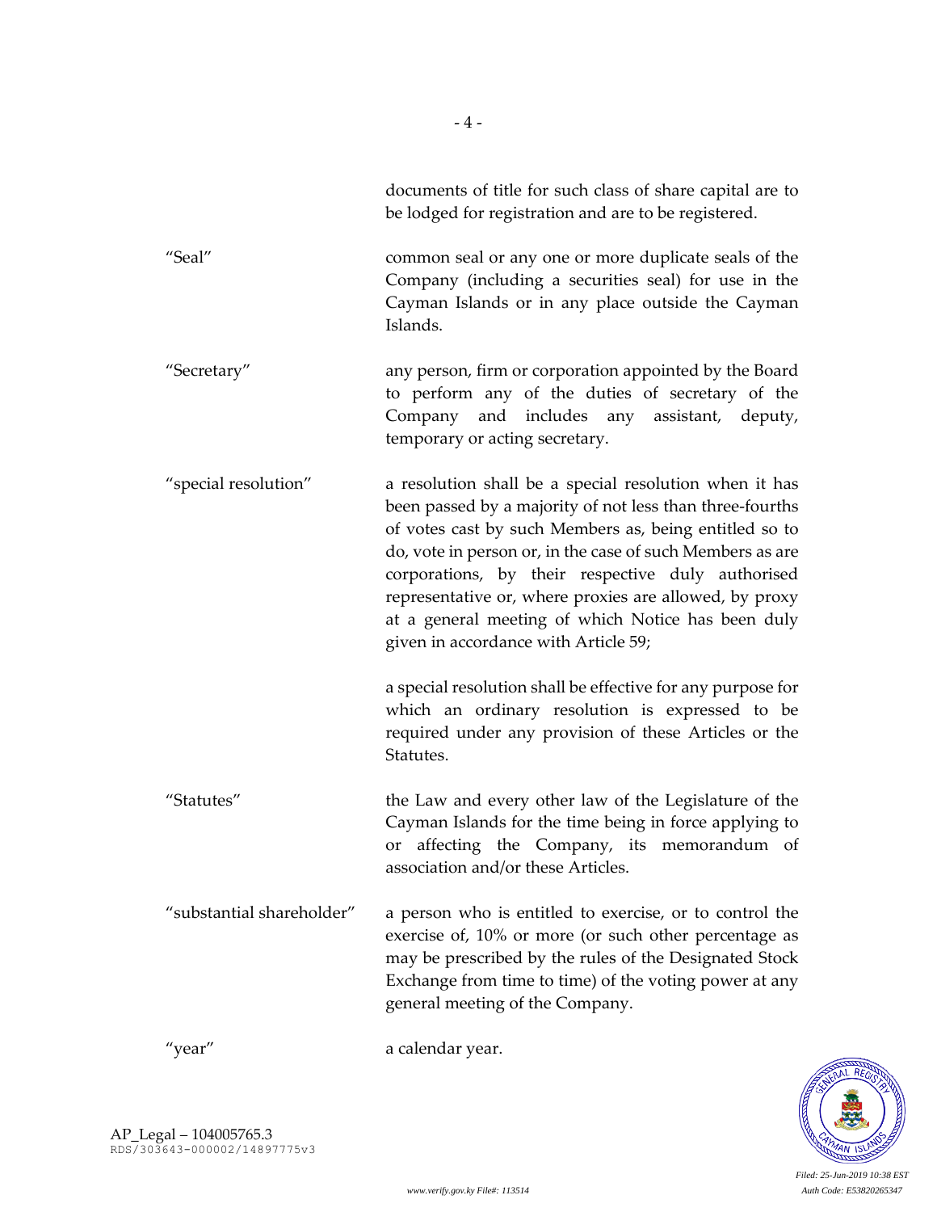documents of title for such class of share capital are to be lodged for registration and are to be registered.

| | |
|---|---|
| "Seal" | common seal or any one or more duplicate seals of the Company (including a securities seal) for use in the Cayman Islands or in any place outside the Cayman Islands. |
| "Secretary" | any person, firm or corporation appointed by the Board to perform any of the duties of secretary of the Company and includes any assistant, deputy, temporary or acting secretary. |
| "special resolution" | a resolution shall be a special resolution when it has been passed by a majority of not less than three-fourths of votes cast by such Members as, being entitled so to do, vote in person or, in the case of such Members as are corporations, by their respective duly authorised representative or, where proxies are allowed, by proxy at a general meeting of which Notice has been duly given in accordance with Article 59;<br><br>a special resolution shall be effective for any purpose for which an ordinary resolution is expressed to be required under any provision of these Articles or the Statutes. |
| "Statutes" | the Law and every other law of the Legislature of the Cayman Islands for the time being in force applying to or affecting the Company, its memorandum of association and/or these Articles. |
| "substantial shareholder" | a person who is entitled to exercise, or to control the exercise of, 10% or more (or such other percentage as may be prescribed by the rules of the Designated Stock Exchange from time to time) of the voting power at any general meeting of the Company. |
| "year" | a calendar year. |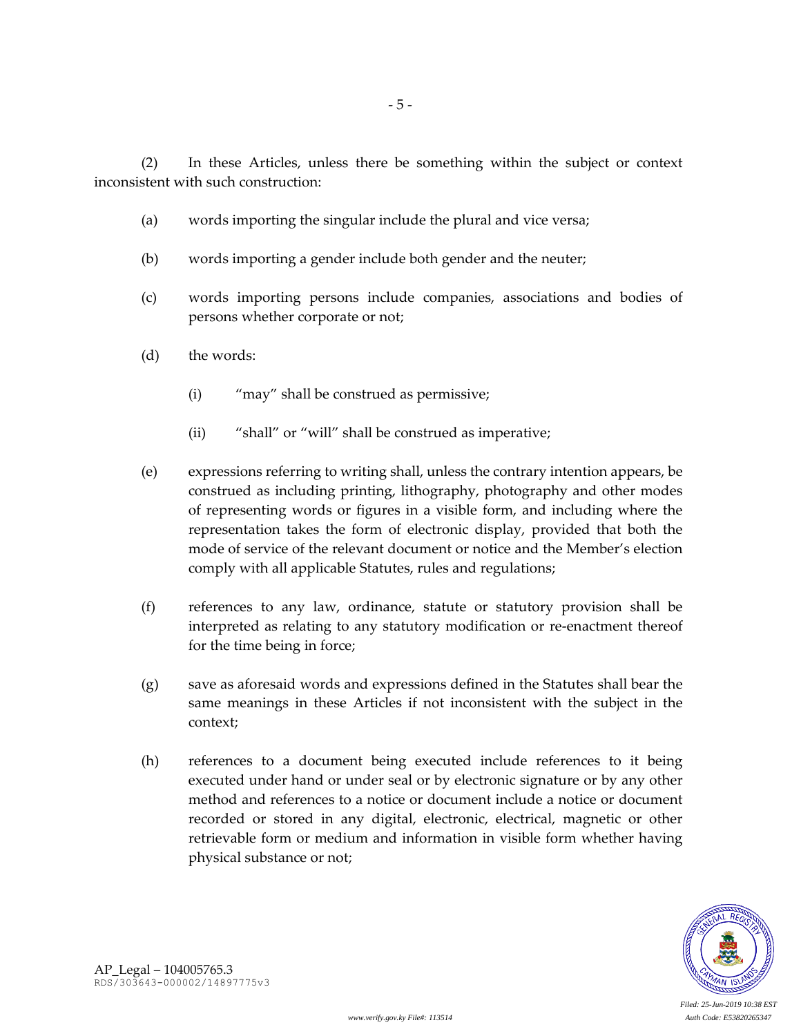(2) In these Articles, unless there be something within the subject or context inconsistent with such construction:

(a) words importing the singular include the plural and vice versa;

(b) words importing a gender include both gender and the neuter;

(c) words importing persons include companies, associations and bodies of persons whether corporate or not;

(d) the words:

(i) "may" shall be construed as permissive;

(ii) "shall" or "will" shall be construed as imperative;

(e) expressions referring to writing shall, unless the contrary intention appears, be construed as including printing, lithography, photography and other modes of representing words or figures in a visible form, and including where the representation takes the form of electronic display, provided that both the mode of service of the relevant document or notice and the Member's election comply with all applicable Statutes, rules and regulations;

(f) references to any law, ordinance, statute or statutory provision shall be interpreted as relating to any statutory modification or re-enactment thereof for the time being in force;

(g) save as aforesaid words and expressions defined in the Statutes shall bear the same meanings in these Articles if not inconsistent with the subject in the context;

(h) references to a document being executed include references to it being executed under hand or under seal or by electronic signature or by any other method and references to a notice or document include a notice or document recorded or stored in any digital, electronic, electrical, magnetic or other retrievable form or medium and information in visible form whether having physical substance or not;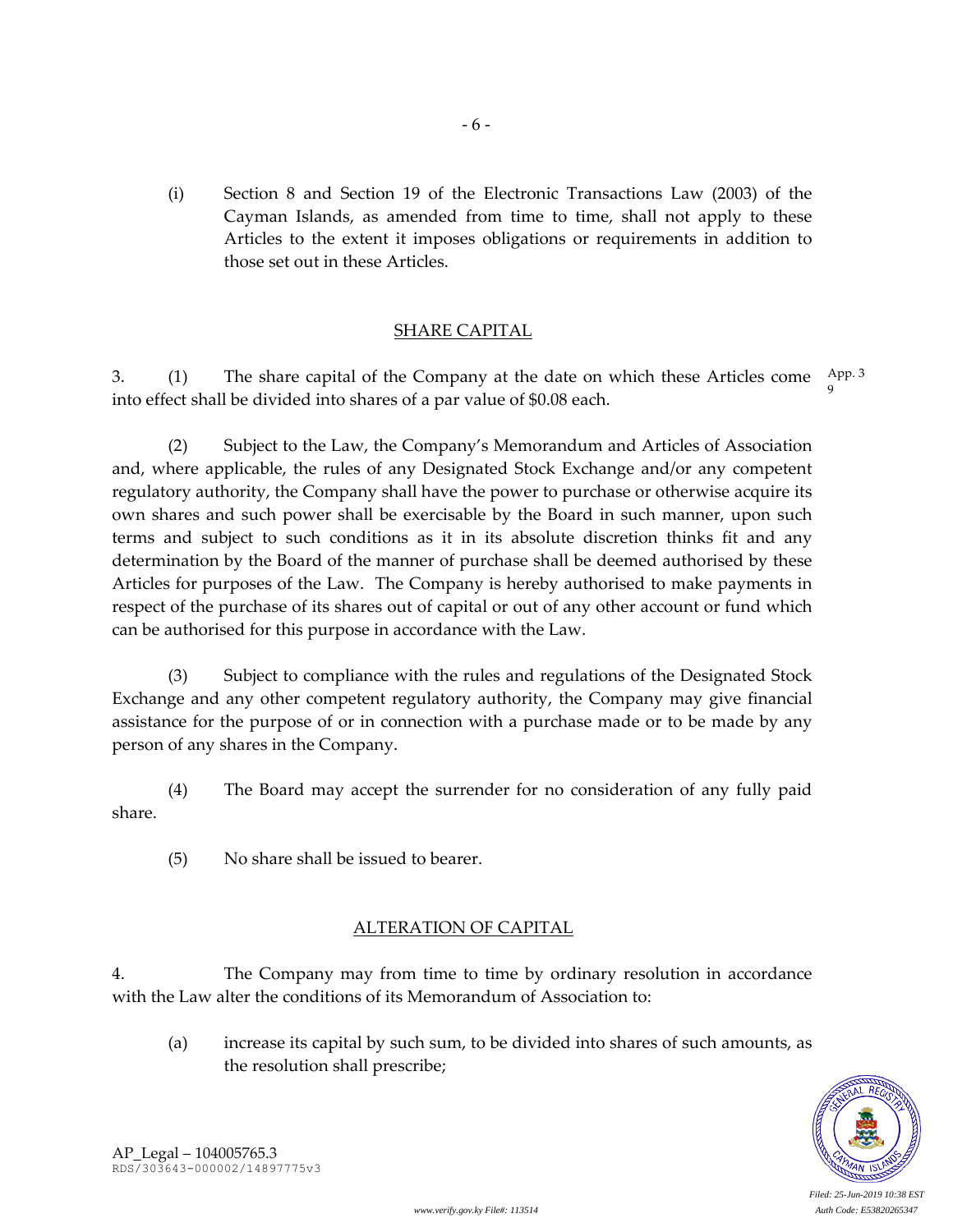(i) Section 8 and Section 19 of the Electronic Transactions Law (2003) of the Cayman Islands, as amended from time to time, shall not apply to these Articles to the extent it imposes obligations or requirements in addition to those set out in these Articles.

## SHARE CAPITAL

3. (1) The share capital of the Company at the date on which these Articles come into effect shall be divided into shares of a par value of $0.08 each. App. 3 9

(2) Subject to the Law, the Company's Memorandum and Articles of Association and, where applicable, the rules of any Designated Stock Exchange and/or any competent regulatory authority, the Company shall have the power to purchase or otherwise acquire its own shares and such power shall be exercisable by the Board in such manner, upon such terms and subject to such conditions as it in its absolute discretion thinks fit and any determination by the Board of the manner of purchase shall be deemed authorised by these Articles for purposes of the Law. The Company is hereby authorised to make payments in respect of the purchase of its shares out of capital or out of any other account or fund which can be authorised for this purpose in accordance with the Law.

(3) Subject to compliance with the rules and regulations of the Designated Stock Exchange and any other competent regulatory authority, the Company may give financial assistance for the purpose of or in connection with a purchase made or to be made by any person of any shares in the Company.

(4) The Board may accept the surrender for no consideration of any fully paid share.

(5) No share shall be issued to bearer.

## ALTERATION OF CAPITAL

4. The Company may from time to time by ordinary resolution in accordance with the Law alter the conditions of its Memorandum of Association to:

(a) increase its capital by such sum, to be divided into shares of such amounts, as the resolution shall prescribe;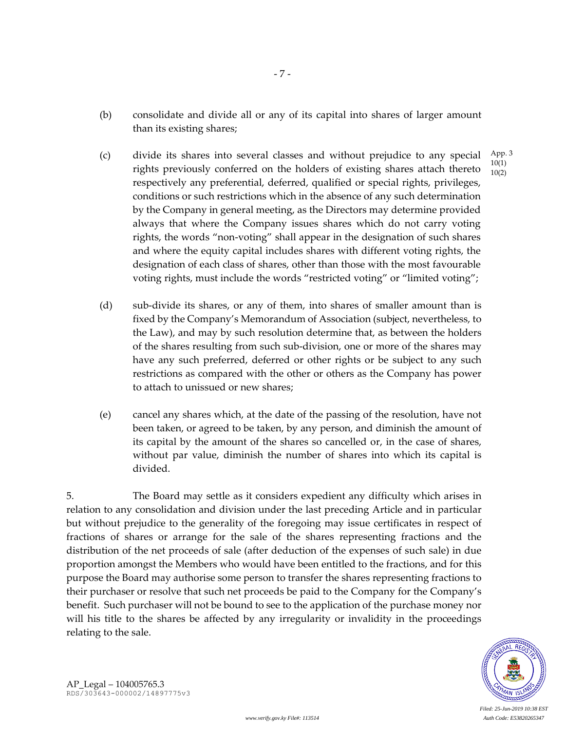(b) consolidate and divide all or any of its capital into shares of larger amount than its existing shares;

(c) divide its shares into several classes and without prejudice to any special rights previously conferred on the holders of existing shares attach thereto respectively any preferential, deferred, qualified or special rights, privileges, conditions or such restrictions which in the absence of any such determination by the Company in general meeting, as the Directors may determine provided always that where the Company issues shares which do not carry voting rights, the words "non-voting" shall appear in the designation of such shares and where the equity capital includes shares with different voting rights, the designation of each class of shares, other than those with the most favourable voting rights, must include the words "restricted voting" or "limited voting";

App. 3 10(1) 10(2)

(d) sub-divide its shares, or any of them, into shares of smaller amount than is fixed by the Company's Memorandum of Association (subject, nevertheless, to the Law), and may by such resolution determine that, as between the holders of the shares resulting from such sub-division, one or more of the shares may have any such preferred, deferred or other rights or be subject to any such restrictions as compared with the other or others as the Company has power to attach to unissued or new shares;

(e) cancel any shares which, at the date of the passing of the resolution, have not been taken, or agreed to be taken, by any person, and diminish the amount of its capital by the amount of the shares so cancelled or, in the case of shares, without par value, diminish the number of shares into which its capital is divided.

5. The Board may settle as it considers expedient any difficulty which arises in relation to any consolidation and division under the last preceding Article and in particular but without prejudice to the generality of the foregoing may issue certificates in respect of fractions of shares or arrange for the sale of the shares representing fractions and the distribution of the net proceeds of sale (after deduction of the expenses of such sale) in due proportion amongst the Members who would have been entitled to the fractions, and for this purpose the Board may authorise some person to transfer the shares representing fractions to their purchaser or resolve that such net proceeds be paid to the Company for the Company's benefit. Such purchaser will not be bound to see to the application of the purchase money nor will his title to the shares be affected by any irregularity or invalidity in the proceedings relating to the sale.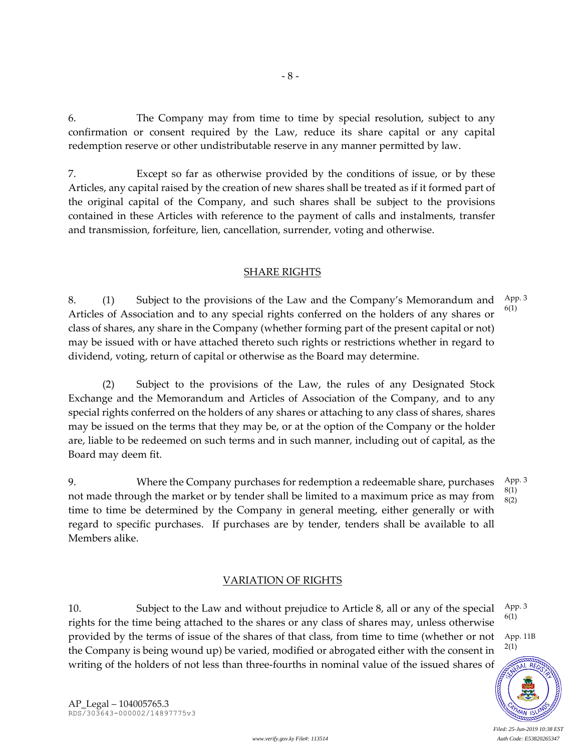6. The Company may from time to time by special resolution, subject to any confirmation or consent required by the Law, reduce its share capital or any capital redemption reserve or other undistributable reserve in any manner permitted by law.

7. Except so far as otherwise provided by the conditions of issue, or by these Articles, any capital raised by the creation of new shares shall be treated as if it formed part of the original capital of the Company, and such shares shall be subject to the provisions contained in these Articles with reference to the payment of calls and instalments, transfer and transmission, forfeiture, lien, cancellation, surrender, voting and otherwise.

## SHARE RIGHTS

8. (1) Subject to the provisions of the Law and the Company's Memorandum and Articles of Association and to any special rights conferred on the holders of any shares or class of shares, any share in the Company (whether forming part of the present capital or not) may be issued with or have attached thereto such rights or restrictions whether in regard to dividend, voting, return of capital or otherwise as the Board may determine.

App. 3 6(1)

(2) Subject to the provisions of the Law, the rules of any Designated Stock Exchange and the Memorandum and Articles of Association of the Company, and to any special rights conferred on the holders of any shares or attaching to any class of shares, shares may be issued on the terms that they may be, or at the option of the Company or the holder are, liable to be redeemed on such terms and in such manner, including out of capital, as the Board may deem fit.

9. Where the Company purchases for redemption a redeemable share, purchases not made through the market or by tender shall be limited to a maximum price as may from time to time be determined by the Company in general meeting, either generally or with regard to specific purchases. If purchases are by tender, tenders shall be available to all Members alike.

App. 3 8(1) 8(2)

## VARIATION OF RIGHTS

10. Subject to the Law and without prejudice to Article 8, all or any of the special rights for the time being attached to the shares or any class of shares may, unless otherwise provided by the terms of issue of the shares of that class, from time to time (whether or not the Company is being wound up) be varied, modified or abrogated either with the consent in writing of the holders of not less than three-fourths in nominal value of the issued shares of

App. 3 6(1)

App. 11B 2(1)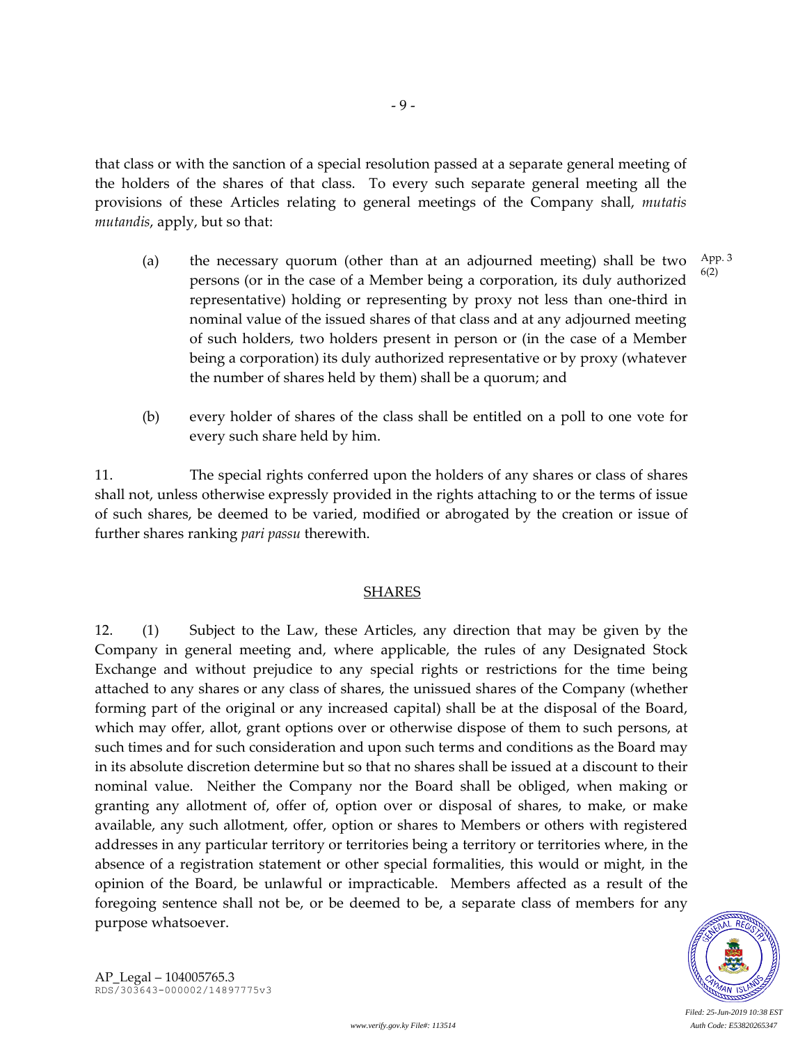that class or with the sanction of a special resolution passed at a separate general meeting of the holders of the shares of that class. To every such separate general meeting all the provisions of these Articles relating to general meetings of the Company shall, *mutatis mutandis*, apply, but so that:

(a) the necessary quorum (other than at an adjourned meeting) shall be two persons (or in the case of a Member being a corporation, its duly authorized representative) holding or representing by proxy not less than one-third in nominal value of the issued shares of that class and at any adjourned meeting of such holders, two holders present in person or (in the case of a Member being a corporation) its duly authorized representative or by proxy (whatever the number of shares held by them) shall be a quorum; and

App. 3 6(2)

(b) every holder of shares of the class shall be entitled on a poll to one vote for every such share held by him.

11. The special rights conferred upon the holders of any shares or class of shares shall not, unless otherwise expressly provided in the rights attaching to or the terms of issue of such shares, be deemed to be varied, modified or abrogated by the creation or issue of further shares ranking *pari passu* therewith.

## SHARES

12. (1) Subject to the Law, these Articles, any direction that may be given by the Company in general meeting and, where applicable, the rules of any Designated Stock Exchange and without prejudice to any special rights or restrictions for the time being attached to any shares or any class of shares, the unissued shares of the Company (whether forming part of the original or any increased capital) shall be at the disposal of the Board, which may offer, allot, grant options over or otherwise dispose of them to such persons, at such times and for such consideration and upon such terms and conditions as the Board may in its absolute discretion determine but so that no shares shall be issued at a discount to their nominal value. Neither the Company nor the Board shall be obliged, when making or granting any allotment of, offer of, option over or disposal of shares, to make, or make available, any such allotment, offer, option or shares to Members or others with registered addresses in any particular territory or territories being a territory or territories where, in the absence of a registration statement or other special formalities, this would or might, in the opinion of the Board, be unlawful or impracticable. Members affected as a result of the foregoing sentence shall not be, or be deemed to be, a separate class of members for any purpose whatsoever.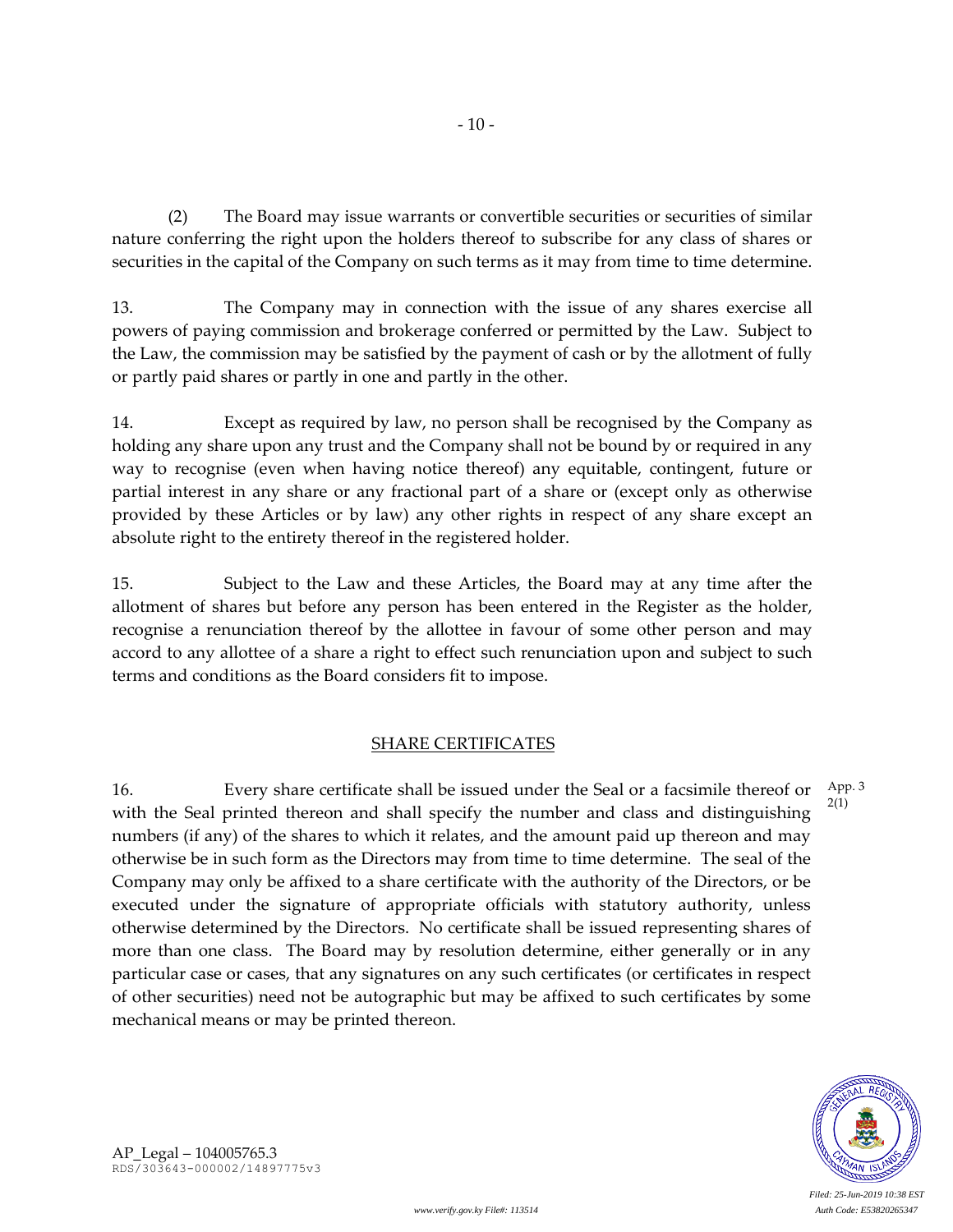(2) The Board may issue warrants or convertible securities or securities of similar nature conferring the right upon the holders thereof to subscribe for any class of shares or securities in the capital of the Company on such terms as it may from time to time determine.

13. The Company may in connection with the issue of any shares exercise all powers of paying commission and brokerage conferred or permitted by the Law. Subject to the Law, the commission may be satisfied by the payment of cash or by the allotment of fully or partly paid shares or partly in one and partly in the other.

14. Except as required by law, no person shall be recognised by the Company as holding any share upon any trust and the Company shall not be bound by or required in any way to recognise (even when having notice thereof) any equitable, contingent, future or partial interest in any share or any fractional part of a share or (except only as otherwise provided by these Articles or by law) any other rights in respect of any share except an absolute right to the entirety thereof in the registered holder.

15. Subject to the Law and these Articles, the Board may at any time after the allotment of shares but before any person has been entered in the Register as the holder, recognise a renunciation thereof by the allottee in favour of some other person and may accord to any allottee of a share a right to effect such renunciation upon and subject to such terms and conditions as the Board considers fit to impose.

## SHARE CERTIFICATES

16. Every share certificate shall be issued under the Seal or a facsimile thereof or with the Seal printed thereon and shall specify the number and class and distinguishing numbers (if any) of the shares to which it relates, and the amount paid up thereon and may otherwise be in such form as the Directors may from time to time determine. The seal of the Company may only be affixed to a share certificate with the authority of the Directors, or be executed under the signature of appropriate officials with statutory authority, unless otherwise determined by the Directors. No certificate shall be issued representing shares of more than one class. The Board may by resolution determine, either generally or in any particular case or cases, that any signatures on any such certificates (or certificates in respect of other securities) need not be autographic but may be affixed to such certificates by some mechanical means or may be printed thereon.

App. 3 2(1)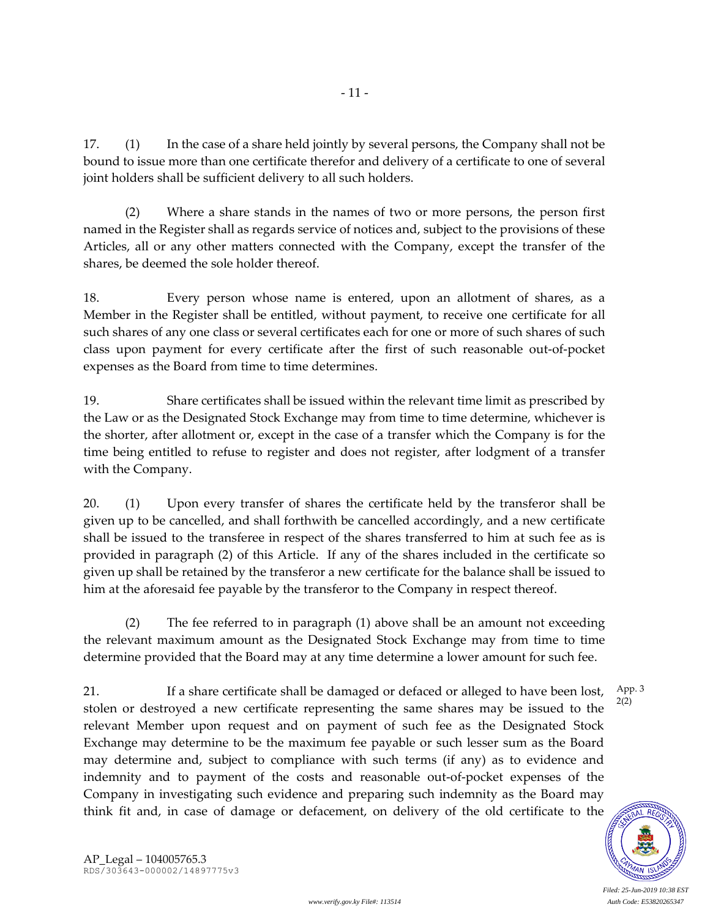17. (1) In the case of a share held jointly by several persons, the Company shall not be bound to issue more than one certificate therefor and delivery of a certificate to one of several joint holders shall be sufficient delivery to all such holders.

(2) Where a share stands in the names of two or more persons, the person first named in the Register shall as regards service of notices and, subject to the provisions of these Articles, all or any other matters connected with the Company, except the transfer of the shares, be deemed the sole holder thereof.

18. Every person whose name is entered, upon an allotment of shares, as a Member in the Register shall be entitled, without payment, to receive one certificate for all such shares of any one class or several certificates each for one or more of such shares of such class upon payment for every certificate after the first of such reasonable out-of-pocket expenses as the Board from time to time determines.

19. Share certificates shall be issued within the relevant time limit as prescribed by the Law or as the Designated Stock Exchange may from time to time determine, whichever is the shorter, after allotment or, except in the case of a transfer which the Company is for the time being entitled to refuse to register and does not register, after lodgment of a transfer with the Company.

20. (1) Upon every transfer of shares the certificate held by the transferor shall be given up to be cancelled, and shall forthwith be cancelled accordingly, and a new certificate shall be issued to the transferee in respect of the shares transferred to him at such fee as is provided in paragraph (2) of this Article. If any of the shares included in the certificate so given up shall be retained by the transferor a new certificate for the balance shall be issued to him at the aforesaid fee payable by the transferor to the Company in respect thereof.

(2) The fee referred to in paragraph (1) above shall be an amount not exceeding the relevant maximum amount as the Designated Stock Exchange may from time to time determine provided that the Board may at any time determine a lower amount for such fee.

21. If a share certificate shall be damaged or defaced or alleged to have been lost, stolen or destroyed a new certificate representing the same shares may be issued to the relevant Member upon request and on payment of such fee as the Designated Stock Exchange may determine to be the maximum fee payable or such lesser sum as the Board may determine and, subject to compliance with such terms (if any) as to evidence and indemnity and to payment of the costs and reasonable out-of-pocket expenses of the Company in investigating such evidence and preparing such indemnity as the Board may think fit and, in case of damage or defacement, on delivery of the old certificate to the

App. 3 2(2)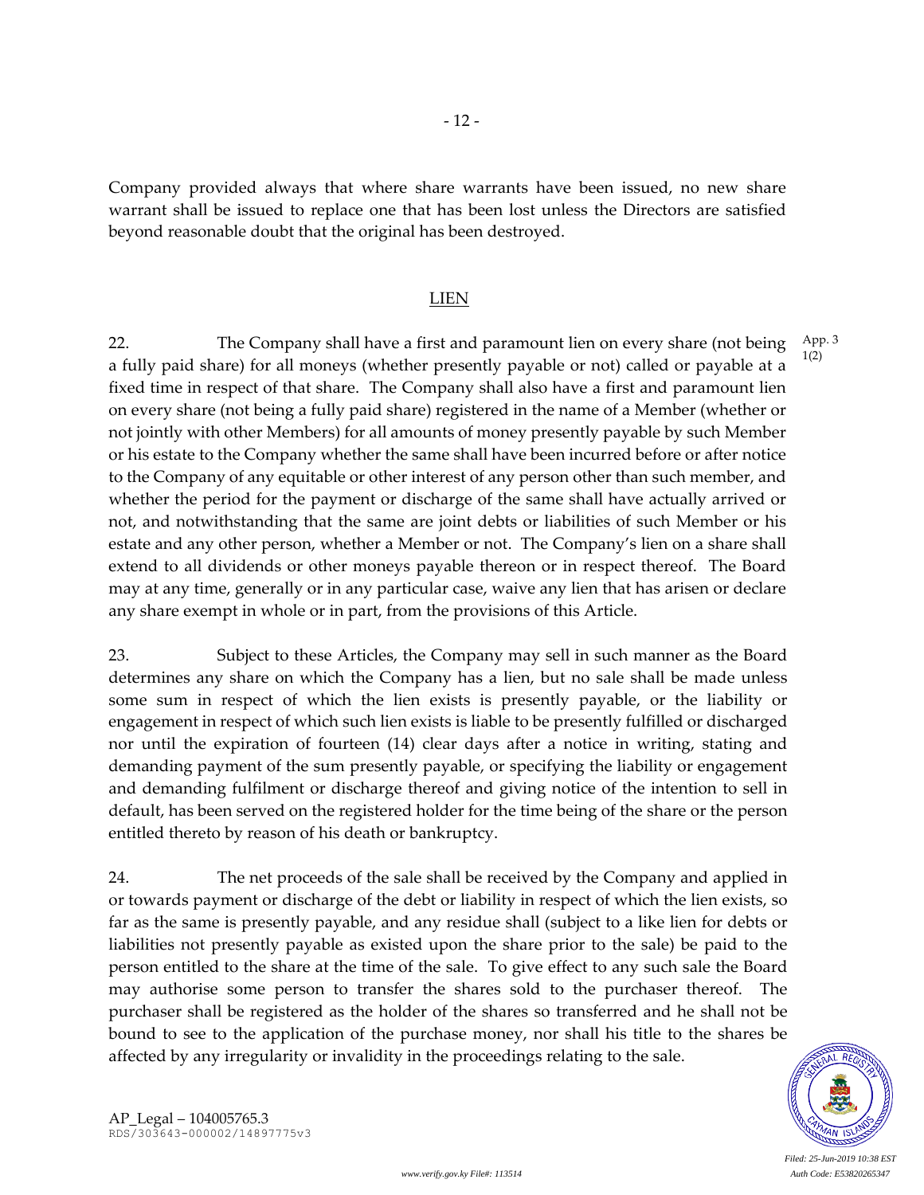Company provided always that where share warrants have been issued, no new share warrant shall be issued to replace one that has been lost unless the Directors are satisfied beyond reasonable doubt that the original has been destroyed.

## LIEN

22. The Company shall have a first and paramount lien on every share (not being a fully paid share) for all moneys (whether presently payable or not) called or payable at a fixed time in respect of that share. The Company shall also have a first and paramount lien on every share (not being a fully paid share) registered in the name of a Member (whether or not jointly with other Members) for all amounts of money presently payable by such Member or his estate to the Company whether the same shall have been incurred before or after notice to the Company of any equitable or other interest of any person other than such member, and whether the period for the payment or discharge of the same shall have actually arrived or not, and notwithstanding that the same are joint debts or liabilities of such Member or his estate and any other person, whether a Member or not. The Company's lien on a share shall extend to all dividends or other moneys payable thereon or in respect thereof. The Board may at any time, generally or in any particular case, waive any lien that has arisen or declare any share exempt in whole or in part, from the provisions of this Article. App. 3 1(2)

23. Subject to these Articles, the Company may sell in such manner as the Board determines any share on which the Company has a lien, but no sale shall be made unless some sum in respect of which the lien exists is presently payable, or the liability or engagement in respect of which such lien exists is liable to be presently fulfilled or discharged nor until the expiration of fourteen (14) clear days after a notice in writing, stating and demanding payment of the sum presently payable, or specifying the liability or engagement and demanding fulfilment or discharge thereof and giving notice of the intention to sell in default, has been served on the registered holder for the time being of the share or the person entitled thereto by reason of his death or bankruptcy.

24. The net proceeds of the sale shall be received by the Company and applied in or towards payment or discharge of the debt or liability in respect of which the lien exists, so far as the same is presently payable, and any residue shall (subject to a like lien for debts or liabilities not presently payable as existed upon the share prior to the sale) be paid to the person entitled to the share at the time of the sale. To give effect to any such sale the Board may authorise some person to transfer the shares sold to the purchaser thereof. The purchaser shall be registered as the holder of the shares so transferred and he shall not be bound to see to the application of the purchase money, nor shall his title to the shares be affected by any irregularity or invalidity in the proceedings relating to the sale.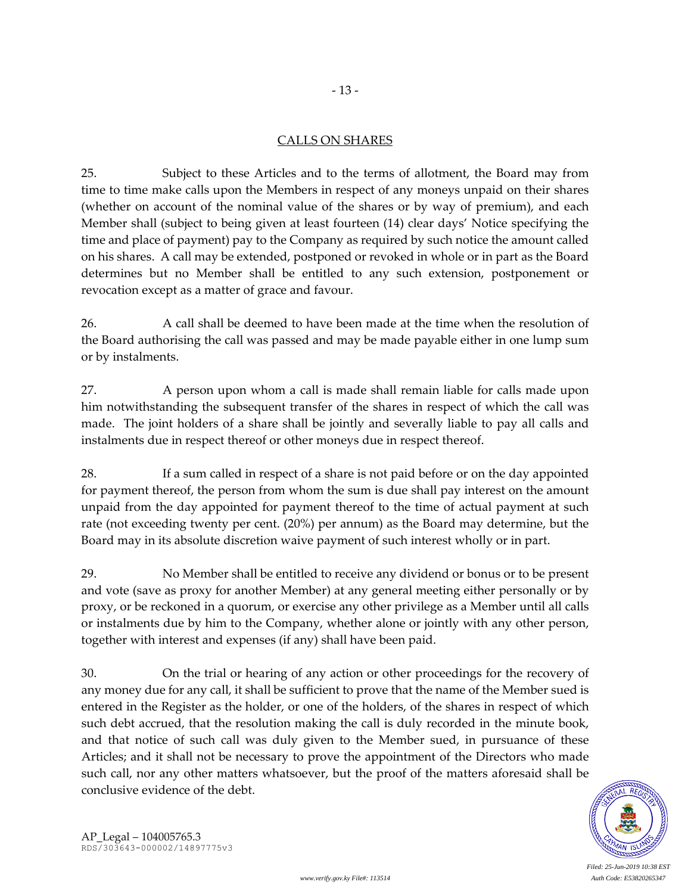## CALLS ON SHARES

25. Subject to these Articles and to the terms of allotment, the Board may from time to time make calls upon the Members in respect of any moneys unpaid on their shares (whether on account of the nominal value of the shares or by way of premium), and each Member shall (subject to being given at least fourteen (14) clear days' Notice specifying the time and place of payment) pay to the Company as required by such notice the amount called on his shares. A call may be extended, postponed or revoked in whole or in part as the Board determines but no Member shall be entitled to any such extension, postponement or revocation except as a matter of grace and favour.

26. A call shall be deemed to have been made at the time when the resolution of the Board authorising the call was passed and may be made payable either in one lump sum or by instalments.

27. A person upon whom a call is made shall remain liable for calls made upon him notwithstanding the subsequent transfer of the shares in respect of which the call was made. The joint holders of a share shall be jointly and severally liable to pay all calls and instalments due in respect thereof or other moneys due in respect thereof.

28. If a sum called in respect of a share is not paid before or on the day appointed for payment thereof, the person from whom the sum is due shall pay interest on the amount unpaid from the day appointed for payment thereof to the time of actual payment at such rate (not exceeding twenty per cent. (20%) per annum) as the Board may determine, but the Board may in its absolute discretion waive payment of such interest wholly or in part.

29. No Member shall be entitled to receive any dividend or bonus or to be present and vote (save as proxy for another Member) at any general meeting either personally or by proxy, or be reckoned in a quorum, or exercise any other privilege as a Member until all calls or instalments due by him to the Company, whether alone or jointly with any other person, together with interest and expenses (if any) shall have been paid.

30. On the trial or hearing of any action or other proceedings for the recovery of any money due for any call, it shall be sufficient to prove that the name of the Member sued is entered in the Register as the holder, or one of the holders, of the shares in respect of which such debt accrued, that the resolution making the call is duly recorded in the minute book, and that notice of such call was duly given to the Member sued, in pursuance of these Articles; and it shall not be necessary to prove the appointment of the Directors who made such call, nor any other matters whatsoever, but the proof of the matters aforesaid shall be conclusive evidence of the debt.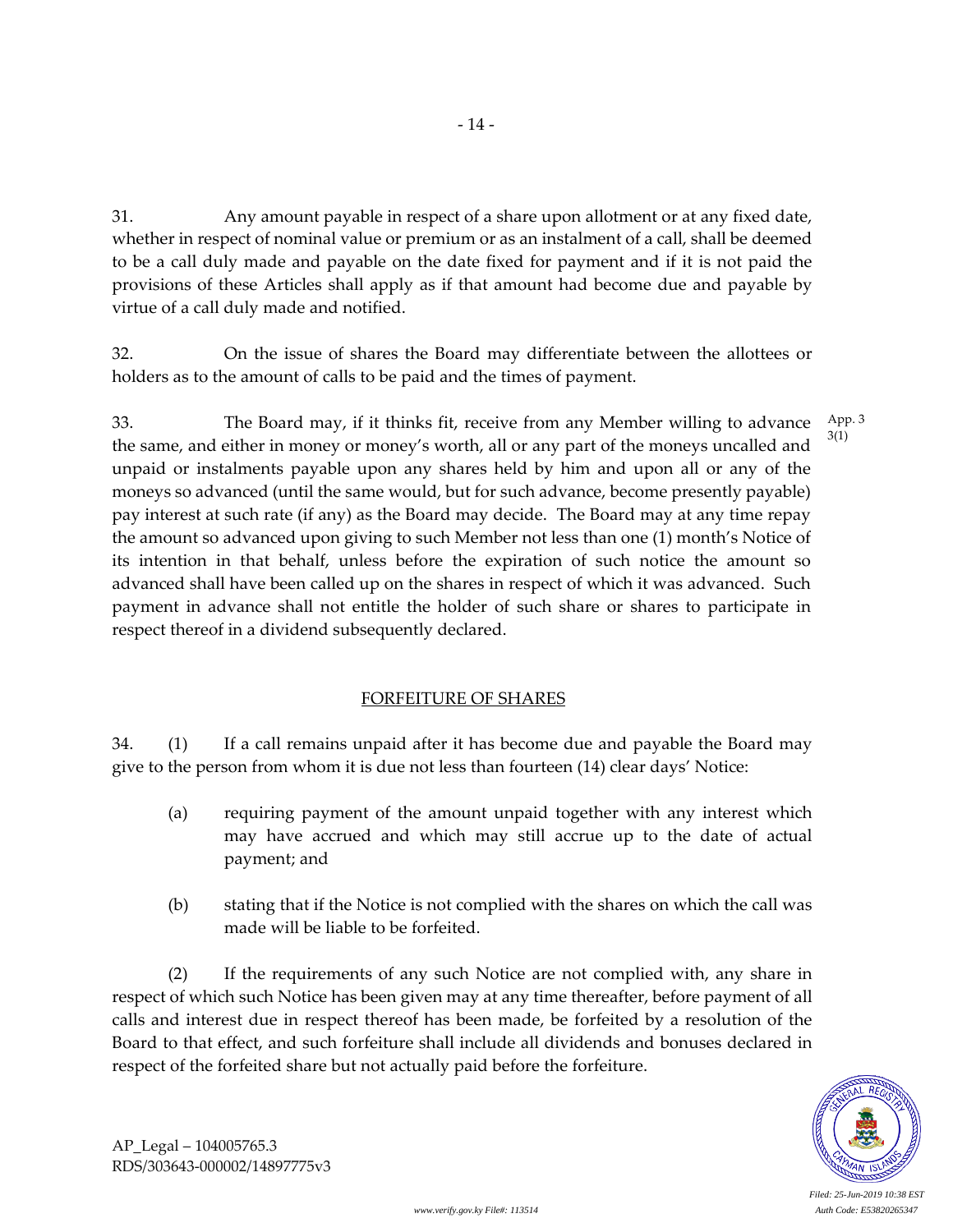31. Any amount payable in respect of a share upon allotment or at any fixed date, whether in respect of nominal value or premium or as an instalment of a call, shall be deemed to be a call duly made and payable on the date fixed for payment and if it is not paid the provisions of these Articles shall apply as if that amount had become due and payable by virtue of a call duly made and notified.

32. On the issue of shares the Board may differentiate between the allottees or holders as to the amount of calls to be paid and the times of payment.

33. The Board may, if it thinks fit, receive from any Member willing to advance the same, and either in money or money's worth, all or any part of the moneys uncalled and unpaid or instalments payable upon any shares held by him and upon all or any of the moneys so advanced (until the same would, but for such advance, become presently payable) pay interest at such rate (if any) as the Board may decide. The Board may at any time repay the amount so advanced upon giving to such Member not less than one (1) month's Notice of its intention in that behalf, unless before the expiration of such notice the amount so advanced shall have been called up on the shares in respect of which it was advanced. Such payment in advance shall not entitle the holder of such share or shares to participate in respect thereof in a dividend subsequently declared.

App. 3 3(1)

## FORFEITURE OF SHARES

34. (1) If a call remains unpaid after it has become due and payable the Board may give to the person from whom it is due not less than fourteen (14) clear days' Notice:

(a) requiring payment of the amount unpaid together with any interest which may have accrued and which may still accrue up to the date of actual payment; and

(b) stating that if the Notice is not complied with the shares on which the call was made will be liable to be forfeited.

(2) If the requirements of any such Notice are not complied with, any share in respect of which such Notice has been given may at any time thereafter, before payment of all calls and interest due in respect thereof has been made, be forfeited by a resolution of the Board to that effect, and such forfeiture shall include all dividends and bonuses declared in respect of the forfeited share but not actually paid before the forfeiture.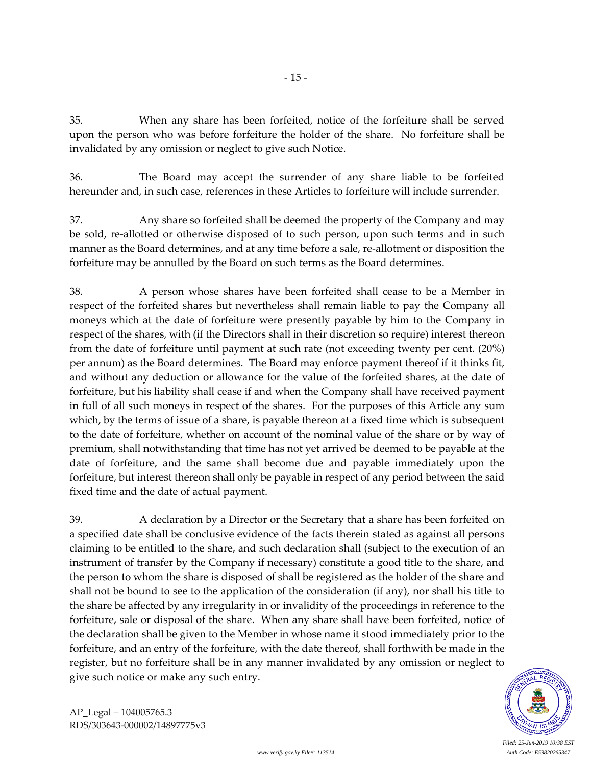35. When any share has been forfeited, notice of the forfeiture shall be served upon the person who was before forfeiture the holder of the share. No forfeiture shall be invalidated by any omission or neglect to give such Notice.

36. The Board may accept the surrender of any share liable to be forfeited hereunder and, in such case, references in these Articles to forfeiture will include surrender.

37. Any share so forfeited shall be deemed the property of the Company and may be sold, re-allotted or otherwise disposed of to such person, upon such terms and in such manner as the Board determines, and at any time before a sale, re-allotment or disposition the forfeiture may be annulled by the Board on such terms as the Board determines.

38. A person whose shares have been forfeited shall cease to be a Member in respect of the forfeited shares but nevertheless shall remain liable to pay the Company all moneys which at the date of forfeiture were presently payable by him to the Company in respect of the shares, with (if the Directors shall in their discretion so require) interest thereon from the date of forfeiture until payment at such rate (not exceeding twenty per cent. (20%) per annum) as the Board determines. The Board may enforce payment thereof if it thinks fit, and without any deduction or allowance for the value of the forfeited shares, at the date of forfeiture, but his liability shall cease if and when the Company shall have received payment in full of all such moneys in respect of the shares. For the purposes of this Article any sum which, by the terms of issue of a share, is payable thereon at a fixed time which is subsequent to the date of forfeiture, whether on account of the nominal value of the share or by way of premium, shall notwithstanding that time has not yet arrived be deemed to be payable at the date of forfeiture, and the same shall become due and payable immediately upon the forfeiture, but interest thereon shall only be payable in respect of any period between the said fixed time and the date of actual payment.

39. A declaration by a Director or the Secretary that a share has been forfeited on a specified date shall be conclusive evidence of the facts therein stated as against all persons claiming to be entitled to the share, and such declaration shall (subject to the execution of an instrument of transfer by the Company if necessary) constitute a good title to the share, and the person to whom the share is disposed of shall be registered as the holder of the share and shall not be bound to see to the application of the consideration (if any), nor shall his title to the share be affected by any irregularity in or invalidity of the proceedings in reference to the forfeiture, sale or disposal of the share. When any share shall have been forfeited, notice of the declaration shall be given to the Member in whose name it stood immediately prior to the forfeiture, and an entry of the forfeiture, with the date thereof, shall forthwith be made in the register, but no forfeiture shall be in any manner invalidated by any omission or neglect to give such notice or make any such entry.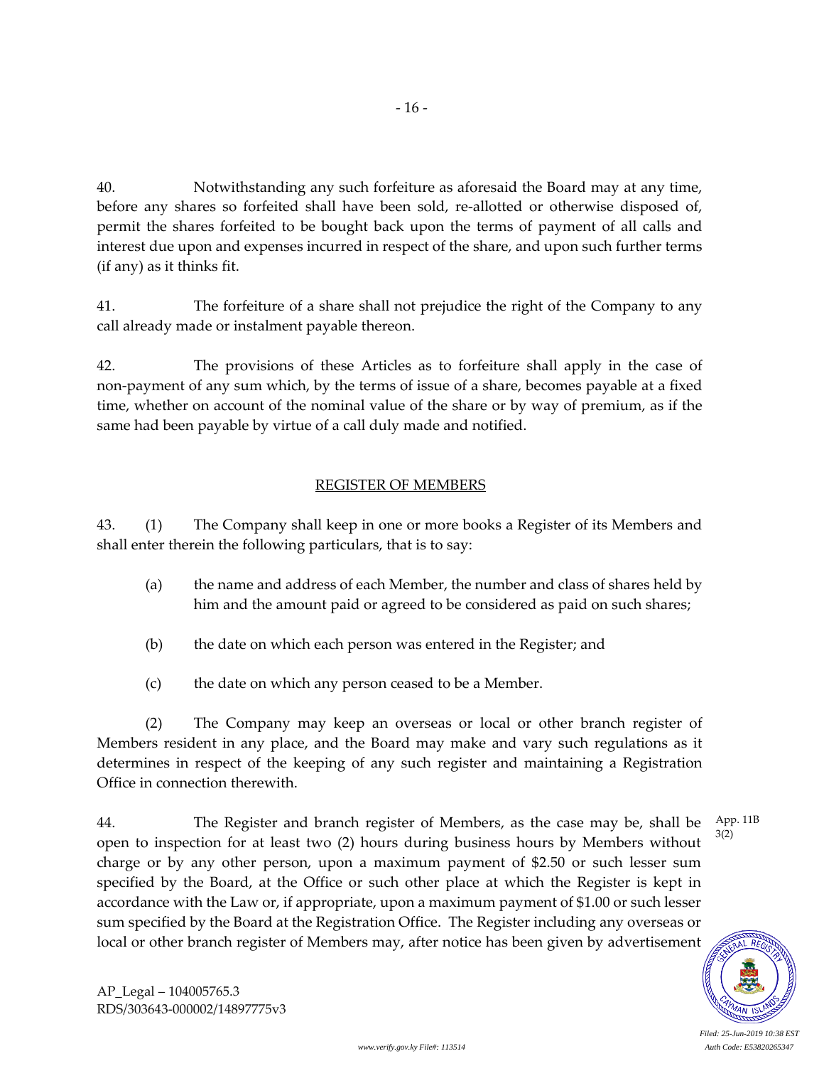40. Notwithstanding any such forfeiture as aforesaid the Board may at any time, before any shares so forfeited shall have been sold, re-allotted or otherwise disposed of, permit the shares forfeited to be bought back upon the terms of payment of all calls and interest due upon and expenses incurred in respect of the share, and upon such further terms (if any) as it thinks fit.

41. The forfeiture of a share shall not prejudice the right of the Company to any call already made or instalment payable thereon.

42. The provisions of these Articles as to forfeiture shall apply in the case of non-payment of any sum which, by the terms of issue of a share, becomes payable at a fixed time, whether on account of the nominal value of the share or by way of premium, as if the same had been payable by virtue of a call duly made and notified.

## REGISTER OF MEMBERS

43. (1) The Company shall keep in one or more books a Register of its Members and shall enter therein the following particulars, that is to say:

(a) the name and address of each Member, the number and class of shares held by him and the amount paid or agreed to be considered as paid on such shares;

(b) the date on which each person was entered in the Register; and

(c) the date on which any person ceased to be a Member.

(2) The Company may keep an overseas or local or other branch register of Members resident in any place, and the Board may make and vary such regulations as it determines in respect of the keeping of any such register and maintaining a Registration Office in connection therewith.

44. The Register and branch register of Members, as the case may be, shall be open to inspection for at least two (2) hours during business hours by Members without charge or by any other person, upon a maximum payment of $2.50 or such lesser sum specified by the Board, at the Office or such other place at which the Register is kept in accordance with the Law or, if appropriate, upon a maximum payment of $1.00 or such lesser sum specified by the Board at the Registration Office. The Register including any overseas or local or other branch register of Members may, after notice has been given by advertisement

App. 11B 3(2)

AP_Legal – 104005765.3
RDS/303643-000002/14897775v3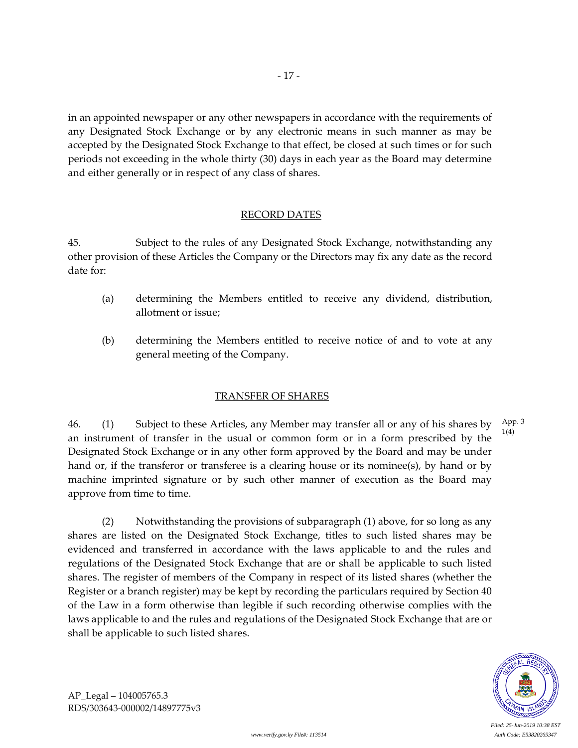in an appointed newspaper or any other newspapers in accordance with the requirements of any Designated Stock Exchange or by any electronic means in such manner as may be accepted by the Designated Stock Exchange to that effect, be closed at such times or for such periods not exceeding in the whole thirty (30) days in each year as the Board may determine and either generally or in respect of any class of shares.

## RECORD DATES

45. Subject to the rules of any Designated Stock Exchange, notwithstanding any other provision of these Articles the Company or the Directors may fix any date as the record date for:

(a) determining the Members entitled to receive any dividend, distribution, allotment or issue;

(b) determining the Members entitled to receive notice of and to vote at any general meeting of the Company.

## TRANSFER OF SHARES

46. (1) Subject to these Articles, any Member may transfer all or any of his shares by an instrument of transfer in the usual or common form or in a form prescribed by the Designated Stock Exchange or in any other form approved by the Board and may be under hand or, if the transferor or transferee is a clearing house or its nominee(s), by hand or by machine imprinted signature or by such other manner of execution as the Board may approve from time to time.

App. 3 1(4)

(2) Notwithstanding the provisions of subparagraph (1) above, for so long as any shares are listed on the Designated Stock Exchange, titles to such listed shares may be evidenced and transferred in accordance with the laws applicable to and the rules and regulations of the Designated Stock Exchange that are or shall be applicable to such listed shares. The register of members of the Company in respect of its listed shares (whether the Register or a branch register) may be kept by recording the particulars required by Section 40 of the Law in a form otherwise than legible if such recording otherwise complies with the laws applicable to and the rules and regulations of the Designated Stock Exchange that are or shall be applicable to such listed shares.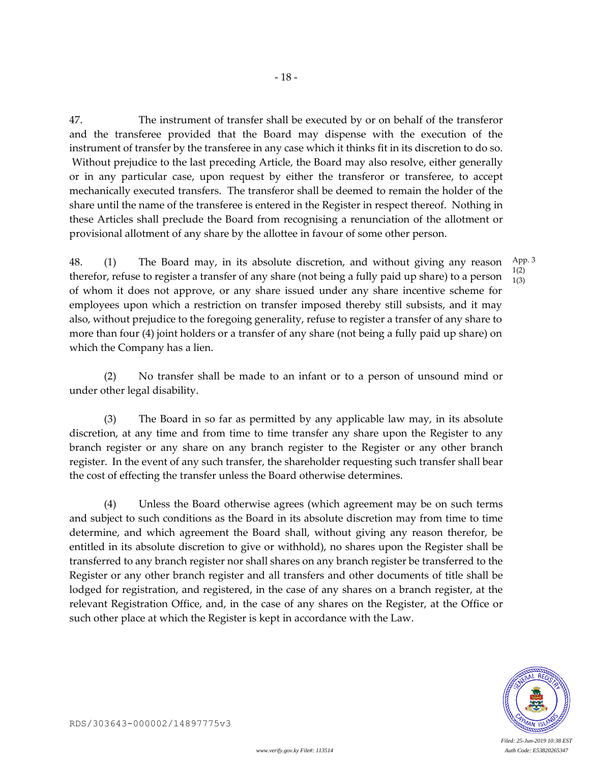47. The instrument of transfer shall be executed by or on behalf of the transferor and the transferee provided that the Board may dispense with the execution of the instrument of transfer by the transferee in any case which it thinks fit in its discretion to do so. Without prejudice to the last preceding Article, the Board may also resolve, either generally or in any particular case, upon request by either the transferor or transferee, to accept mechanically executed transfers. The transferor shall be deemed to remain the holder of the share until the name of the transferee is entered in the Register in respect thereof. Nothing in these Articles shall preclude the Board from recognising a renunciation of the allotment or provisional allotment of any share by the allottee in favour of some other person.

48. (1) The Board may, in its absolute discretion, and without giving any reason therefor, refuse to register a transfer of any share (not being a fully paid up share) to a person of whom it does not approve, or any share issued under any share incentive scheme for employees upon which a restriction on transfer imposed thereby still subsists, and it may also, without prejudice to the foregoing generality, refuse to register a transfer of any share to more than four (4) joint holders or a transfer of any share (not being a fully paid up share) on which the Company has a lien.

App. 3
1(2)
1(3)

(2) No transfer shall be made to an infant or to a person of unsound mind or under other legal disability.

(3) The Board in so far as permitted by any applicable law may, in its absolute discretion, at any time and from time to time transfer any share upon the Register to any branch register or any share on any branch register to the Register or any other branch register. In the event of any such transfer, the shareholder requesting such transfer shall bear the cost of effecting the transfer unless the Board otherwise determines.

(4) Unless the Board otherwise agrees (which agreement may be on such terms and subject to such conditions as the Board in its absolute discretion may from time to time determine, and which agreement the Board shall, without giving any reason therefor, be entitled in its absolute discretion to give or withhold), no shares upon the Register shall be transferred to any branch register nor shall shares on any branch register be transferred to the Register or any other branch register and all transfers and other documents of title shall be lodged for registration, and registered, in the case of any shares on a branch register, at the relevant Registration Office, and, in the case of any shares on the Register, at the Office or such other place at which the Register is kept in accordance with the Law.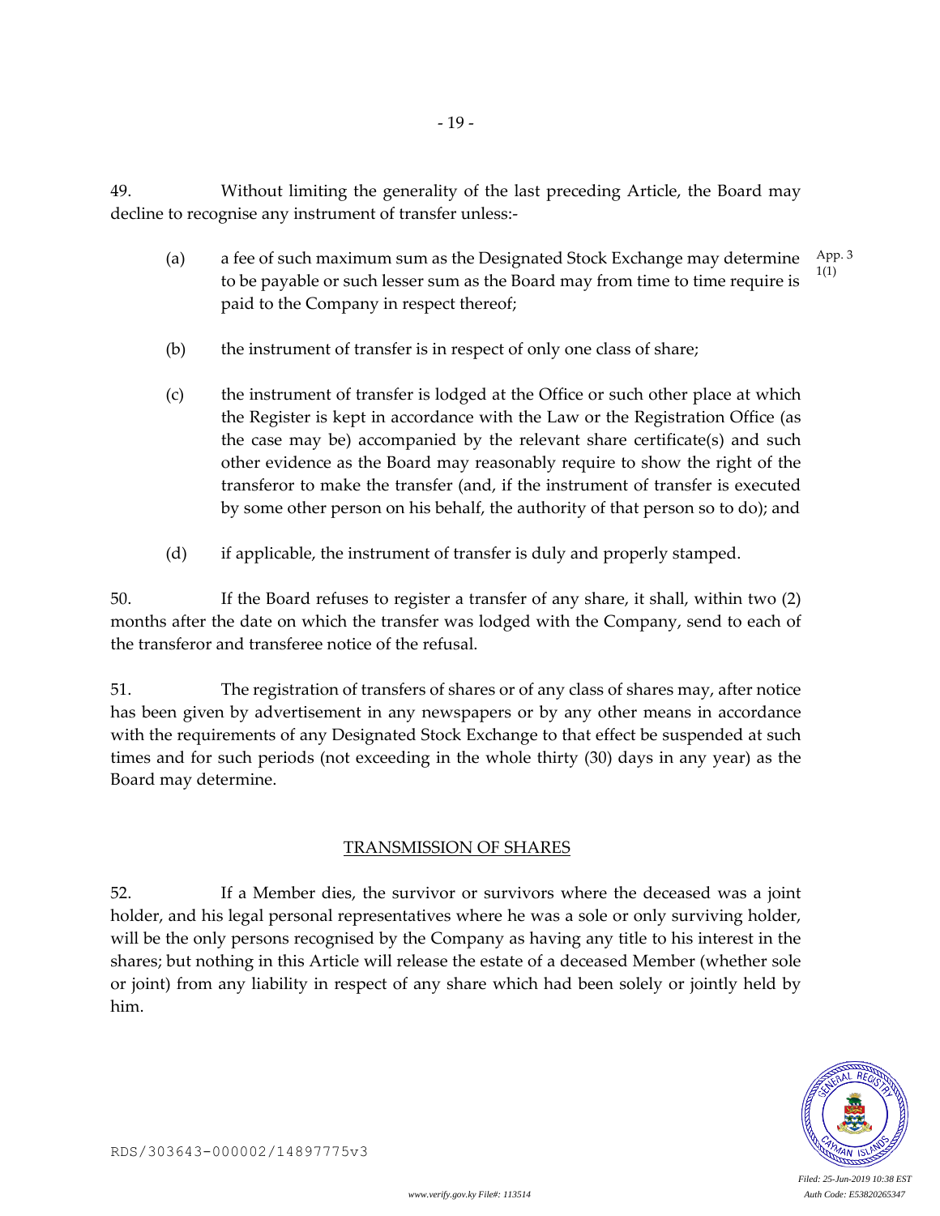49. Without limiting the generality of the last preceding Article, the Board may decline to recognise any instrument of transfer unless:-

(a) a fee of such maximum sum as the Designated Stock Exchange may determine to be payable or such lesser sum as the Board may from time to time require is paid to the Company in respect thereof; App. 3 1(1)

(b) the instrument of transfer is in respect of only one class of share;

(c) the instrument of transfer is lodged at the Office or such other place at which the Register is kept in accordance with the Law or the Registration Office (as the case may be) accompanied by the relevant share certificate(s) and such other evidence as the Board may reasonably require to show the right of the transferor to make the transfer (and, if the instrument of transfer is executed by some other person on his behalf, the authority of that person so to do); and

(d) if applicable, the instrument of transfer is duly and properly stamped.

50. If the Board refuses to register a transfer of any share, it shall, within two (2) months after the date on which the transfer was lodged with the Company, send to each of the transferor and transferee notice of the refusal.

51. The registration of transfers of shares or of any class of shares may, after notice has been given by advertisement in any newspapers or by any other means in accordance with the requirements of any Designated Stock Exchange to that effect be suspended at such times and for such periods (not exceeding in the whole thirty (30) days in any year) as the Board may determine.

## TRANSMISSION OF SHARES

52. If a Member dies, the survivor or survivors where the deceased was a joint holder, and his legal personal representatives where he was a sole or only surviving holder, will be the only persons recognised by the Company as having any title to his interest in the shares; but nothing in this Article will release the estate of a deceased Member (whether sole or joint) from any liability in respect of any share which had been solely or jointly held by him.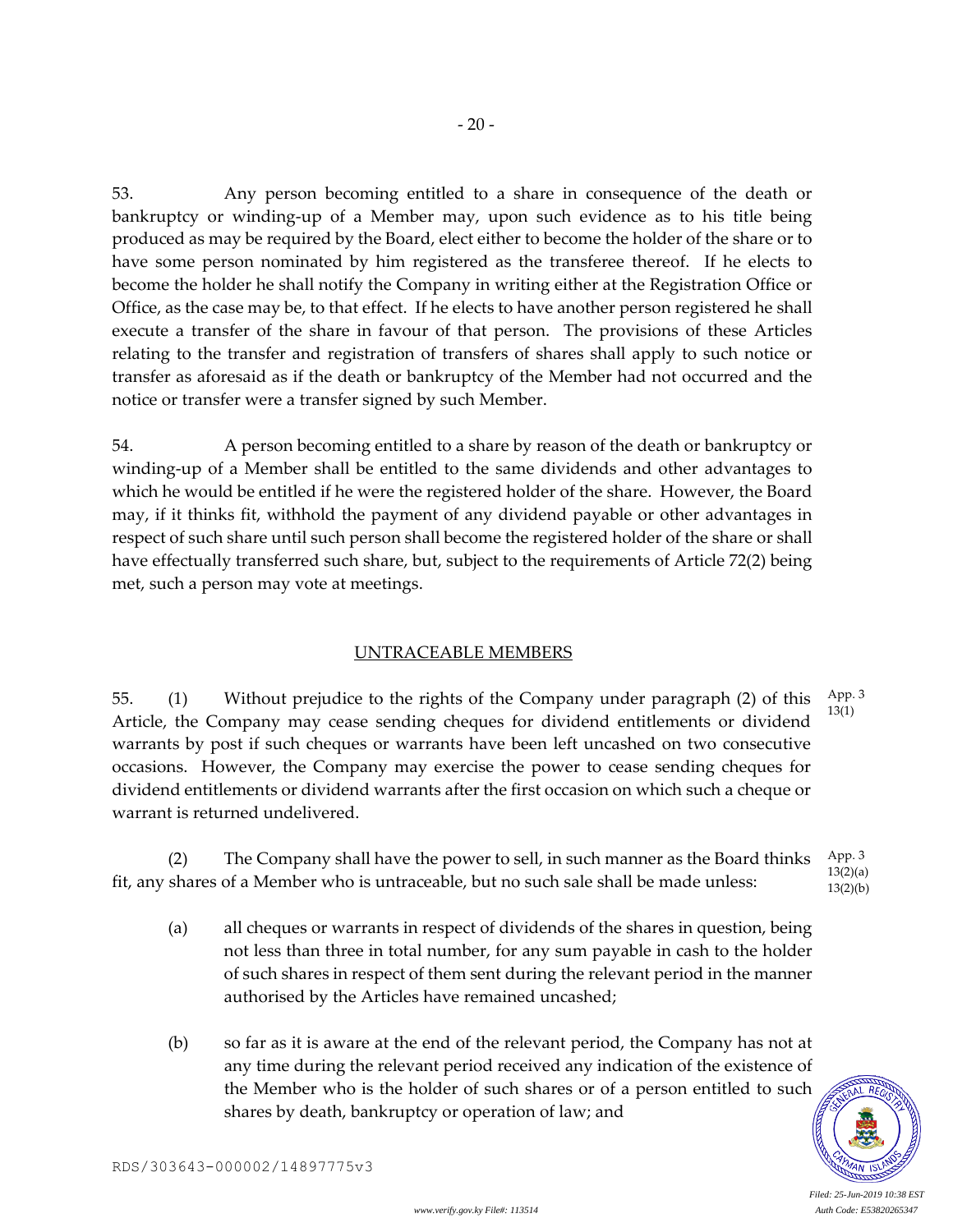53. Any person becoming entitled to a share in consequence of the death or bankruptcy or winding-up of a Member may, upon such evidence as to his title being produced as may be required by the Board, elect either to become the holder of the share or to have some person nominated by him registered as the transferee thereof. If he elects to become the holder he shall notify the Company in writing either at the Registration Office or Office, as the case may be, to that effect. If he elects to have another person registered he shall execute a transfer of the share in favour of that person. The provisions of these Articles relating to the transfer and registration of transfers of shares shall apply to such notice or transfer as aforesaid as if the death or bankruptcy of the Member had not occurred and the notice or transfer were a transfer signed by such Member.

54. A person becoming entitled to a share by reason of the death or bankruptcy or winding-up of a Member shall be entitled to the same dividends and other advantages to which he would be entitled if he were the registered holder of the share. However, the Board may, if it thinks fit, withhold the payment of any dividend payable or other advantages in respect of such share until such person shall become the registered holder of the share or shall have effectually transferred such share, but, subject to the requirements of Article 72(2) being met, such a person may vote at meetings.

## UNTRACEABLE MEMBERS

55. (1) Without prejudice to the rights of the Company under paragraph (2) of this Article, the Company may cease sending cheques for dividend entitlements or dividend warrants by post if such cheques or warrants have been left uncashed on two consecutive occasions. However, the Company may exercise the power to cease sending cheques for dividend entitlements or dividend warrants after the first occasion on which such a cheque or warrant is returned undelivered.

App. 3 13(1)

(2) The Company shall have the power to sell, in such manner as the Board thinks fit, any shares of a Member who is untraceable, but no such sale shall be made unless:

App. 3 13(2)(a) 13(2)(b)

(a) all cheques or warrants in respect of dividends of the shares in question, being not less than three in total number, for any sum payable in cash to the holder of such shares in respect of them sent during the relevant period in the manner authorised by the Articles have remained uncashed;

(b) so far as it is aware at the end of the relevant period, the Company has not at any time during the relevant period received any indication of the existence of the Member who is the holder of such shares or of a person entitled to such shares by death, bankruptcy or operation of law; and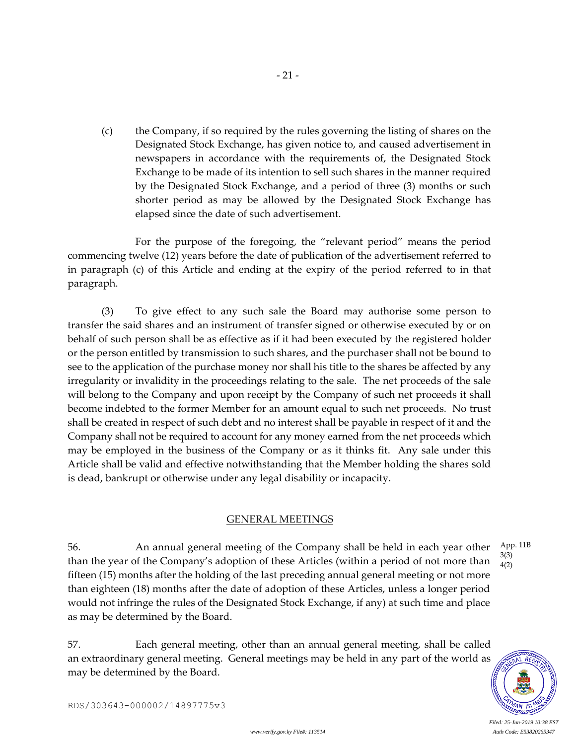(c) the Company, if so required by the rules governing the listing of shares on the Designated Stock Exchange, has given notice to, and caused advertisement in newspapers in accordance with the requirements of, the Designated Stock Exchange to be made of its intention to sell such shares in the manner required by the Designated Stock Exchange, and a period of three (3) months or such shorter period as may be allowed by the Designated Stock Exchange has elapsed since the date of such advertisement.

For the purpose of the foregoing, the "relevant period" means the period commencing twelve (12) years before the date of publication of the advertisement referred to in paragraph (c) of this Article and ending at the expiry of the period referred to in that paragraph.

(3) To give effect to any such sale the Board may authorise some person to transfer the said shares and an instrument of transfer signed or otherwise executed by or on behalf of such person shall be as effective as if it had been executed by the registered holder or the person entitled by transmission to such shares, and the purchaser shall not be bound to see to the application of the purchase money nor shall his title to the shares be affected by any irregularity or invalidity in the proceedings relating to the sale. The net proceeds of the sale will belong to the Company and upon receipt by the Company of such net proceeds it shall become indebted to the former Member for an amount equal to such net proceeds. No trust shall be created in respect of such debt and no interest shall be payable in respect of it and the Company shall not be required to account for any money earned from the net proceeds which may be employed in the business of the Company or as it thinks fit. Any sale under this Article shall be valid and effective notwithstanding that the Member holding the shares sold is dead, bankrupt or otherwise under any legal disability or incapacity.

## GENERAL MEETINGS

56. An annual general meeting of the Company shall be held in each year other than the year of the Company's adoption of these Articles (within a period of not more than fifteen (15) months after the holding of the last preceding annual general meeting or not more than eighteen (18) months after the date of adoption of these Articles, unless a longer period would not infringe the rules of the Designated Stock Exchange, if any) at such time and place as may be determined by the Board.

App. 11B 3(3) 4(2)

57. Each general meeting, other than an annual general meeting, shall be called an extraordinary general meeting. General meetings may be held in any part of the world as may be determined by the Board.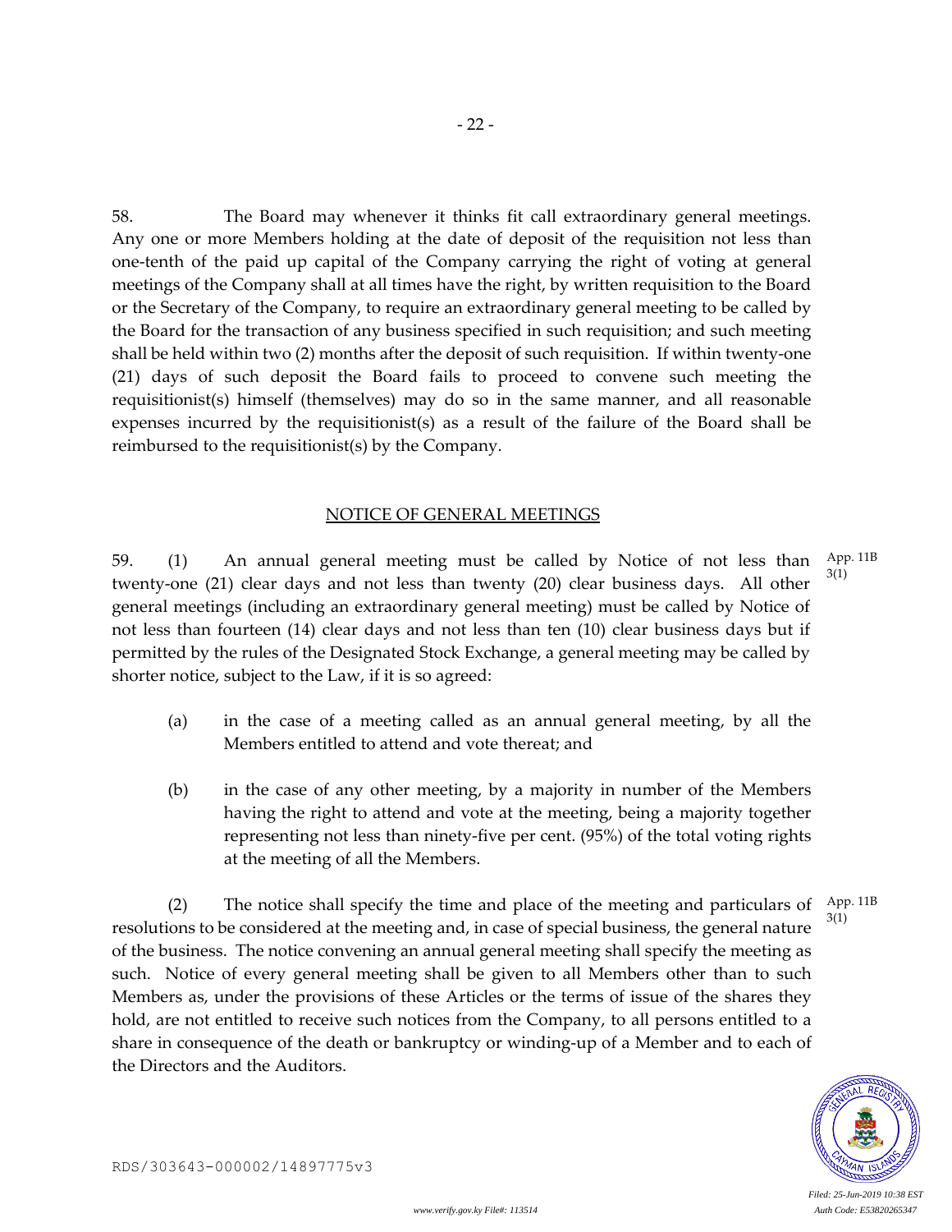58. The Board may whenever it thinks fit call extraordinary general meetings. Any one or more Members holding at the date of deposit of the requisition not less than one-tenth of the paid up capital of the Company carrying the right of voting at general meetings of the Company shall at all times have the right, by written requisition to the Board or the Secretary of the Company, to require an extraordinary general meeting to be called by the Board for the transaction of any business specified in such requisition; and such meeting shall be held within two (2) months after the deposit of such requisition. If within twenty-one (21) days of such deposit the Board fails to proceed to convene such meeting the requisitionist(s) himself (themselves) may do so in the same manner, and all reasonable expenses incurred by the requisitionist(s) as a result of the failure of the Board shall be reimbursed to the requisitionist(s) by the Company.

## NOTICE OF GENERAL MEETINGS

59. (1) An annual general meeting must be called by Notice of not less than twenty-one (21) clear days and not less than twenty (20) clear business days. All other general meetings (including an extraordinary general meeting) must be called by Notice of not less than fourteen (14) clear days and not less than ten (10) clear business days but if permitted by the rules of the Designated Stock Exchange, a general meeting may be called by shorter notice, subject to the Law, if it is so agreed: App. 11B 3(1)

(a) in the case of a meeting called as an annual general meeting, by all the Members entitled to attend and vote thereat; and

(b) in the case of any other meeting, by a majority in number of the Members having the right to attend and vote at the meeting, being a majority together representing not less than ninety-five per cent. (95%) of the total voting rights at the meeting of all the Members.

(2) The notice shall specify the time and place of the meeting and particulars of resolutions to be considered at the meeting and, in case of special business, the general nature of the business. The notice convening an annual general meeting shall specify the meeting as such. Notice of every general meeting shall be given to all Members other than to such Members as, under the provisions of these Articles or the terms of issue of the shares they hold, are not entitled to receive such notices from the Company, to all persons entitled to a share in consequence of the death or bankruptcy or winding-up of a Member and to each of the Directors and the Auditors. App. 11B 3(1)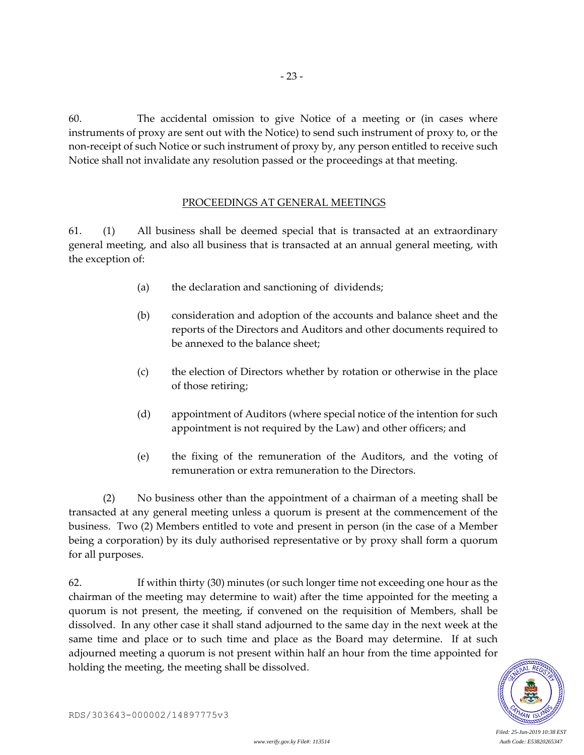60. The accidental omission to give Notice of a meeting or (in cases where instruments of proxy are sent out with the Notice) to send such instrument of proxy to, or the non-receipt of such Notice or such instrument of proxy by, any person entitled to receive such Notice shall not invalidate any resolution passed or the proceedings at that meeting.

## PROCEEDINGS AT GENERAL MEETINGS

61. (1) All business shall be deemed special that is transacted at an extraordinary general meeting, and also all business that is transacted at an annual general meeting, with the exception of:

(a) the declaration and sanctioning of dividends;

(b) consideration and adoption of the accounts and balance sheet and the reports of the Directors and Auditors and other documents required to be annexed to the balance sheet;

(c) the election of Directors whether by rotation or otherwise in the place of those retiring;

(d) appointment of Auditors (where special notice of the intention for such appointment is not required by the Law) and other officers; and

(e) the fixing of the remuneration of the Auditors, and the voting of remuneration or extra remuneration to the Directors.

(2) No business other than the appointment of a chairman of a meeting shall be transacted at any general meeting unless a quorum is present at the commencement of the business. Two (2) Members entitled to vote and present in person (in the case of a Member being a corporation) by its duly authorised representative or by proxy shall form a quorum for all purposes.

62. If within thirty (30) minutes (or such longer time not exceeding one hour as the chairman of the meeting may determine to wait) after the time appointed for the meeting a quorum is not present, the meeting, if convened on the requisition of Members, shall be dissolved. In any other case it shall stand adjourned to the same day in the next week at the same time and place or to such time and place as the Board may determine. If at such adjourned meeting a quorum is not present within half an hour from the time appointed for holding the meeting, the meeting shall be dissolved.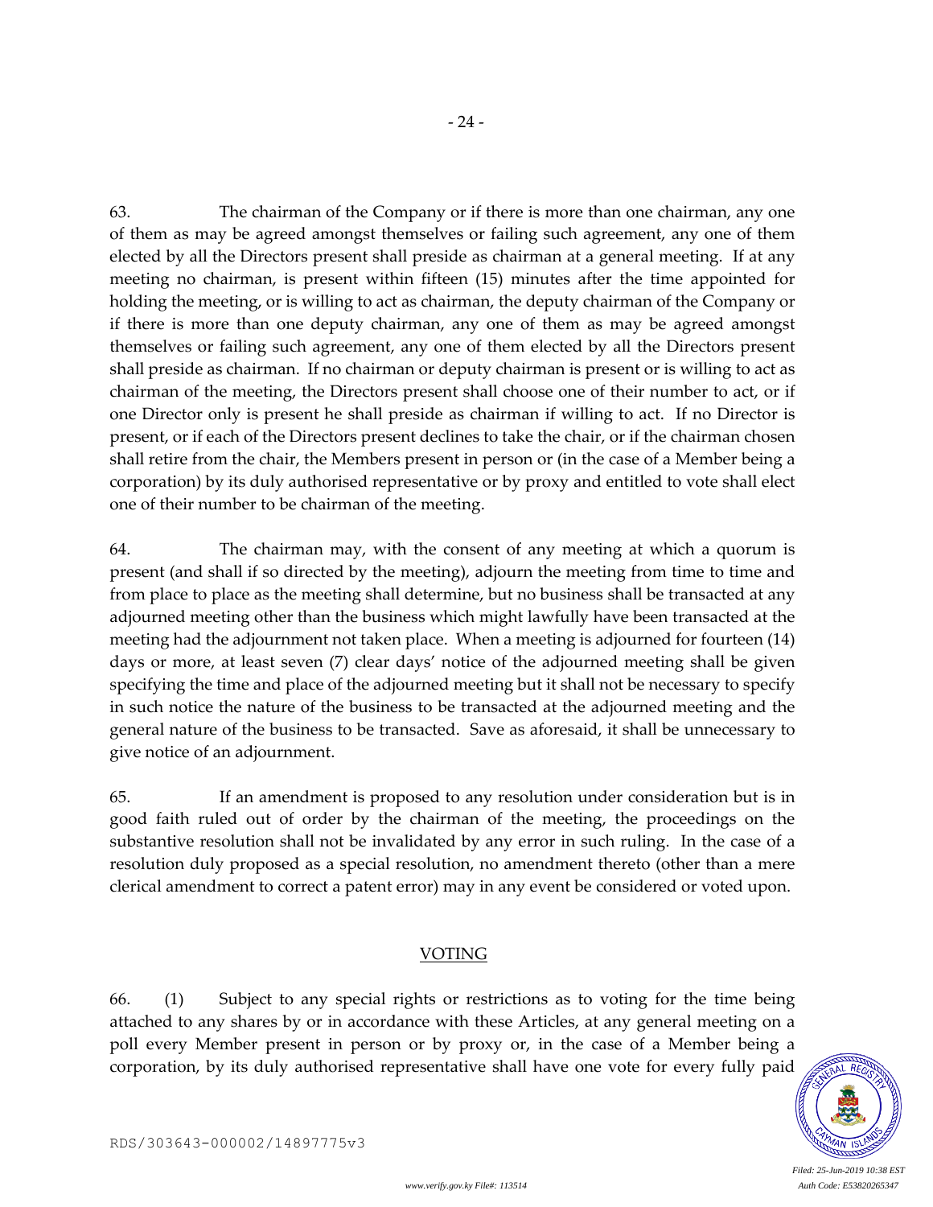63. The chairman of the Company or if there is more than one chairman, any one of them as may be agreed amongst themselves or failing such agreement, any one of them elected by all the Directors present shall preside as chairman at a general meeting. If at any meeting no chairman, is present within fifteen (15) minutes after the time appointed for holding the meeting, or is willing to act as chairman, the deputy chairman of the Company or if there is more than one deputy chairman, any one of them as may be agreed amongst themselves or failing such agreement, any one of them elected by all the Directors present shall preside as chairman. If no chairman or deputy chairman is present or is willing to act as chairman of the meeting, the Directors present shall choose one of their number to act, or if one Director only is present he shall preside as chairman if willing to act. If no Director is present, or if each of the Directors present declines to take the chair, or if the chairman chosen shall retire from the chair, the Members present in person or (in the case of a Member being a corporation) by its duly authorised representative or by proxy and entitled to vote shall elect one of their number to be chairman of the meeting.

64. The chairman may, with the consent of any meeting at which a quorum is present (and shall if so directed by the meeting), adjourn the meeting from time to time and from place to place as the meeting shall determine, but no business shall be transacted at any adjourned meeting other than the business which might lawfully have been transacted at the meeting had the adjournment not taken place. When a meeting is adjourned for fourteen (14) days or more, at least seven (7) clear days' notice of the adjourned meeting shall be given specifying the time and place of the adjourned meeting but it shall not be necessary to specify in such notice the nature of the business to be transacted at the adjourned meeting and the general nature of the business to be transacted. Save as aforesaid, it shall be unnecessary to give notice of an adjournment.

65. If an amendment is proposed to any resolution under consideration but is in good faith ruled out of order by the chairman of the meeting, the proceedings on the substantive resolution shall not be invalidated by any error in such ruling. In the case of a resolution duly proposed as a special resolution, no amendment thereto (other than a mere clerical amendment to correct a patent error) may in any event be considered or voted upon.

## VOTING

66. (1) Subject to any special rights or restrictions as to voting for the time being attached to any shares by or in accordance with these Articles, at any general meeting on a poll every Member present in person or by proxy or, in the case of a Member being a corporation, by its duly authorised representative shall have one vote for every fully paid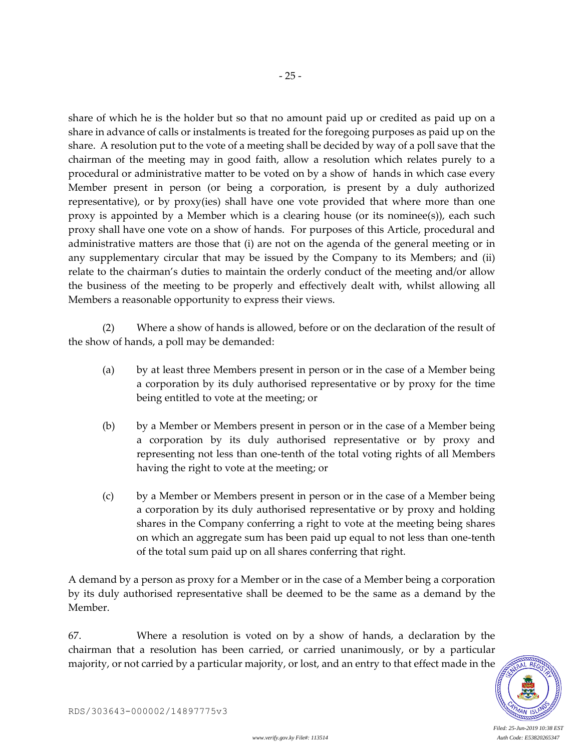share of which he is the holder but so that no amount paid up or credited as paid up on a share in advance of calls or instalments is treated for the foregoing purposes as paid up on the share. A resolution put to the vote of a meeting shall be decided by way of a poll save that the chairman of the meeting may in good faith, allow a resolution which relates purely to a procedural or administrative matter to be voted on by a show of hands in which case every Member present in person (or being a corporation, is present by a duly authorized representative), or by proxy(ies) shall have one vote provided that where more than one proxy is appointed by a Member which is a clearing house (or its nominee(s)), each such proxy shall have one vote on a show of hands. For purposes of this Article, procedural and administrative matters are those that (i) are not on the agenda of the general meeting or in any supplementary circular that may be issued by the Company to its Members; and (ii) relate to the chairman's duties to maintain the orderly conduct of the meeting and/or allow the business of the meeting to be properly and effectively dealt with, whilst allowing all Members a reasonable opportunity to express their views.

(2) Where a show of hands is allowed, before or on the declaration of the result of the show of hands, a poll may be demanded:

(a) by at least three Members present in person or in the case of a Member being a corporation by its duly authorised representative or by proxy for the time being entitled to vote at the meeting; or

(b) by a Member or Members present in person or in the case of a Member being a corporation by its duly authorised representative or by proxy and representing not less than one-tenth of the total voting rights of all Members having the right to vote at the meeting; or

(c) by a Member or Members present in person or in the case of a Member being a corporation by its duly authorised representative or by proxy and holding shares in the Company conferring a right to vote at the meeting being shares on which an aggregate sum has been paid up equal to not less than one-tenth of the total sum paid up on all shares conferring that right.

A demand by a person as proxy for a Member or in the case of a Member being a corporation by its duly authorised representative shall be deemed to be the same as a demand by the Member.

67. Where a resolution is voted on by a show of hands, a declaration by the chairman that a resolution has been carried, or carried unanimously, or by a particular majority, or not carried by a particular majority, or lost, and an entry to that effect made in the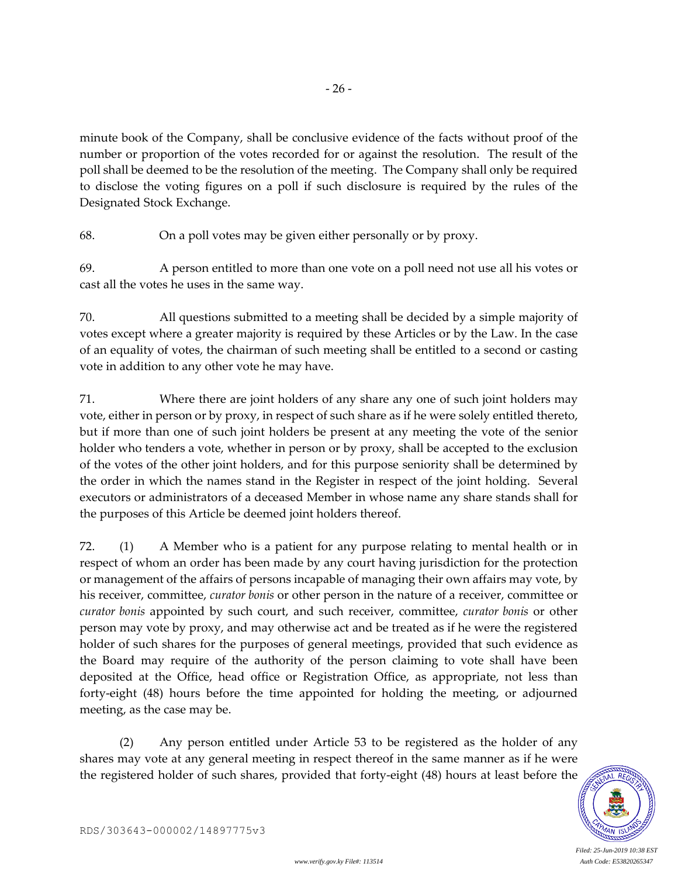minute book of the Company, shall be conclusive evidence of the facts without proof of the number or proportion of the votes recorded for or against the resolution. The result of the poll shall be deemed to be the resolution of the meeting. The Company shall only be required to disclose the voting figures on a poll if such disclosure is required by the rules of the Designated Stock Exchange.

68. On a poll votes may be given either personally or by proxy.

69. A person entitled to more than one vote on a poll need not use all his votes or cast all the votes he uses in the same way.

70. All questions submitted to a meeting shall be decided by a simple majority of votes except where a greater majority is required by these Articles or by the Law. In the case of an equality of votes, the chairman of such meeting shall be entitled to a second or casting vote in addition to any other vote he may have.

71. Where there are joint holders of any share any one of such joint holders may vote, either in person or by proxy, in respect of such share as if he were solely entitled thereto, but if more than one of such joint holders be present at any meeting the vote of the senior holder who tenders a vote, whether in person or by proxy, shall be accepted to the exclusion of the votes of the other joint holders, and for this purpose seniority shall be determined by the order in which the names stand in the Register in respect of the joint holding. Several executors or administrators of a deceased Member in whose name any share stands shall for the purposes of this Article be deemed joint holders thereof.

72. (1) A Member who is a patient for any purpose relating to mental health or in respect of whom an order has been made by any court having jurisdiction for the protection or management of the affairs of persons incapable of managing their own affairs may vote, by his receiver, committee, *curator bonis* or other person in the nature of a receiver, committee or *curator bonis* appointed by such court, and such receiver, committee, *curator bonis* or other person may vote by proxy, and may otherwise act and be treated as if he were the registered holder of such shares for the purposes of general meetings, provided that such evidence as the Board may require of the authority of the person claiming to vote shall have been deposited at the Office, head office or Registration Office, as appropriate, not less than forty-eight (48) hours before the time appointed for holding the meeting, or adjourned meeting, as the case may be.

(2) Any person entitled under Article 53 to be registered as the holder of any shares may vote at any general meeting in respect thereof in the same manner as if he were the registered holder of such shares, provided that forty-eight (48) hours at least before the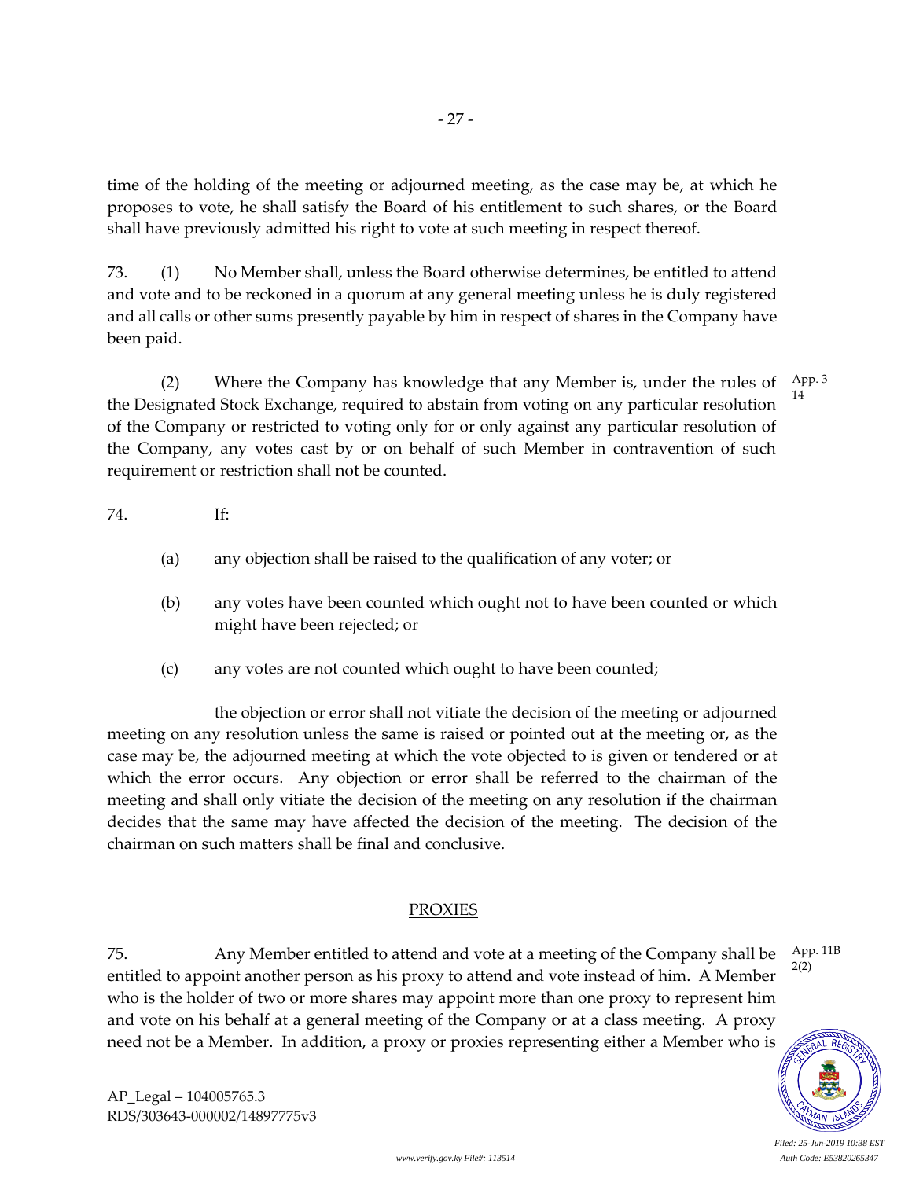time of the holding of the meeting or adjourned meeting, as the case may be, at which he proposes to vote, he shall satisfy the Board of his entitlement to such shares, or the Board shall have previously admitted his right to vote at such meeting in respect thereof.

73. (1) No Member shall, unless the Board otherwise determines, be entitled to attend and vote and to be reckoned in a quorum at any general meeting unless he is duly registered and all calls or other sums presently payable by him in respect of shares in the Company have been paid.

App. 3 14

(2) Where the Company has knowledge that any Member is, under the rules of the Designated Stock Exchange, required to abstain from voting on any particular resolution of the Company or restricted to voting only for or only against any particular resolution of the Company, any votes cast by or on behalf of such Member in contravention of such requirement or restriction shall not be counted.

74. If:

(a) any objection shall be raised to the qualification of any voter; or

(b) any votes have been counted which ought not to have been counted or which might have been rejected; or

(c) any votes are not counted which ought to have been counted;

the objection or error shall not vitiate the decision of the meeting or adjourned meeting on any resolution unless the same is raised or pointed out at the meeting or, as the case may be, the adjourned meeting at which the vote objected to is given or tendered or at which the error occurs. Any objection or error shall be referred to the chairman of the meeting and shall only vitiate the decision of the meeting on any resolution if the chairman decides that the same may have affected the decision of the meeting. The decision of the chairman on such matters shall be final and conclusive.

## PROXIES

App. 11B 2(2)

75. Any Member entitled to attend and vote at a meeting of the Company shall be entitled to appoint another person as his proxy to attend and vote instead of him. A Member who is the holder of two or more shares may appoint more than one proxy to represent him and vote on his behalf at a general meeting of the Company or at a class meeting. A proxy need not be a Member. In addition, a proxy or proxies representing either a Member who is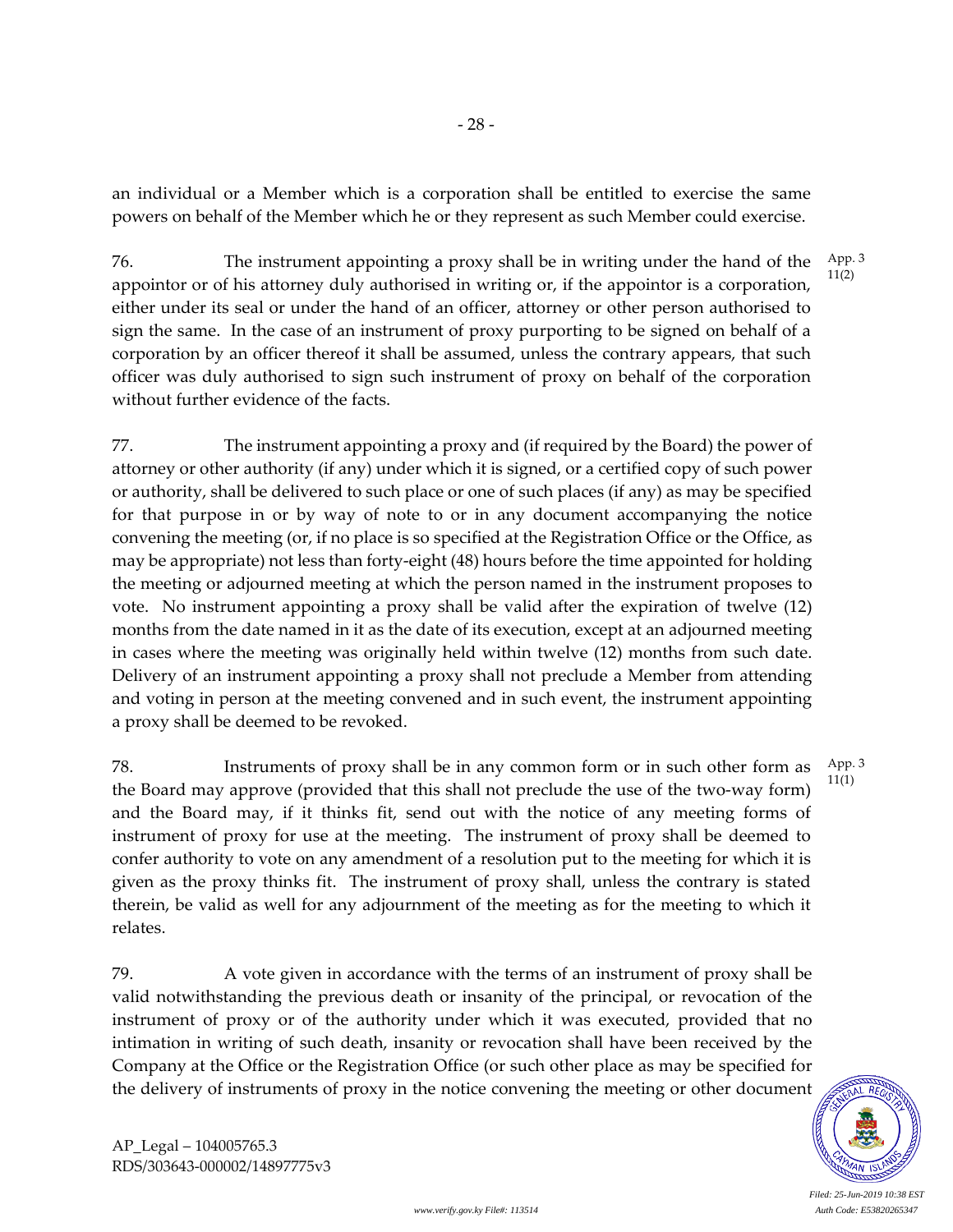an individual or a Member which is a corporation shall be entitled to exercise the same powers on behalf of the Member which he or they represent as such Member could exercise.

76. The instrument appointing a proxy shall be in writing under the hand of the appointor or of his attorney duly authorised in writing or, if the appointor is a corporation, either under its seal or under the hand of an officer, attorney or other person authorised to sign the same. In the case of an instrument of proxy purporting to be signed on behalf of a corporation by an officer thereof it shall be assumed, unless the contrary appears, that such officer was duly authorised to sign such instrument of proxy on behalf of the corporation without further evidence of the facts. App. 3 11(2)

77. The instrument appointing a proxy and (if required by the Board) the power of attorney or other authority (if any) under which it is signed, or a certified copy of such power or authority, shall be delivered to such place or one of such places (if any) as may be specified for that purpose in or by way of note to or in any document accompanying the notice convening the meeting (or, if no place is so specified at the Registration Office or the Office, as may be appropriate) not less than forty-eight (48) hours before the time appointed for holding the meeting or adjourned meeting at which the person named in the instrument proposes to vote. No instrument appointing a proxy shall be valid after the expiration of twelve (12) months from the date named in it as the date of its execution, except at an adjourned meeting in cases where the meeting was originally held within twelve (12) months from such date. Delivery of an instrument appointing a proxy shall not preclude a Member from attending and voting in person at the meeting convened and in such event, the instrument appointing a proxy shall be deemed to be revoked.

78. Instruments of proxy shall be in any common form or in such other form as the Board may approve (provided that this shall not preclude the use of the two-way form) and the Board may, if it thinks fit, send out with the notice of any meeting forms of instrument of proxy for use at the meeting. The instrument of proxy shall be deemed to confer authority to vote on any amendment of a resolution put to the meeting for which it is given as the proxy thinks fit. The instrument of proxy shall, unless the contrary is stated therein, be valid as well for any adjournment of the meeting as for the meeting to which it relates. App. 3 11(1)

79. A vote given in accordance with the terms of an instrument of proxy shall be valid notwithstanding the previous death or insanity of the principal, or revocation of the instrument of proxy or of the authority under which it was executed, provided that no intimation in writing of such death, insanity or revocation shall have been received by the Company at the Office or the Registration Office (or such other place as may be specified for the delivery of instruments of proxy in the notice convening the meeting or other document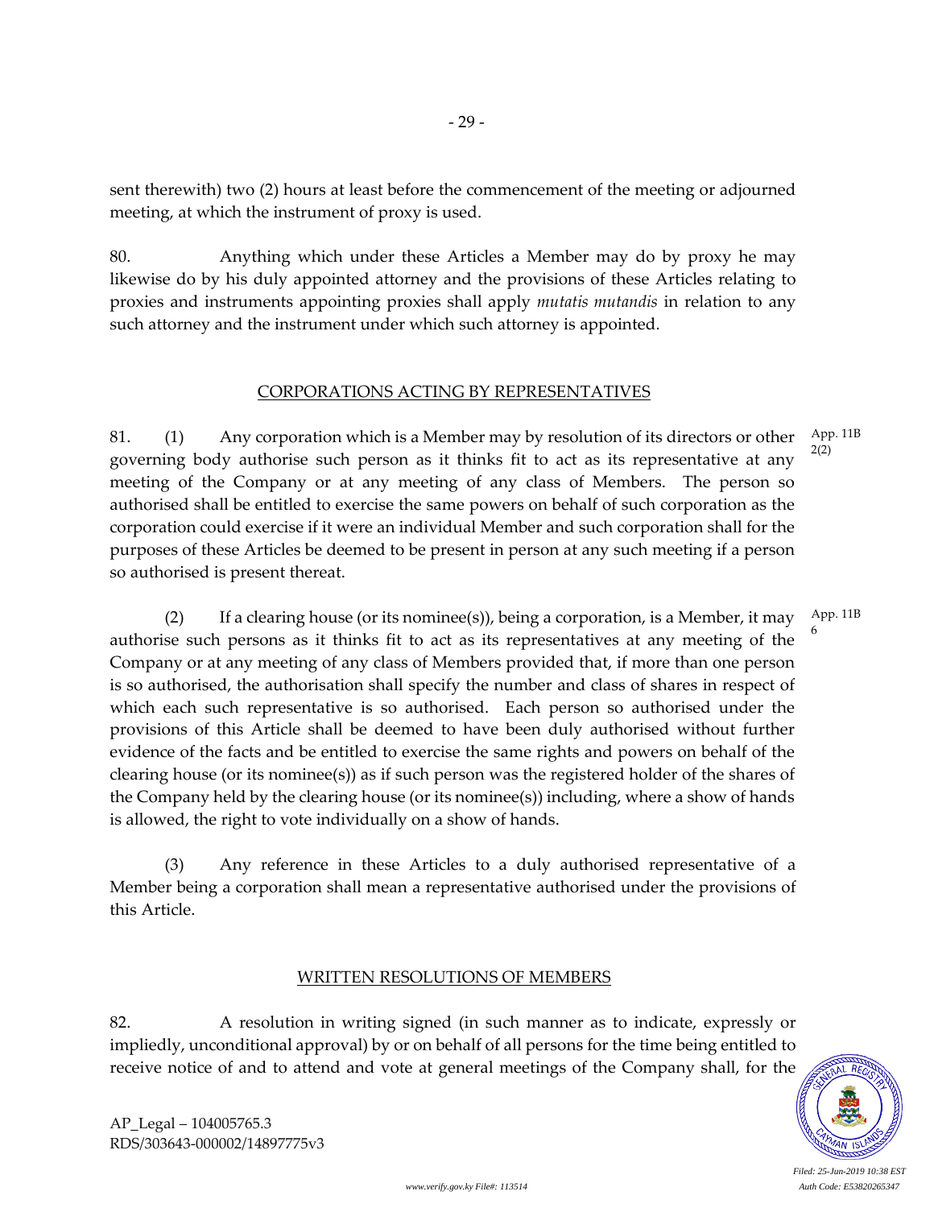sent therewith) two (2) hours at least before the commencement of the meeting or adjourned meeting, at which the instrument of proxy is used.

80. Anything which under these Articles a Member may do by proxy he may likewise do by his duly appointed attorney and the provisions of these Articles relating to proxies and instruments appointing proxies shall apply *mutatis mutandis* in relation to any such attorney and the instrument under which such attorney is appointed.

## CORPORATIONS ACTING BY REPRESENTATIVES

81. (1) Any corporation which is a Member may by resolution of its directors or other governing body authorise such person as it thinks fit to act as its representative at any meeting of the Company or at any meeting of any class of Members. The person so authorised shall be entitled to exercise the same powers on behalf of such corporation as the corporation could exercise if it were an individual Member and such corporation shall for the purposes of these Articles be deemed to be present in person at any such meeting if a person so authorised is present thereat.

App. 11B 2(2)

(2) If a clearing house (or its nominee(s)), being a corporation, is a Member, it may authorise such persons as it thinks fit to act as its representatives at any meeting of the Company or at any meeting of any class of Members provided that, if more than one person is so authorised, the authorisation shall specify the number and class of shares in respect of which each such representative is so authorised. Each person so authorised under the provisions of this Article shall be deemed to have been duly authorised without further evidence of the facts and be entitled to exercise the same rights and powers on behalf of the clearing house (or its nominee(s)) as if such person was the registered holder of the shares of the Company held by the clearing house (or its nominee(s)) including, where a show of hands is allowed, the right to vote individually on a show of hands.

App. 11B 6

(3) Any reference in these Articles to a duly authorised representative of a Member being a corporation shall mean a representative authorised under the provisions of this Article.

## WRITTEN RESOLUTIONS OF MEMBERS

82. A resolution in writing signed (in such manner as to indicate, expressly or impliedly, unconditional approval) by or on behalf of all persons for the time being entitled to receive notice of and to attend and vote at general meetings of the Company shall, for the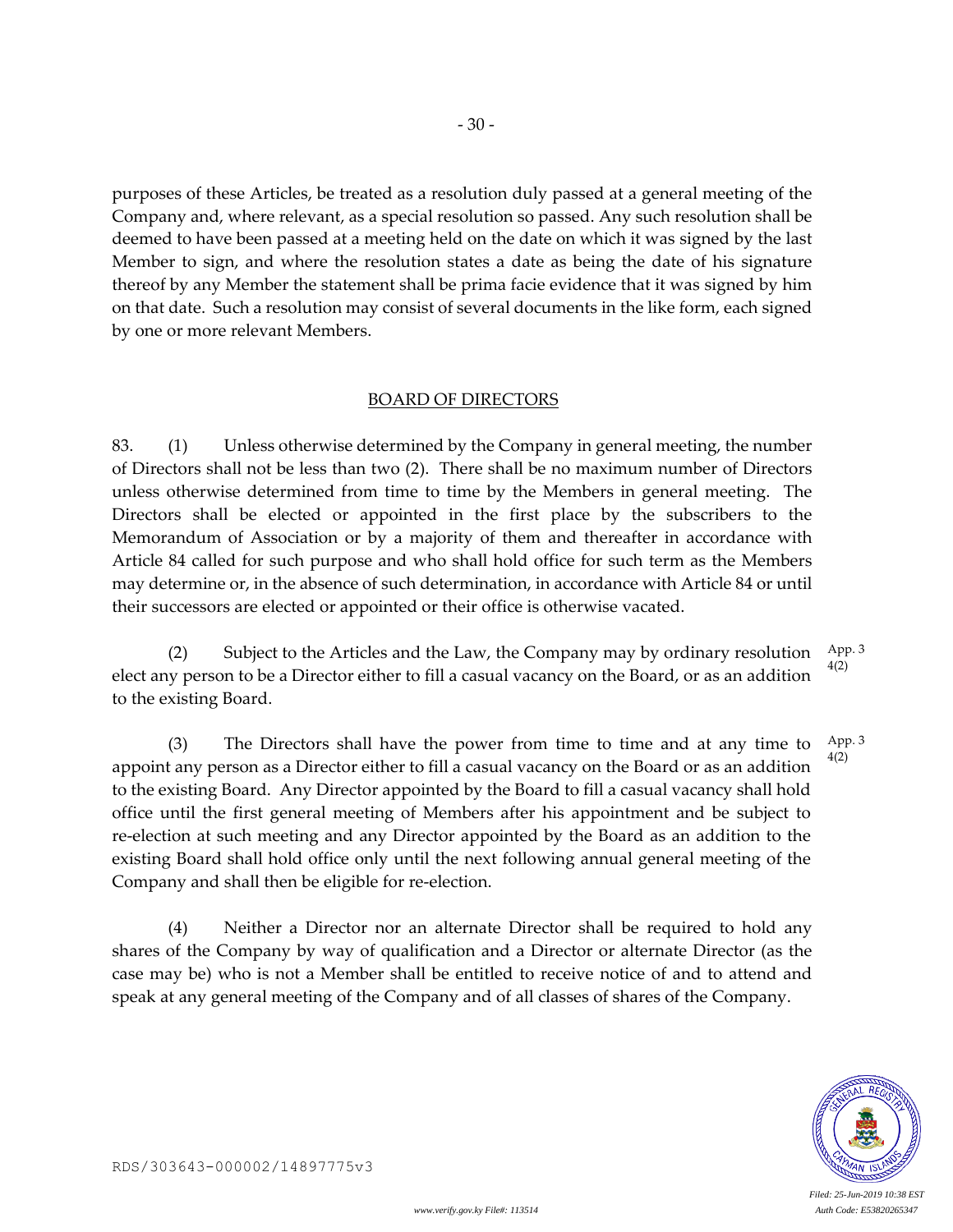purposes of these Articles, be treated as a resolution duly passed at a general meeting of the Company and, where relevant, as a special resolution so passed. Any such resolution shall be deemed to have been passed at a meeting held on the date on which it was signed by the last Member to sign, and where the resolution states a date as being the date of his signature thereof by any Member the statement shall be prima facie evidence that it was signed by him on that date. Such a resolution may consist of several documents in the like form, each signed by one or more relevant Members.

## BOARD OF DIRECTORS

83. (1) Unless otherwise determined by the Company in general meeting, the number of Directors shall not be less than two (2). There shall be no maximum number of Directors unless otherwise determined from time to time by the Members in general meeting. The Directors shall be elected or appointed in the first place by the subscribers to the Memorandum of Association or by a majority of them and thereafter in accordance with Article 84 called for such purpose and who shall hold office for such term as the Members may determine or, in the absence of such determination, in accordance with Article 84 or until their successors are elected or appointed or their office is otherwise vacated.

(2) Subject to the Articles and the Law, the Company may by ordinary resolution elect any person to be a Director either to fill a casual vacancy on the Board, or as an addition to the existing Board. App. 3 4(2)

(3) The Directors shall have the power from time to time and at any time to appoint any person as a Director either to fill a casual vacancy on the Board or as an addition to the existing Board. Any Director appointed by the Board to fill a casual vacancy shall hold office until the first general meeting of Members after his appointment and be subject to re-election at such meeting and any Director appointed by the Board as an addition to the existing Board shall hold office only until the next following annual general meeting of the Company and shall then be eligible for re-election. App. 3 4(2)

(4) Neither a Director nor an alternate Director shall be required to hold any shares of the Company by way of qualification and a Director or alternate Director (as the case may be) who is not a Member shall be entitled to receive notice of and to attend and speak at any general meeting of the Company and of all classes of shares of the Company.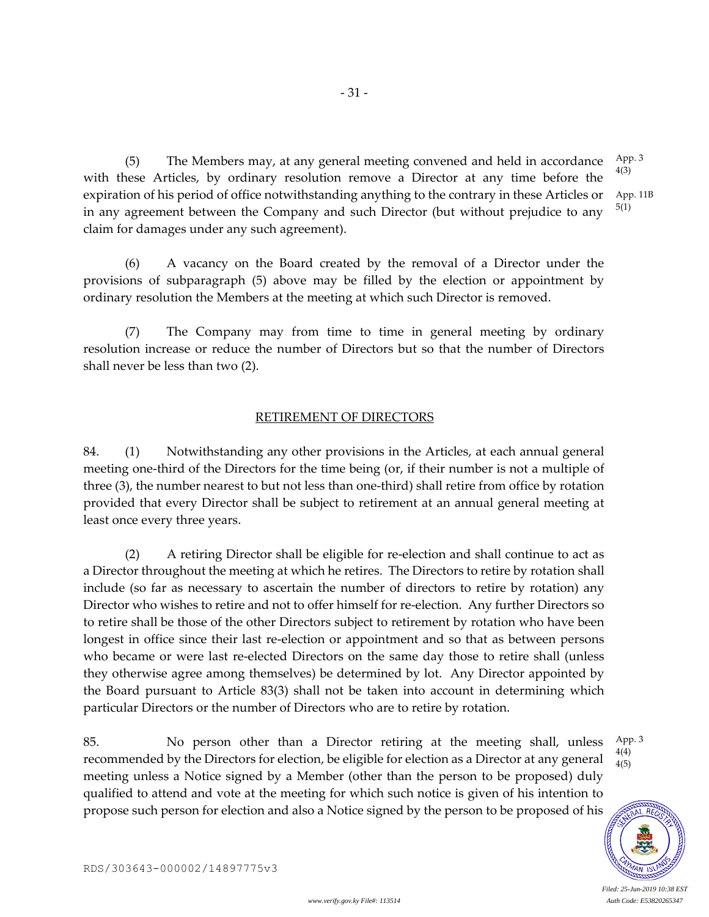(5) The Members may, at any general meeting convened and held in accordance with these Articles, by ordinary resolution remove a Director at any time before the expiration of his period of office notwithstanding anything to the contrary in these Articles or in any agreement between the Company and such Director (but without prejudice to any claim for damages under any such agreement).

App. 3 4(3)

App. 11B 5(1)

(6) A vacancy on the Board created by the removal of a Director under the provisions of subparagraph (5) above may be filled by the election or appointment by ordinary resolution the Members at the meeting at which such Director is removed.

(7) The Company may from time to time in general meeting by ordinary resolution increase or reduce the number of Directors but so that the number of Directors shall never be less than two (2).

## RETIREMENT OF DIRECTORS

84. (1) Notwithstanding any other provisions in the Articles, at each annual general meeting one-third of the Directors for the time being (or, if their number is not a multiple of three (3), the number nearest to but not less than one-third) shall retire from office by rotation provided that every Director shall be subject to retirement at an annual general meeting at least once every three years.

(2) A retiring Director shall be eligible for re-election and shall continue to act as a Director throughout the meeting at which he retires. The Directors to retire by rotation shall include (so far as necessary to ascertain the number of directors to retire by rotation) any Director who wishes to retire and not to offer himself for re-election. Any further Directors so to retire shall be those of the other Directors subject to retirement by rotation who have been longest in office since their last re-election or appointment and so that as between persons who became or were last re-elected Directors on the same day those to retire shall (unless they otherwise agree among themselves) be determined by lot. Any Director appointed by the Board pursuant to Article 83(3) shall not be taken into account in determining which particular Directors or the number of Directors who are to retire by rotation.

85. No person other than a Director retiring at the meeting shall, unless recommended by the Directors for election, be eligible for election as a Director at any general meeting unless a Notice signed by a Member (other than the person to be proposed) duly qualified to attend and vote at the meeting for which such notice is given of his intention to propose such person for election and also a Notice signed by the person to be proposed of his

App. 3 4(4) 4(5)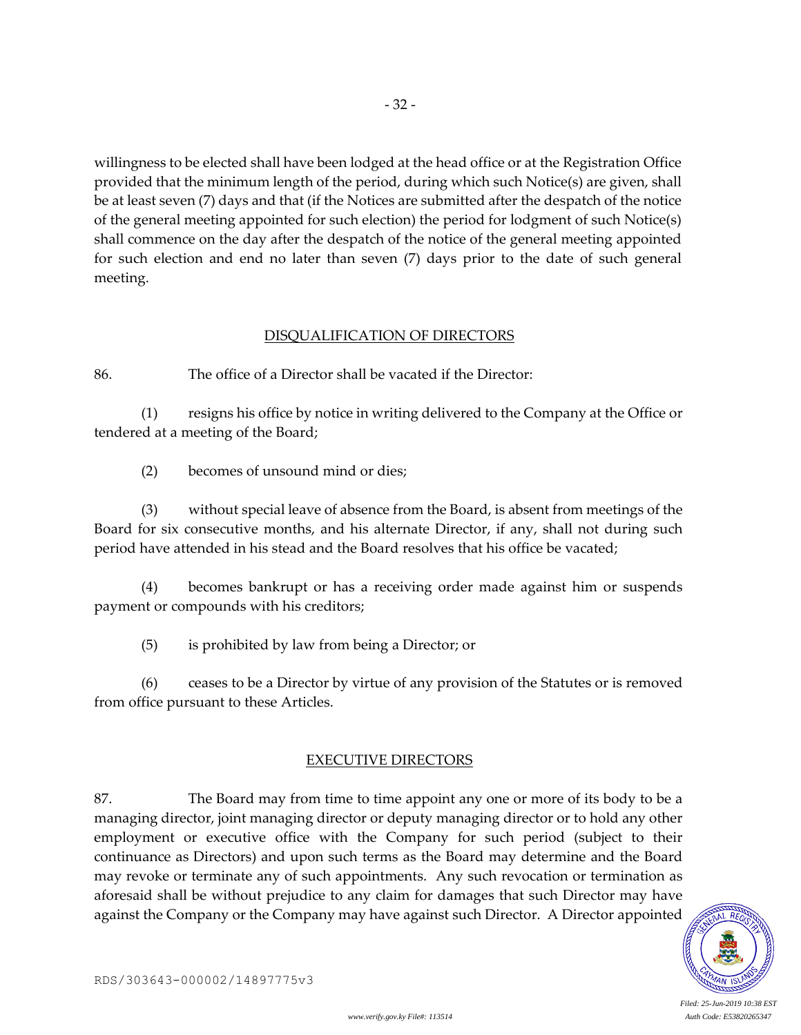willingness to be elected shall have been lodged at the head office or at the Registration Office provided that the minimum length of the period, during which such Notice(s) are given, shall be at least seven (7) days and that (if the Notices are submitted after the despatch of the notice of the general meeting appointed for such election) the period for lodgment of such Notice(s) shall commence on the day after the despatch of the notice of the general meeting appointed for such election and end no later than seven (7) days prior to the date of such general meeting.

## DISQUALIFICATION OF DIRECTORS

86. The office of a Director shall be vacated if the Director:

(1) resigns his office by notice in writing delivered to the Company at the Office or tendered at a meeting of the Board;

(2) becomes of unsound mind or dies;

(3) without special leave of absence from the Board, is absent from meetings of the Board for six consecutive months, and his alternate Director, if any, shall not during such period have attended in his stead and the Board resolves that his office be vacated;

(4) becomes bankrupt or has a receiving order made against him or suspends payment or compounds with his creditors;

(5) is prohibited by law from being a Director; or

(6) ceases to be a Director by virtue of any provision of the Statutes or is removed from office pursuant to these Articles.

## EXECUTIVE DIRECTORS

87. The Board may from time to time appoint any one or more of its body to be a managing director, joint managing director or deputy managing director or to hold any other employment or executive office with the Company for such period (subject to their continuance as Directors) and upon such terms as the Board may determine and the Board may revoke or terminate any of such appointments. Any such revocation or termination as aforesaid shall be without prejudice to any claim for damages that such Director may have against the Company or the Company may have against such Director. A Director appointed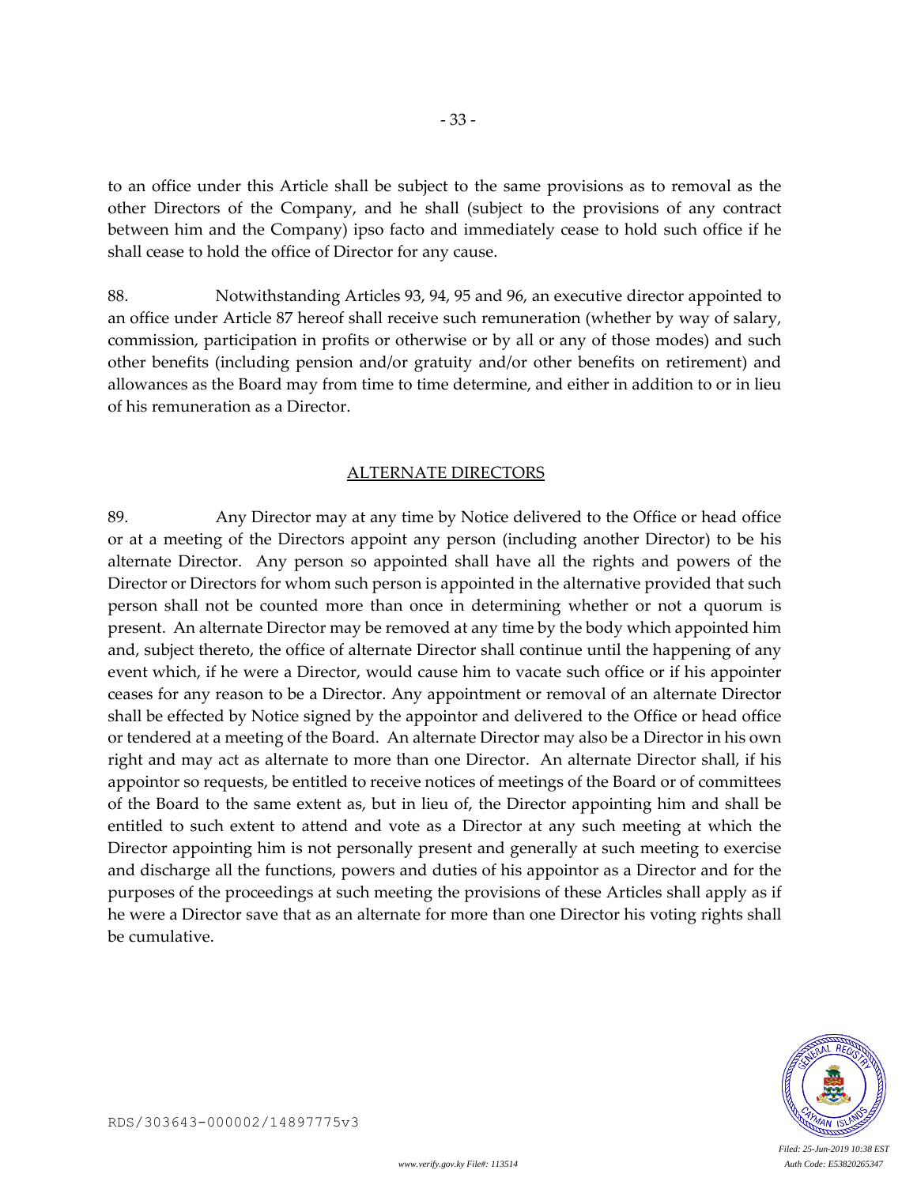to an office under this Article shall be subject to the same provisions as to removal as the other Directors of the Company, and he shall (subject to the provisions of any contract between him and the Company) ipso facto and immediately cease to hold such office if he shall cease to hold the office of Director for any cause.

88. Notwithstanding Articles 93, 94, 95 and 96, an executive director appointed to an office under Article 87 hereof shall receive such remuneration (whether by way of salary, commission, participation in profits or otherwise or by all or any of those modes) and such other benefits (including pension and/or gratuity and/or other benefits on retirement) and allowances as the Board may from time to time determine, and either in addition to or in lieu of his remuneration as a Director.

## ALTERNATE DIRECTORS

89. Any Director may at any time by Notice delivered to the Office or head office or at a meeting of the Directors appoint any person (including another Director) to be his alternate Director. Any person so appointed shall have all the rights and powers of the Director or Directors for whom such person is appointed in the alternative provided that such person shall not be counted more than once in determining whether or not a quorum is present. An alternate Director may be removed at any time by the body which appointed him and, subject thereto, the office of alternate Director shall continue until the happening of any event which, if he were a Director, would cause him to vacate such office or if his appointer ceases for any reason to be a Director. Any appointment or removal of an alternate Director shall be effected by Notice signed by the appointor and delivered to the Office or head office or tendered at a meeting of the Board. An alternate Director may also be a Director in his own right and may act as alternate to more than one Director. An alternate Director shall, if his appointor so requests, be entitled to receive notices of meetings of the Board or of committees of the Board to the same extent as, but in lieu of, the Director appointing him and shall be entitled to such extent to attend and vote as a Director at any such meeting at which the Director appointing him is not personally present and generally at such meeting to exercise and discharge all the functions, powers and duties of his appointor as a Director and for the purposes of the proceedings at such meeting the provisions of these Articles shall apply as if he were a Director save that as an alternate for more than one Director his voting rights shall be cumulative.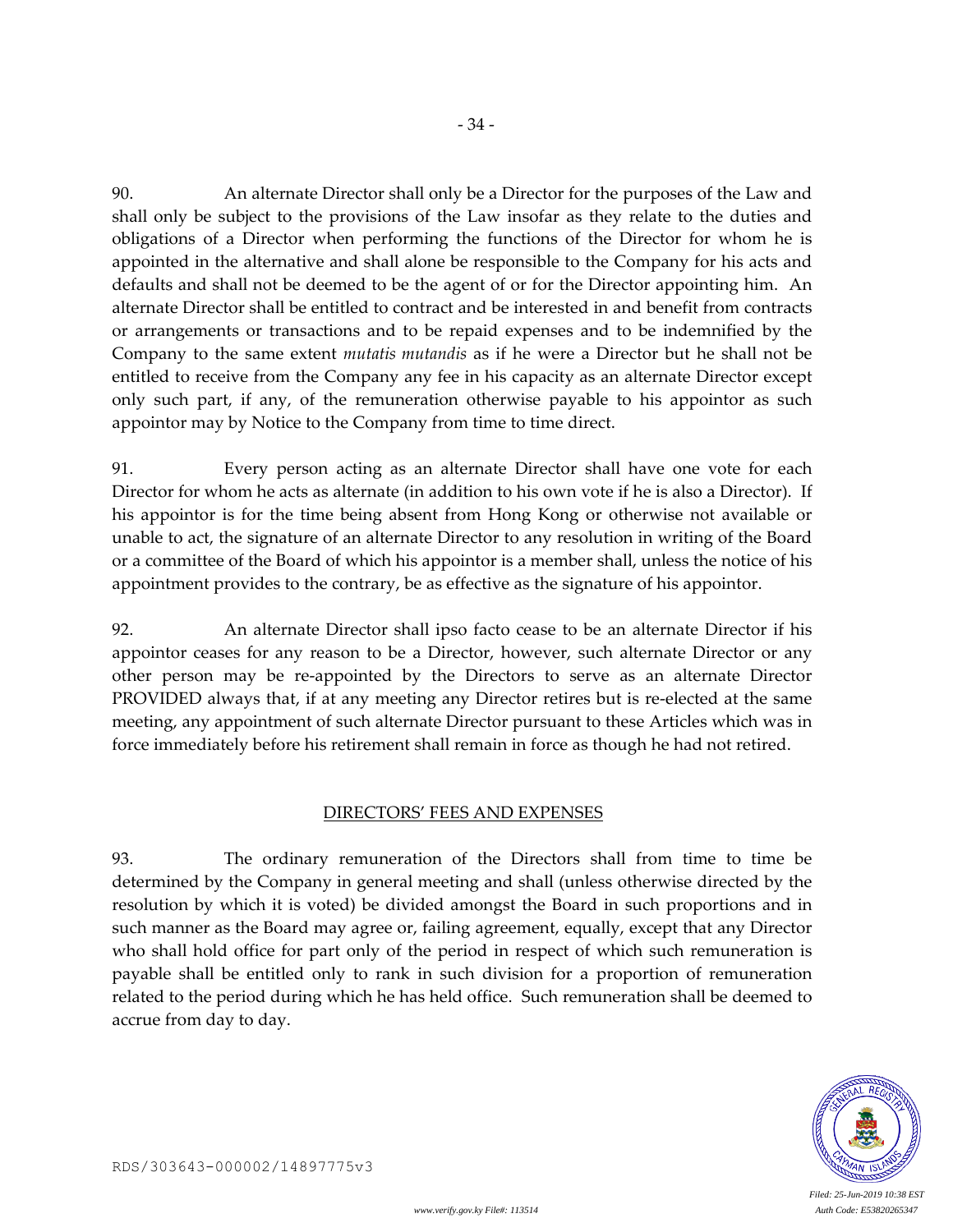90. An alternate Director shall only be a Director for the purposes of the Law and shall only be subject to the provisions of the Law insofar as they relate to the duties and obligations of a Director when performing the functions of the Director for whom he is appointed in the alternative and shall alone be responsible to the Company for his acts and defaults and shall not be deemed to be the agent of or for the Director appointing him. An alternate Director shall be entitled to contract and be interested in and benefit from contracts or arrangements or transactions and to be repaid expenses and to be indemnified by the Company to the same extent *mutatis mutandis* as if he were a Director but he shall not be entitled to receive from the Company any fee in his capacity as an alternate Director except only such part, if any, of the remuneration otherwise payable to his appointor as such appointor may by Notice to the Company from time to time direct.

91. Every person acting as an alternate Director shall have one vote for each Director for whom he acts as alternate (in addition to his own vote if he is also a Director). If his appointor is for the time being absent from Hong Kong or otherwise not available or unable to act, the signature of an alternate Director to any resolution in writing of the Board or a committee of the Board of which his appointor is a member shall, unless the notice of his appointment provides to the contrary, be as effective as the signature of his appointor.

92. An alternate Director shall ipso facto cease to be an alternate Director if his appointor ceases for any reason to be a Director, however, such alternate Director or any other person may be re-appointed by the Directors to serve as an alternate Director PROVIDED always that, if at any meeting any Director retires but is re-elected at the same meeting, any appointment of such alternate Director pursuant to these Articles which was in force immediately before his retirement shall remain in force as though he had not retired.

## DIRECTORS' FEES AND EXPENSES

93. The ordinary remuneration of the Directors shall from time to time be determined by the Company in general meeting and shall (unless otherwise directed by the resolution by which it is voted) be divided amongst the Board in such proportions and in such manner as the Board may agree or, failing agreement, equally, except that any Director who shall hold office for part only of the period in respect of which such remuneration is payable shall be entitled only to rank in such division for a proportion of remuneration related to the period during which he has held office. Such remuneration shall be deemed to accrue from day to day.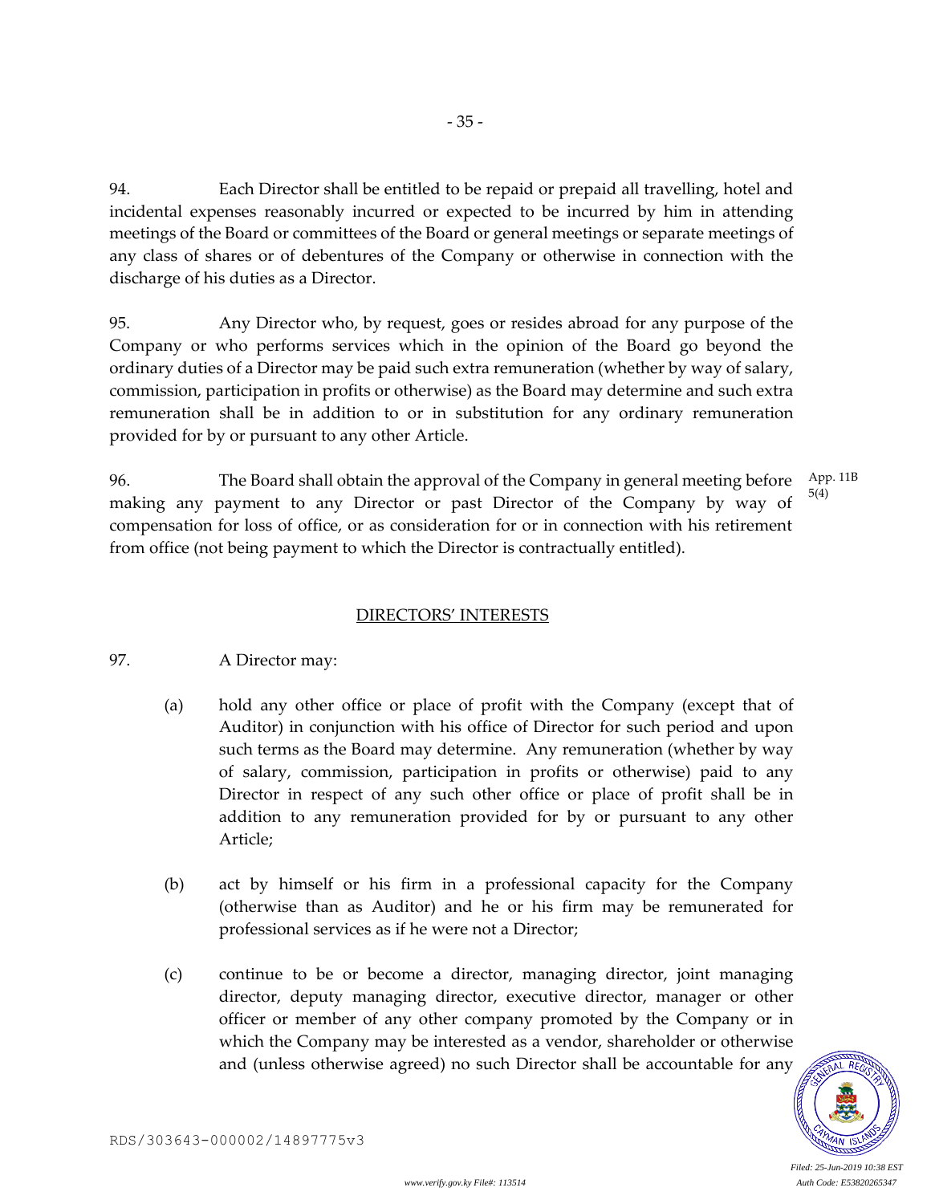94. Each Director shall be entitled to be repaid or prepaid all travelling, hotel and incidental expenses reasonably incurred or expected to be incurred by him in attending meetings of the Board or committees of the Board or general meetings or separate meetings of any class of shares or of debentures of the Company or otherwise in connection with the discharge of his duties as a Director.

95. Any Director who, by request, goes or resides abroad for any purpose of the Company or who performs services which in the opinion of the Board go beyond the ordinary duties of a Director may be paid such extra remuneration (whether by way of salary, commission, participation in profits or otherwise) as the Board may determine and such extra remuneration shall be in addition to or in substitution for any ordinary remuneration provided for by or pursuant to any other Article.

96. The Board shall obtain the approval of the Company in general meeting before making any payment to any Director or past Director of the Company by way of compensation for loss of office, or as consideration for or in connection with his retirement from office (not being payment to which the Director is contractually entitled). App. 11B 5(4)

## DIRECTORS' INTERESTS

97. A Director may:

(a) hold any other office or place of profit with the Company (except that of Auditor) in conjunction with his office of Director for such period and upon such terms as the Board may determine. Any remuneration (whether by way of salary, commission, participation in profits or otherwise) paid to any Director in respect of any such other office or place of profit shall be in addition to any remuneration provided for by or pursuant to any other Article;

(b) act by himself or his firm in a professional capacity for the Company (otherwise than as Auditor) and he or his firm may be remunerated for professional services as if he were not a Director;

(c) continue to be or become a director, managing director, joint managing director, deputy managing director, executive director, manager or other officer or member of any other company promoted by the Company or in which the Company may be interested as a vendor, shareholder or otherwise and (unless otherwise agreed) no such Director shall be accountable for any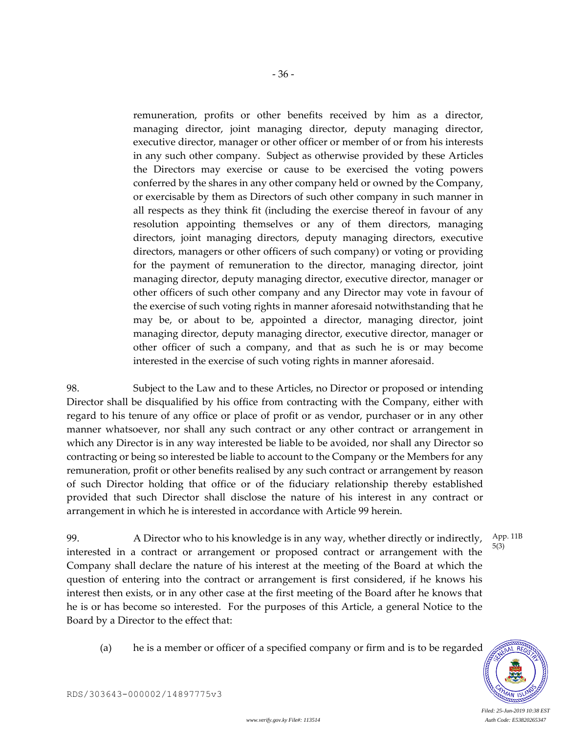remuneration, profits or other benefits received by him as a director, managing director, joint managing director, deputy managing director, executive director, manager or other officer or member of or from his interests in any such other company. Subject as otherwise provided by these Articles the Directors may exercise or cause to be exercised the voting powers conferred by the shares in any other company held or owned by the Company, or exercisable by them as Directors of such other company in such manner in all respects as they think fit (including the exercise thereof in favour of any resolution appointing themselves or any of them directors, managing directors, joint managing directors, deputy managing directors, executive directors, managers or other officers of such company) or voting or providing for the payment of remuneration to the director, managing director, joint managing director, deputy managing director, executive director, manager or other officers of such other company and any Director may vote in favour of the exercise of such voting rights in manner aforesaid notwithstanding that he may be, or about to be, appointed a director, managing director, joint managing director, deputy managing director, executive director, manager or other officer of such a company, and that as such he is or may become interested in the exercise of such voting rights in manner aforesaid.

98. Subject to the Law and to these Articles, no Director or proposed or intending Director shall be disqualified by his office from contracting with the Company, either with regard to his tenure of any office or place of profit or as vendor, purchaser or in any other manner whatsoever, nor shall any such contract or any other contract or arrangement in which any Director is in any way interested be liable to be avoided, nor shall any Director so contracting or being so interested be liable to account to the Company or the Members for any remuneration, profit or other benefits realised by any such contract or arrangement by reason of such Director holding that office or of the fiduciary relationship thereby established provided that such Director shall disclose the nature of his interest in any contract or arrangement in which he is interested in accordance with Article 99 herein.

99. A Director who to his knowledge is in any way, whether directly or indirectly, interested in a contract or arrangement or proposed contract or arrangement with the Company shall declare the nature of his interest at the meeting of the Board at which the question of entering into the contract or arrangement is first considered, if he knows his interest then exists, or in any other case at the first meeting of the Board after he knows that he is or has become so interested. For the purposes of this Article, a general Notice to the Board by a Director to the effect that:

App. 11B 5(3)

(a) he is a member or officer of a specified company or firm and is to be regarded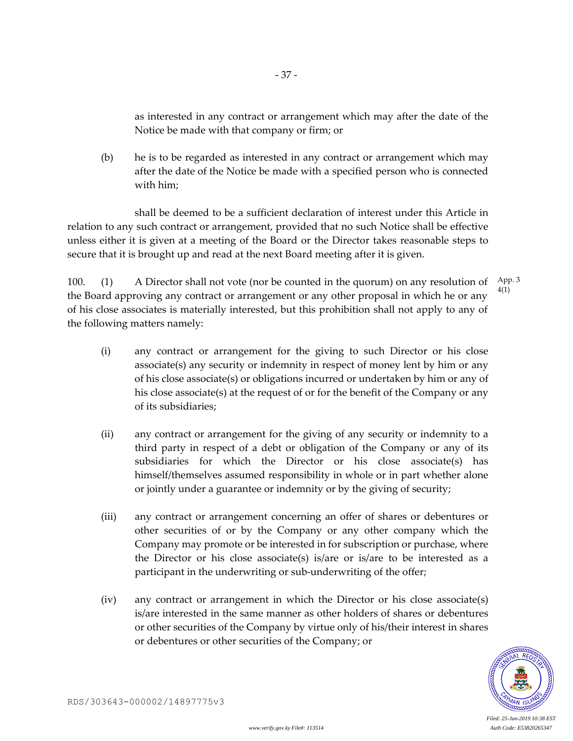as interested in any contract or arrangement which may after the date of the Notice be made with that company or firm; or

(b) he is to be regarded as interested in any contract or arrangement which may after the date of the Notice be made with a specified person who is connected with him;

shall be deemed to be a sufficient declaration of interest under this Article in relation to any such contract or arrangement, provided that no such Notice shall be effective unless either it is given at a meeting of the Board or the Director takes reasonable steps to secure that it is brought up and read at the next Board meeting after it is given.

100. (1) A Director shall not vote (nor be counted in the quorum) on any resolution of the Board approving any contract or arrangement or any other proposal in which he or any of his close associates is materially interested, but this prohibition shall not apply to any of the following matters namely:

App. 3 4(1)

(i) any contract or arrangement for the giving to such Director or his close associate(s) any security or indemnity in respect of money lent by him or any of his close associate(s) or obligations incurred or undertaken by him or any of his close associate(s) at the request of or for the benefit of the Company or any of its subsidiaries;

(ii) any contract or arrangement for the giving of any security or indemnity to a third party in respect of a debt or obligation of the Company or any of its subsidiaries for which the Director or his close associate(s) has himself/themselves assumed responsibility in whole or in part whether alone or jointly under a guarantee or indemnity or by the giving of security;

(iii) any contract or arrangement concerning an offer of shares or debentures or other securities of or by the Company or any other company which the Company may promote or be interested in for subscription or purchase, where the Director or his close associate(s) is/are or is/are to be interested as a participant in the underwriting or sub-underwriting of the offer;

(iv) any contract or arrangement in which the Director or his close associate(s) is/are interested in the same manner as other holders of shares or debentures or other securities of the Company by virtue only of his/their interest in shares or debentures or other securities of the Company; or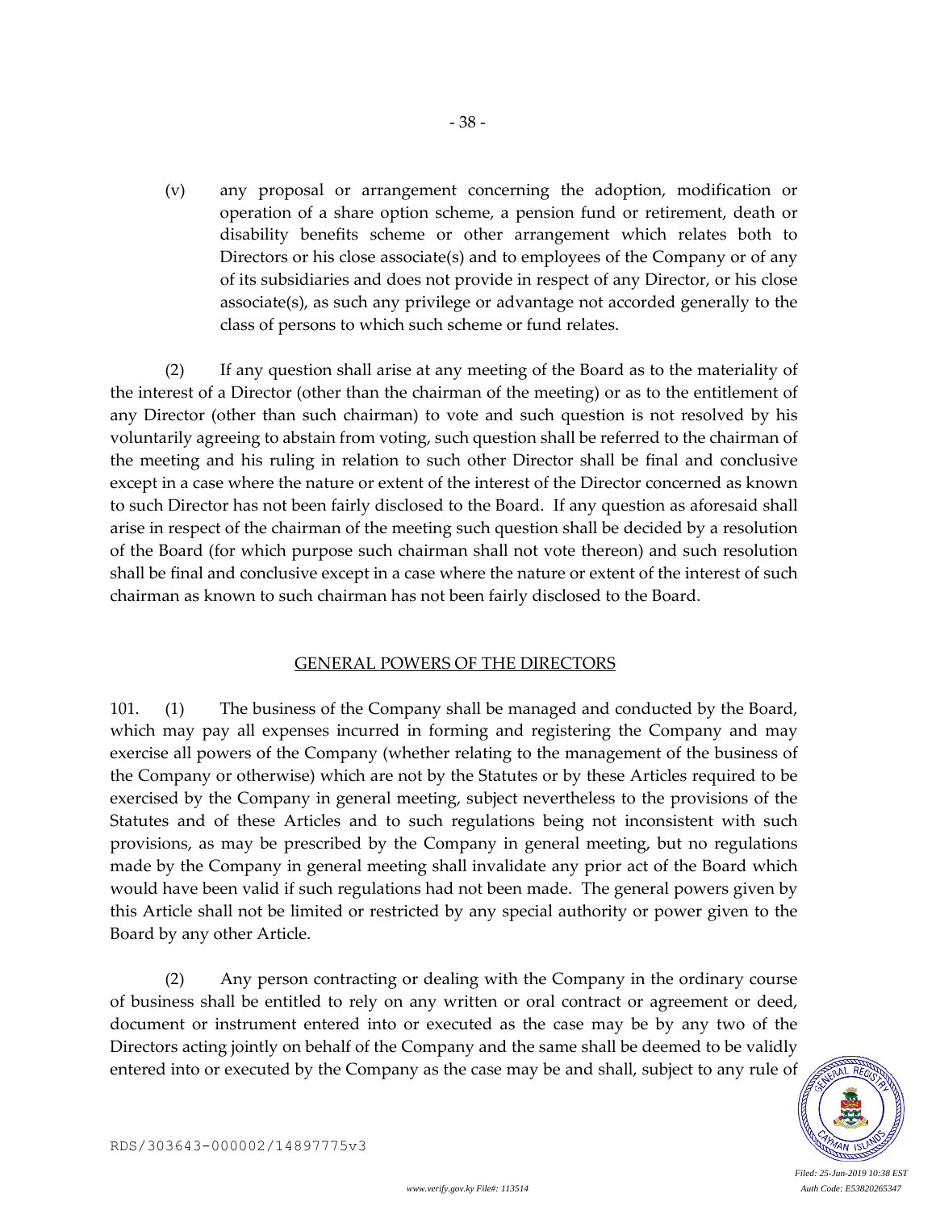(v) any proposal or arrangement concerning the adoption, modification or operation of a share option scheme, a pension fund or retirement, death or disability benefits scheme or other arrangement which relates both to Directors or his close associate(s) and to employees of the Company or of any of its subsidiaries and does not provide in respect of any Director, or his close associate(s), as such any privilege or advantage not accorded generally to the class of persons to which such scheme or fund relates.

(2) If any question shall arise at any meeting of the Board as to the materiality of the interest of a Director (other than the chairman of the meeting) or as to the entitlement of any Director (other than such chairman) to vote and such question is not resolved by his voluntarily agreeing to abstain from voting, such question shall be referred to the chairman of the meeting and his ruling in relation to such other Director shall be final and conclusive except in a case where the nature or extent of the interest of the Director concerned as known to such Director has not been fairly disclosed to the Board. If any question as aforesaid shall arise in respect of the chairman of the meeting such question shall be decided by a resolution of the Board (for which purpose such chairman shall not vote thereon) and such resolution shall be final and conclusive except in a case where the nature or extent of the interest of such chairman as known to such chairman has not been fairly disclosed to the Board.

## GENERAL POWERS OF THE DIRECTORS

101. (1) The business of the Company shall be managed and conducted by the Board, which may pay all expenses incurred in forming and registering the Company and may exercise all powers of the Company (whether relating to the management of the business of the Company or otherwise) which are not by the Statutes or by these Articles required to be exercised by the Company in general meeting, subject nevertheless to the provisions of the Statutes and of these Articles and to such regulations being not inconsistent with such provisions, as may be prescribed by the Company in general meeting, but no regulations made by the Company in general meeting shall invalidate any prior act of the Board which would have been valid if such regulations had not been made. The general powers given by this Article shall not be limited or restricted by any special authority or power given to the Board by any other Article.

(2) Any person contracting or dealing with the Company in the ordinary course of business shall be entitled to rely on any written or oral contract or agreement or deed, document or instrument entered into or executed as the case may be by any two of the Directors acting jointly on behalf of the Company and the same shall be deemed to be validly entered into or executed by the Company as the case may be and shall, subject to any rule of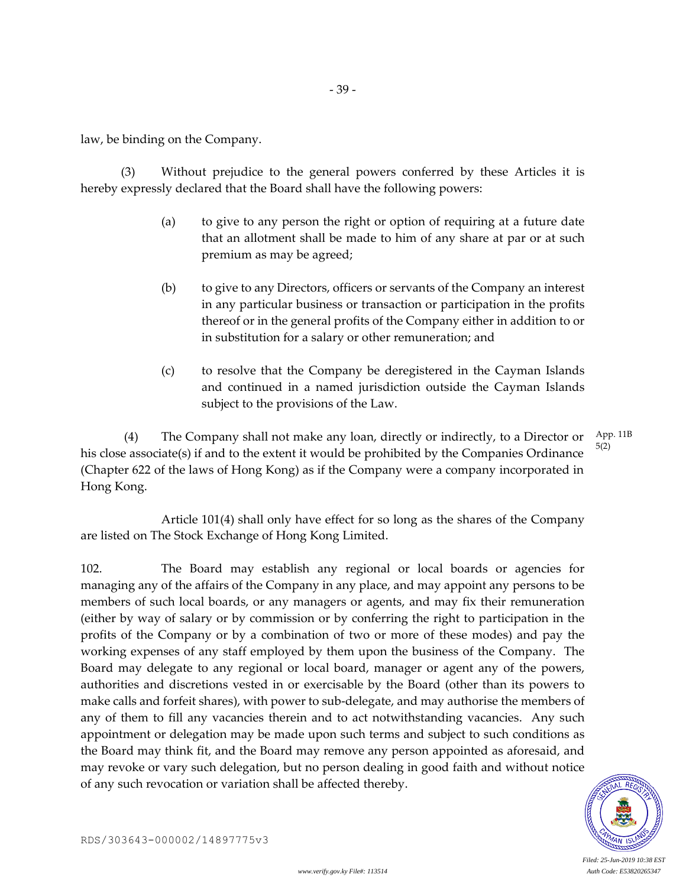law, be binding on the Company.

(3) Without prejudice to the general powers conferred by these Articles it is hereby expressly declared that the Board shall have the following powers:

(a) to give to any person the right or option of requiring at a future date that an allotment shall be made to him of any share at par or at such premium as may be agreed;

(b) to give to any Directors, officers or servants of the Company an interest in any particular business or transaction or participation in the profits thereof or in the general profits of the Company either in addition to or in substitution for a salary or other remuneration; and

(c) to resolve that the Company be deregistered in the Cayman Islands and continued in a named jurisdiction outside the Cayman Islands subject to the provisions of the Law.

(4) The Company shall not make any loan, directly or indirectly, to a Director or his close associate(s) if and to the extent it would be prohibited by the Companies Ordinance (Chapter 622 of the laws of Hong Kong) as if the Company were a company incorporated in Hong Kong.

App. 11B 5(2)

Article 101(4) shall only have effect for so long as the shares of the Company are listed on The Stock Exchange of Hong Kong Limited.

102. The Board may establish any regional or local boards or agencies for managing any of the affairs of the Company in any place, and may appoint any persons to be members of such local boards, or any managers or agents, and may fix their remuneration (either by way of salary or by commission or by conferring the right to participation in the profits of the Company or by a combination of two or more of these modes) and pay the working expenses of any staff employed by them upon the business of the Company. The Board may delegate to any regional or local board, manager or agent any of the powers, authorities and discretions vested in or exercisable by the Board (other than its powers to make calls and forfeit shares), with power to sub-delegate, and may authorise the members of any of them to fill any vacancies therein and to act notwithstanding vacancies. Any such appointment or delegation may be made upon such terms and subject to such conditions as the Board may think fit, and the Board may remove any person appointed as aforesaid, and may revoke or vary such delegation, but no person dealing in good faith and without notice of any such revocation or variation shall be affected thereby.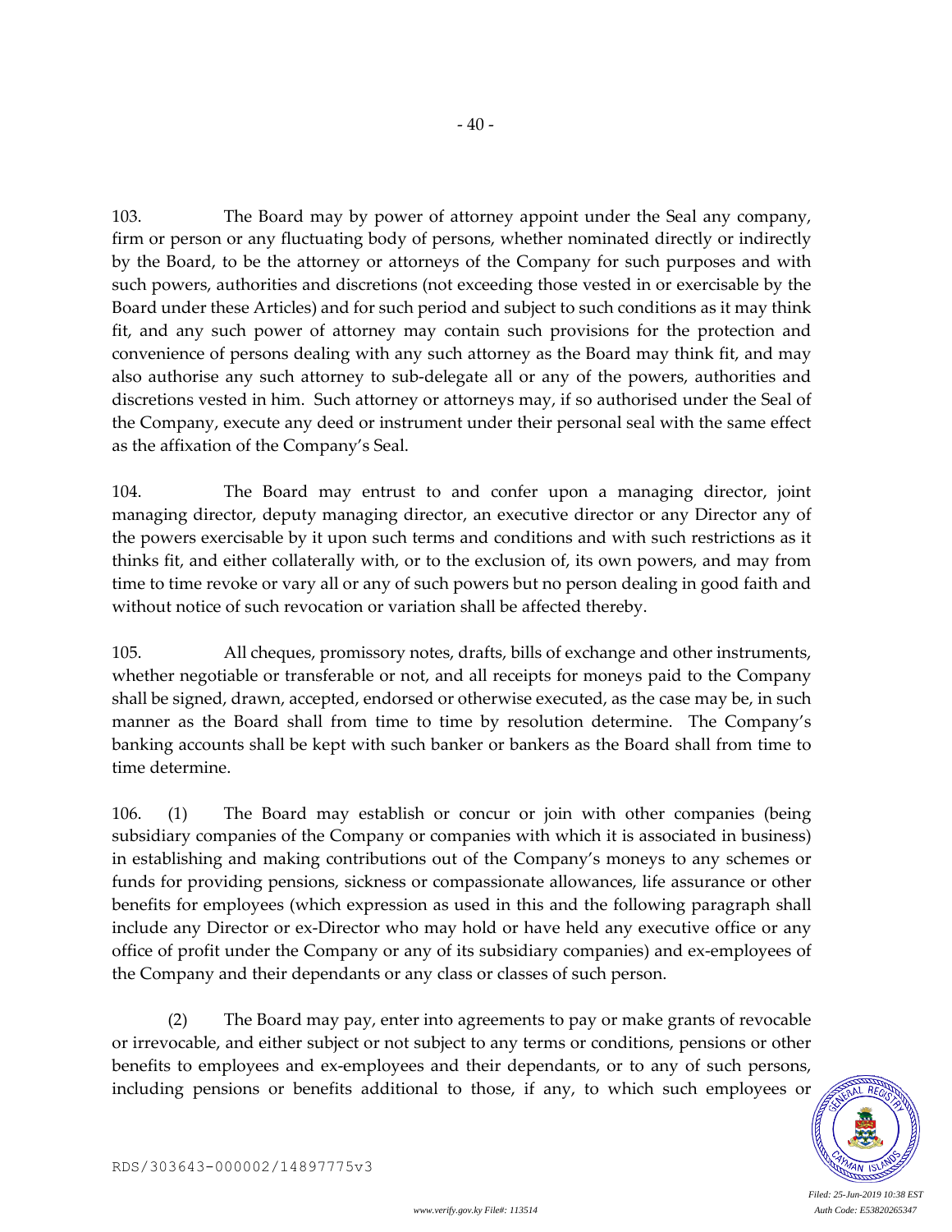103. The Board may by power of attorney appoint under the Seal any company, firm or person or any fluctuating body of persons, whether nominated directly or indirectly by the Board, to be the attorney or attorneys of the Company for such purposes and with such powers, authorities and discretions (not exceeding those vested in or exercisable by the Board under these Articles) and for such period and subject to such conditions as it may think fit, and any such power of attorney may contain such provisions for the protection and convenience of persons dealing with any such attorney as the Board may think fit, and may also authorise any such attorney to sub-delegate all or any of the powers, authorities and discretions vested in him. Such attorney or attorneys may, if so authorised under the Seal of the Company, execute any deed or instrument under their personal seal with the same effect as the affixation of the Company's Seal.

104. The Board may entrust to and confer upon a managing director, joint managing director, deputy managing director, an executive director or any Director any of the powers exercisable by it upon such terms and conditions and with such restrictions as it thinks fit, and either collaterally with, or to the exclusion of, its own powers, and may from time to time revoke or vary all or any of such powers but no person dealing in good faith and without notice of such revocation or variation shall be affected thereby.

105. All cheques, promissory notes, drafts, bills of exchange and other instruments, whether negotiable or transferable or not, and all receipts for moneys paid to the Company shall be signed, drawn, accepted, endorsed or otherwise executed, as the case may be, in such manner as the Board shall from time to time by resolution determine. The Company's banking accounts shall be kept with such banker or bankers as the Board shall from time to time determine.

106. (1) The Board may establish or concur or join with other companies (being subsidiary companies of the Company or companies with which it is associated in business) in establishing and making contributions out of the Company's moneys to any schemes or funds for providing pensions, sickness or compassionate allowances, life assurance or other benefits for employees (which expression as used in this and the following paragraph shall include any Director or ex-Director who may hold or have held any executive office or any office of profit under the Company or any of its subsidiary companies) and ex-employees of the Company and their dependants or any class or classes of such person.

(2) The Board may pay, enter into agreements to pay or make grants of revocable or irrevocable, and either subject or not subject to any terms or conditions, pensions or other benefits to employees and ex-employees and their dependants, or to any of such persons, including pensions or benefits additional to those, if any, to which such employees or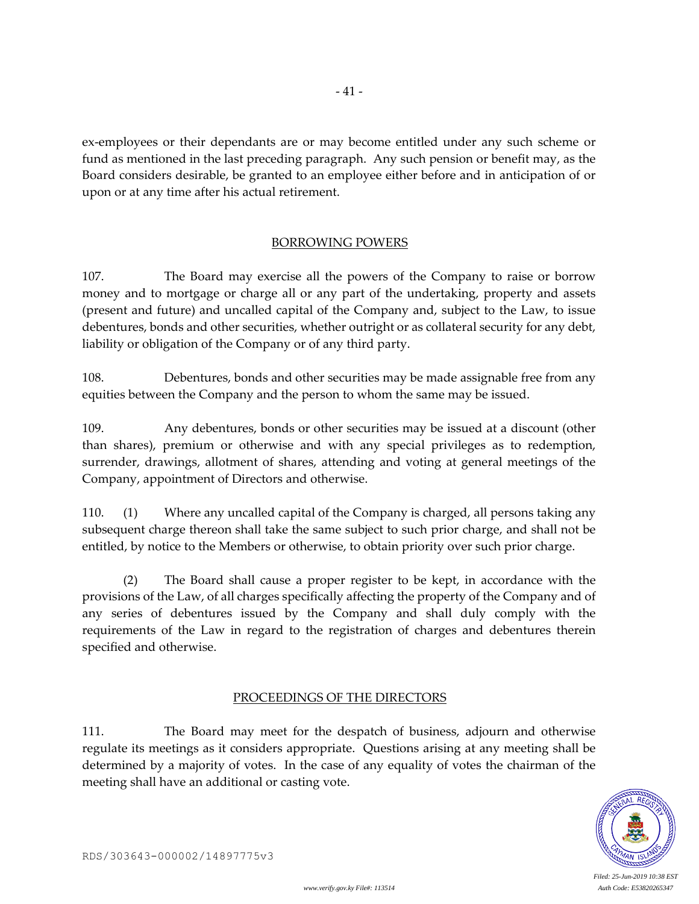ex-employees or their dependants are or may become entitled under any such scheme or fund as mentioned in the last preceding paragraph. Any such pension or benefit may, as the Board considers desirable, be granted to an employee either before and in anticipation of or upon or at any time after his actual retirement.

## BORROWING POWERS

107. The Board may exercise all the powers of the Company to raise or borrow money and to mortgage or charge all or any part of the undertaking, property and assets (present and future) and uncalled capital of the Company and, subject to the Law, to issue debentures, bonds and other securities, whether outright or as collateral security for any debt, liability or obligation of the Company or of any third party.

108. Debentures, bonds and other securities may be made assignable free from any equities between the Company and the person to whom the same may be issued.

109. Any debentures, bonds or other securities may be issued at a discount (other than shares), premium or otherwise and with any special privileges as to redemption, surrender, drawings, allotment of shares, attending and voting at general meetings of the Company, appointment of Directors and otherwise.

110. (1) Where any uncalled capital of the Company is charged, all persons taking any subsequent charge thereon shall take the same subject to such prior charge, and shall not be entitled, by notice to the Members or otherwise, to obtain priority over such prior charge.

(2) The Board shall cause a proper register to be kept, in accordance with the provisions of the Law, of all charges specifically affecting the property of the Company and of any series of debentures issued by the Company and shall duly comply with the requirements of the Law in regard to the registration of charges and debentures therein specified and otherwise.

## PROCEEDINGS OF THE DIRECTORS

111. The Board may meet for the despatch of business, adjourn and otherwise regulate its meetings as it considers appropriate. Questions arising at any meeting shall be determined by a majority of votes. In the case of any equality of votes the chairman of the meeting shall have an additional or casting vote.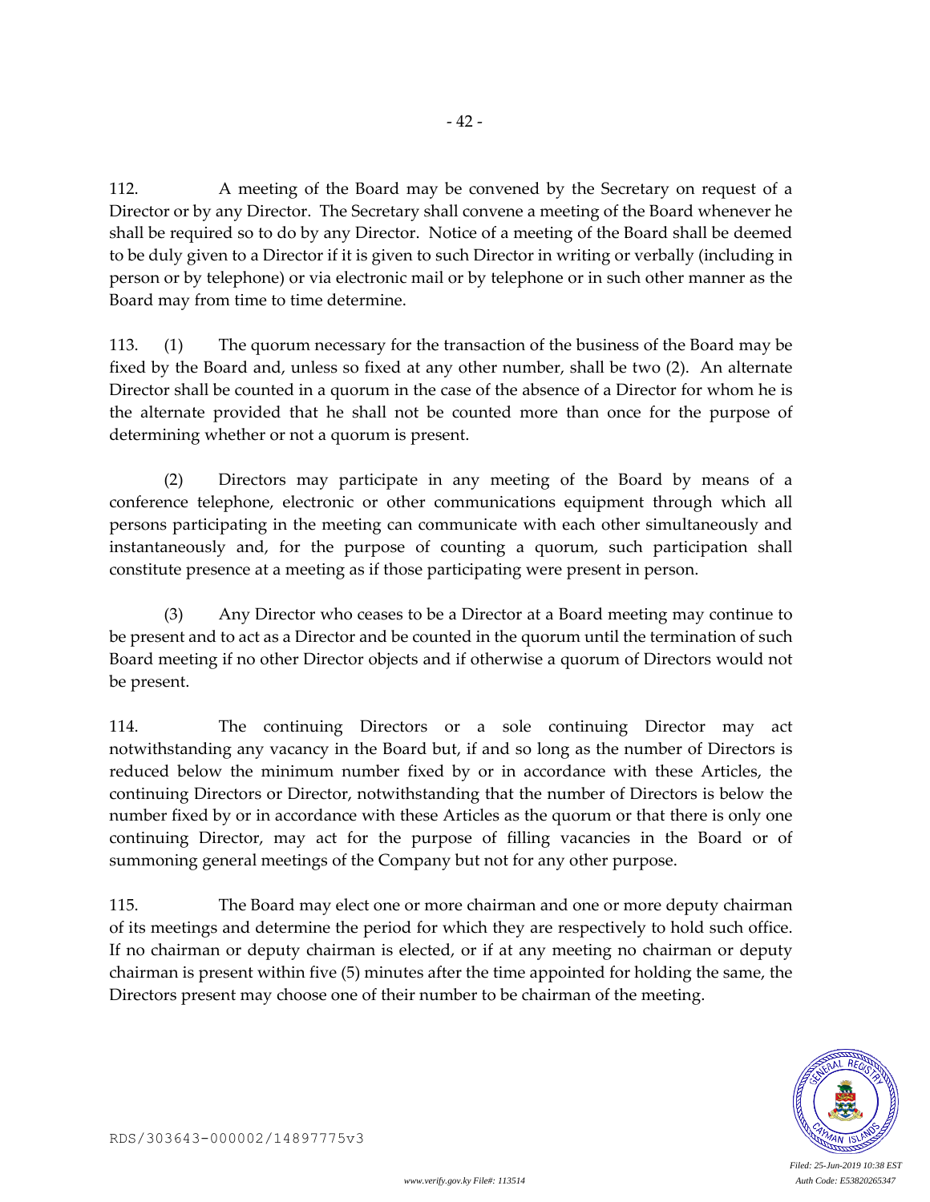112. A meeting of the Board may be convened by the Secretary on request of a Director or by any Director. The Secretary shall convene a meeting of the Board whenever he shall be required so to do by any Director. Notice of a meeting of the Board shall be deemed to be duly given to a Director if it is given to such Director in writing or verbally (including in person or by telephone) or via electronic mail or by telephone or in such other manner as the Board may from time to time determine.

113. (1) The quorum necessary for the transaction of the business of the Board may be fixed by the Board and, unless so fixed at any other number, shall be two (2). An alternate Director shall be counted in a quorum in the case of the absence of a Director for whom he is the alternate provided that he shall not be counted more than once for the purpose of determining whether or not a quorum is present.

(2) Directors may participate in any meeting of the Board by means of a conference telephone, electronic or other communications equipment through which all persons participating in the meeting can communicate with each other simultaneously and instantaneously and, for the purpose of counting a quorum, such participation shall constitute presence at a meeting as if those participating were present in person.

(3) Any Director who ceases to be a Director at a Board meeting may continue to be present and to act as a Director and be counted in the quorum until the termination of such Board meeting if no other Director objects and if otherwise a quorum of Directors would not be present.

114. The continuing Directors or a sole continuing Director may act notwithstanding any vacancy in the Board but, if and so long as the number of Directors is reduced below the minimum number fixed by or in accordance with these Articles, the continuing Directors or Director, notwithstanding that the number of Directors is below the number fixed by or in accordance with these Articles as the quorum or that there is only one continuing Director, may act for the purpose of filling vacancies in the Board or of summoning general meetings of the Company but not for any other purpose.

115. The Board may elect one or more chairman and one or more deputy chairman of its meetings and determine the period for which they are respectively to hold such office. If no chairman or deputy chairman is elected, or if at any meeting no chairman or deputy chairman is present within five (5) minutes after the time appointed for holding the same, the Directors present may choose one of their number to be chairman of the meeting.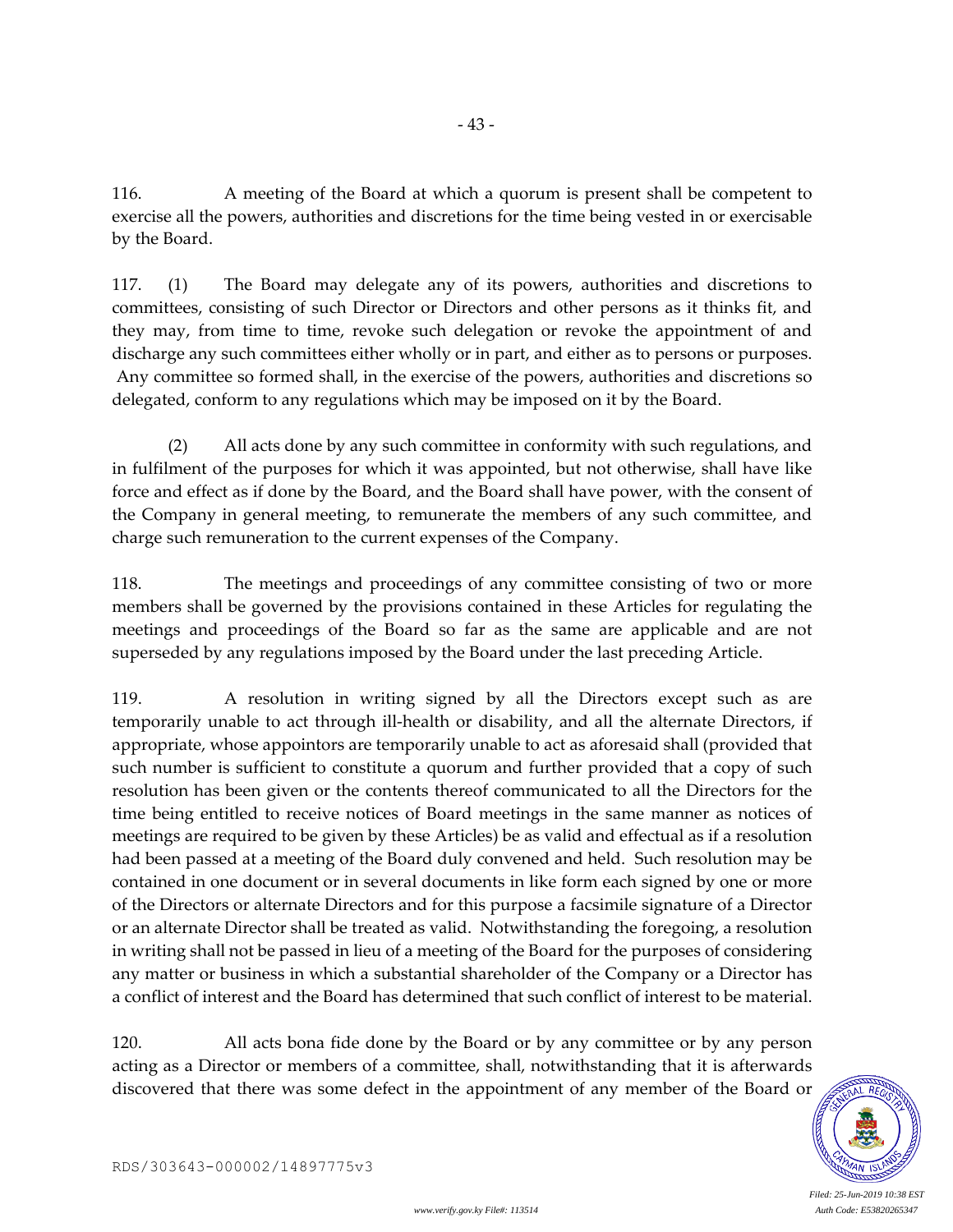116. A meeting of the Board at which a quorum is present shall be competent to exercise all the powers, authorities and discretions for the time being vested in or exercisable by the Board.

117. (1) The Board may delegate any of its powers, authorities and discretions to committees, consisting of such Director or Directors and other persons as it thinks fit, and they may, from time to time, revoke such delegation or revoke the appointment of and discharge any such committees either wholly or in part, and either as to persons or purposes. Any committee so formed shall, in the exercise of the powers, authorities and discretions so delegated, conform to any regulations which may be imposed on it by the Board.

(2) All acts done by any such committee in conformity with such regulations, and in fulfilment of the purposes for which it was appointed, but not otherwise, shall have like force and effect as if done by the Board, and the Board shall have power, with the consent of the Company in general meeting, to remunerate the members of any such committee, and charge such remuneration to the current expenses of the Company.

118. The meetings and proceedings of any committee consisting of two or more members shall be governed by the provisions contained in these Articles for regulating the meetings and proceedings of the Board so far as the same are applicable and are not superseded by any regulations imposed by the Board under the last preceding Article.

119. A resolution in writing signed by all the Directors except such as are temporarily unable to act through ill-health or disability, and all the alternate Directors, if appropriate, whose appointors are temporarily unable to act as aforesaid shall (provided that such number is sufficient to constitute a quorum and further provided that a copy of such resolution has been given or the contents thereof communicated to all the Directors for the time being entitled to receive notices of Board meetings in the same manner as notices of meetings are required to be given by these Articles) be as valid and effectual as if a resolution had been passed at a meeting of the Board duly convened and held. Such resolution may be contained in one document or in several documents in like form each signed by one or more of the Directors or alternate Directors and for this purpose a facsimile signature of a Director or an alternate Director shall be treated as valid. Notwithstanding the foregoing, a resolution in writing shall not be passed in lieu of a meeting of the Board for the purposes of considering any matter or business in which a substantial shareholder of the Company or a Director has a conflict of interest and the Board has determined that such conflict of interest to be material.

120. All acts bona fide done by the Board or by any committee or by any person acting as a Director or members of a committee, shall, notwithstanding that it is afterwards discovered that there was some defect in the appointment of any member of the Board or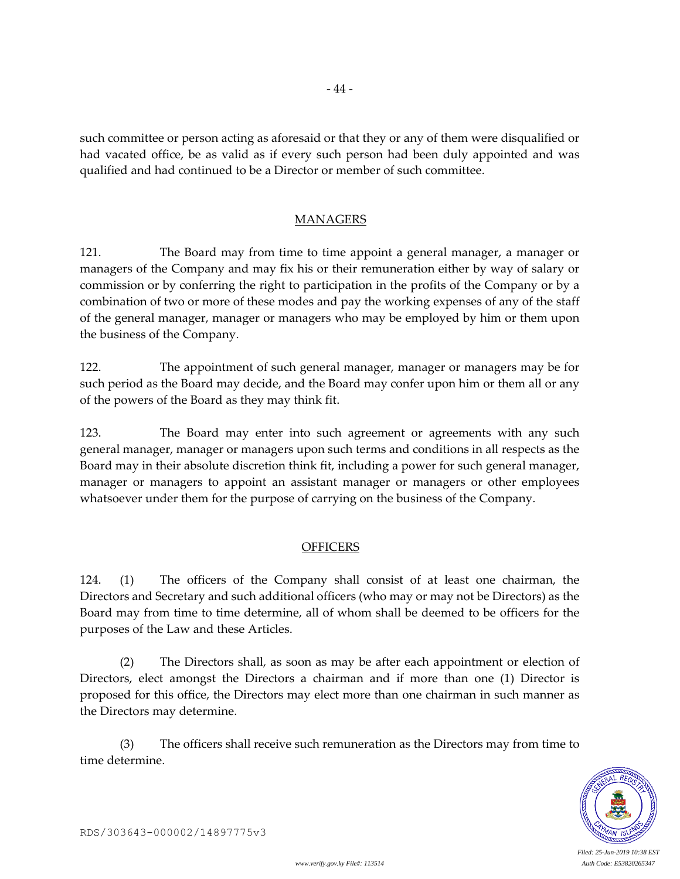such committee or person acting as aforesaid or that they or any of them were disqualified or had vacated office, be as valid as if every such person had been duly appointed and was qualified and had continued to be a Director or member of such committee.

## MANAGERS

121. The Board may from time to time appoint a general manager, a manager or managers of the Company and may fix his or their remuneration either by way of salary or commission or by conferring the right to participation in the profits of the Company or by a combination of two or more of these modes and pay the working expenses of any of the staff of the general manager, manager or managers who may be employed by him or them upon the business of the Company.

122. The appointment of such general manager, manager or managers may be for such period as the Board may decide, and the Board may confer upon him or them all or any of the powers of the Board as they may think fit.

123. The Board may enter into such agreement or agreements with any such general manager, manager or managers upon such terms and conditions in all respects as the Board may in their absolute discretion think fit, including a power for such general manager, manager or managers to appoint an assistant manager or managers or other employees whatsoever under them for the purpose of carrying on the business of the Company.

## OFFICERS

124. (1) The officers of the Company shall consist of at least one chairman, the Directors and Secretary and such additional officers (who may or may not be Directors) as the Board may from time to time determine, all of whom shall be deemed to be officers for the purposes of the Law and these Articles.

(2) The Directors shall, as soon as may be after each appointment or election of Directors, elect amongst the Directors a chairman and if more than one (1) Director is proposed for this office, the Directors may elect more than one chairman in such manner as the Directors may determine.

(3) The officers shall receive such remuneration as the Directors may from time to time determine.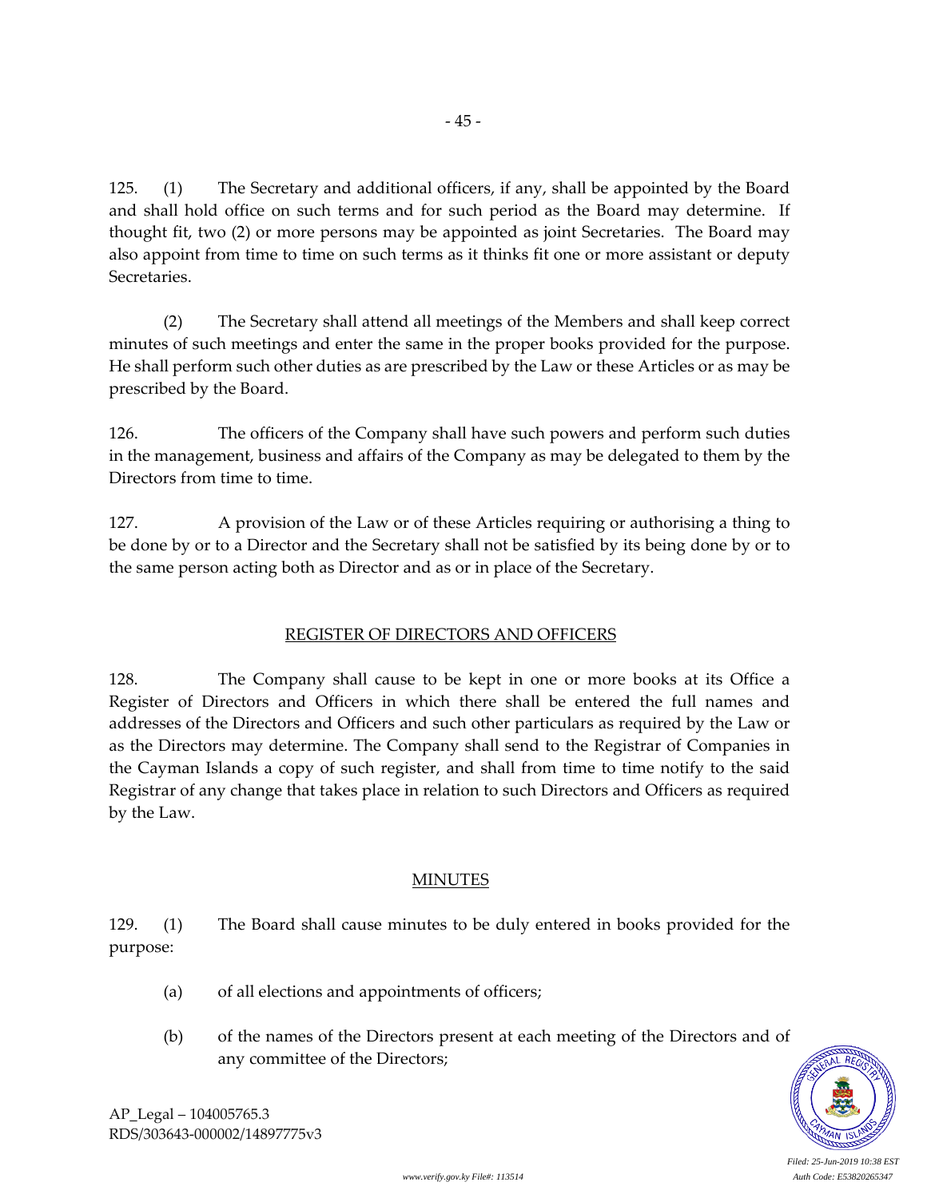125. (1) The Secretary and additional officers, if any, shall be appointed by the Board and shall hold office on such terms and for such period as the Board may determine. If thought fit, two (2) or more persons may be appointed as joint Secretaries. The Board may also appoint from time to time on such terms as it thinks fit one or more assistant or deputy Secretaries.

(2) The Secretary shall attend all meetings of the Members and shall keep correct minutes of such meetings and enter the same in the proper books provided for the purpose. He shall perform such other duties as are prescribed by the Law or these Articles or as may be prescribed by the Board.

126. The officers of the Company shall have such powers and perform such duties in the management, business and affairs of the Company as may be delegated to them by the Directors from time to time.

127. A provision of the Law or of these Articles requiring or authorising a thing to be done by or to a Director and the Secretary shall not be satisfied by its being done by or to the same person acting both as Director and as or in place of the Secretary.

## REGISTER OF DIRECTORS AND OFFICERS

128. The Company shall cause to be kept in one or more books at its Office a Register of Directors and Officers in which there shall be entered the full names and addresses of the Directors and Officers and such other particulars as required by the Law or as the Directors may determine. The Company shall send to the Registrar of Companies in the Cayman Islands a copy of such register, and shall from time to time notify to the said Registrar of any change that takes place in relation to such Directors and Officers as required by the Law.

## MINUTES

129. (1) The Board shall cause minutes to be duly entered in books provided for the purpose:

(a) of all elections and appointments of officers;

(b) of the names of the Directors present at each meeting of the Directors and of any committee of the Directors;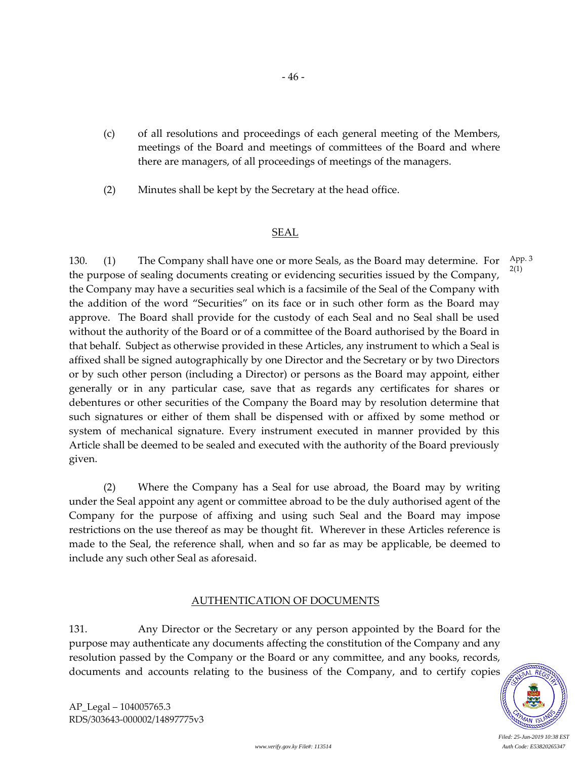(c) of all resolutions and proceedings of each general meeting of the Members, meetings of the Board and meetings of committees of the Board and where there are managers, of all proceedings of meetings of the managers.

(2) Minutes shall be kept by the Secretary at the head office.

## SEAL

130. (1) The Company shall have one or more Seals, as the Board may determine. For the purpose of sealing documents creating or evidencing securities issued by the Company, the Company may have a securities seal which is a facsimile of the Seal of the Company with the addition of the word "Securities" on its face or in such other form as the Board may approve. The Board shall provide for the custody of each Seal and no Seal shall be used without the authority of the Board or of a committee of the Board authorised by the Board in that behalf. Subject as otherwise provided in these Articles, any instrument to which a Seal is affixed shall be signed autographically by one Director and the Secretary or by two Directors or by such other person (including a Director) or persons as the Board may appoint, either generally or in any particular case, save that as regards any certificates for shares or debentures or other securities of the Company the Board may by resolution determine that such signatures or either of them shall be dispensed with or affixed by some method or system of mechanical signature. Every instrument executed in manner provided by this Article shall be deemed to be sealed and executed with the authority of the Board previously given.

App. 3 2(1)

(2) Where the Company has a Seal for use abroad, the Board may by writing under the Seal appoint any agent or committee abroad to be the duly authorised agent of the Company for the purpose of affixing and using such Seal and the Board may impose restrictions on the use thereof as may be thought fit. Wherever in these Articles reference is made to the Seal, the reference shall, when and so far as may be applicable, be deemed to include any such other Seal as aforesaid.

## AUTHENTICATION OF DOCUMENTS

131. Any Director or the Secretary or any person appointed by the Board for the purpose may authenticate any documents affecting the constitution of the Company and any resolution passed by the Company or the Board or any committee, and any books, records, documents and accounts relating to the business of the Company, and to certify copies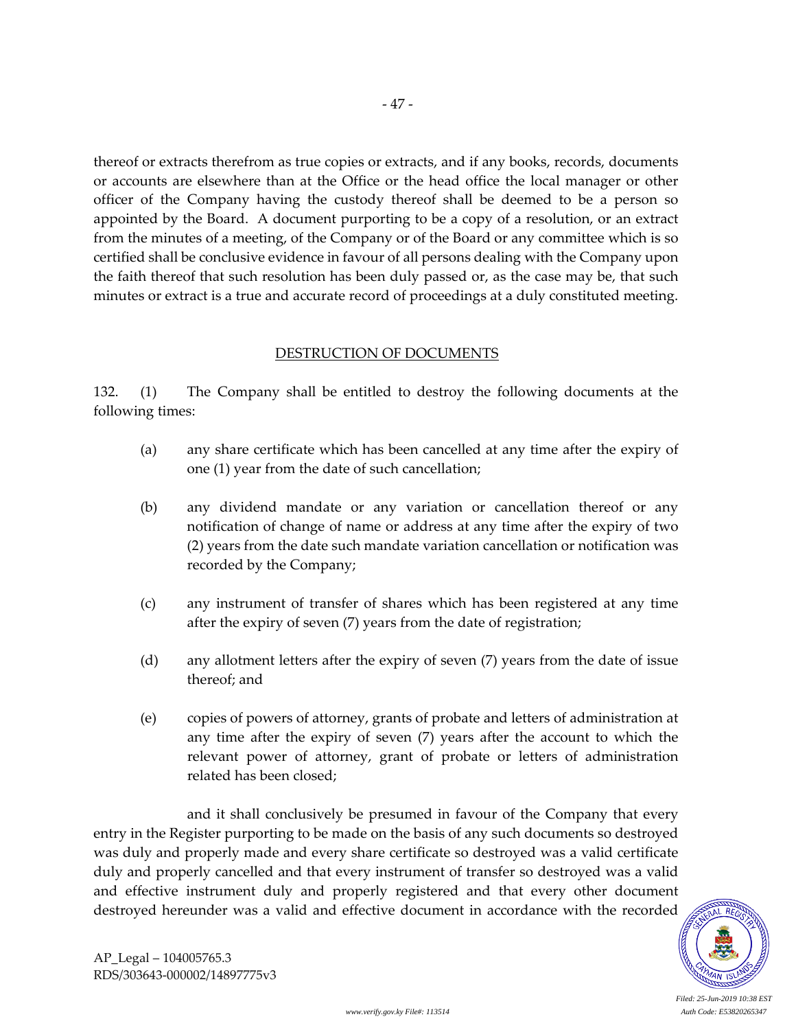thereof or extracts therefrom as true copies or extracts, and if any books, records, documents or accounts are elsewhere than at the Office or the head office the local manager or other officer of the Company having the custody thereof shall be deemed to be a person so appointed by the Board. A document purporting to be a copy of a resolution, or an extract from the minutes of a meeting, of the Company or of the Board or any committee which is so certified shall be conclusive evidence in favour of all persons dealing with the Company upon the faith thereof that such resolution has been duly passed or, as the case may be, that such minutes or extract is a true and accurate record of proceedings at a duly constituted meeting.

## DESTRUCTION OF DOCUMENTS

132. (1) The Company shall be entitled to destroy the following documents at the following times:

(a) any share certificate which has been cancelled at any time after the expiry of one (1) year from the date of such cancellation;

(b) any dividend mandate or any variation or cancellation thereof or any notification of change of name or address at any time after the expiry of two (2) years from the date such mandate variation cancellation or notification was recorded by the Company;

(c) any instrument of transfer of shares which has been registered at any time after the expiry of seven (7) years from the date of registration;

(d) any allotment letters after the expiry of seven (7) years from the date of issue thereof; and

(e) copies of powers of attorney, grants of probate and letters of administration at any time after the expiry of seven (7) years after the account to which the relevant power of attorney, grant of probate or letters of administration related has been closed;

and it shall conclusively be presumed in favour of the Company that every entry in the Register purporting to be made on the basis of any such documents so destroyed was duly and properly made and every share certificate so destroyed was a valid certificate duly and properly cancelled and that every instrument of transfer so destroyed was a valid and effective instrument duly and properly registered and that every other document destroyed hereunder was a valid and effective document in accordance with the recorded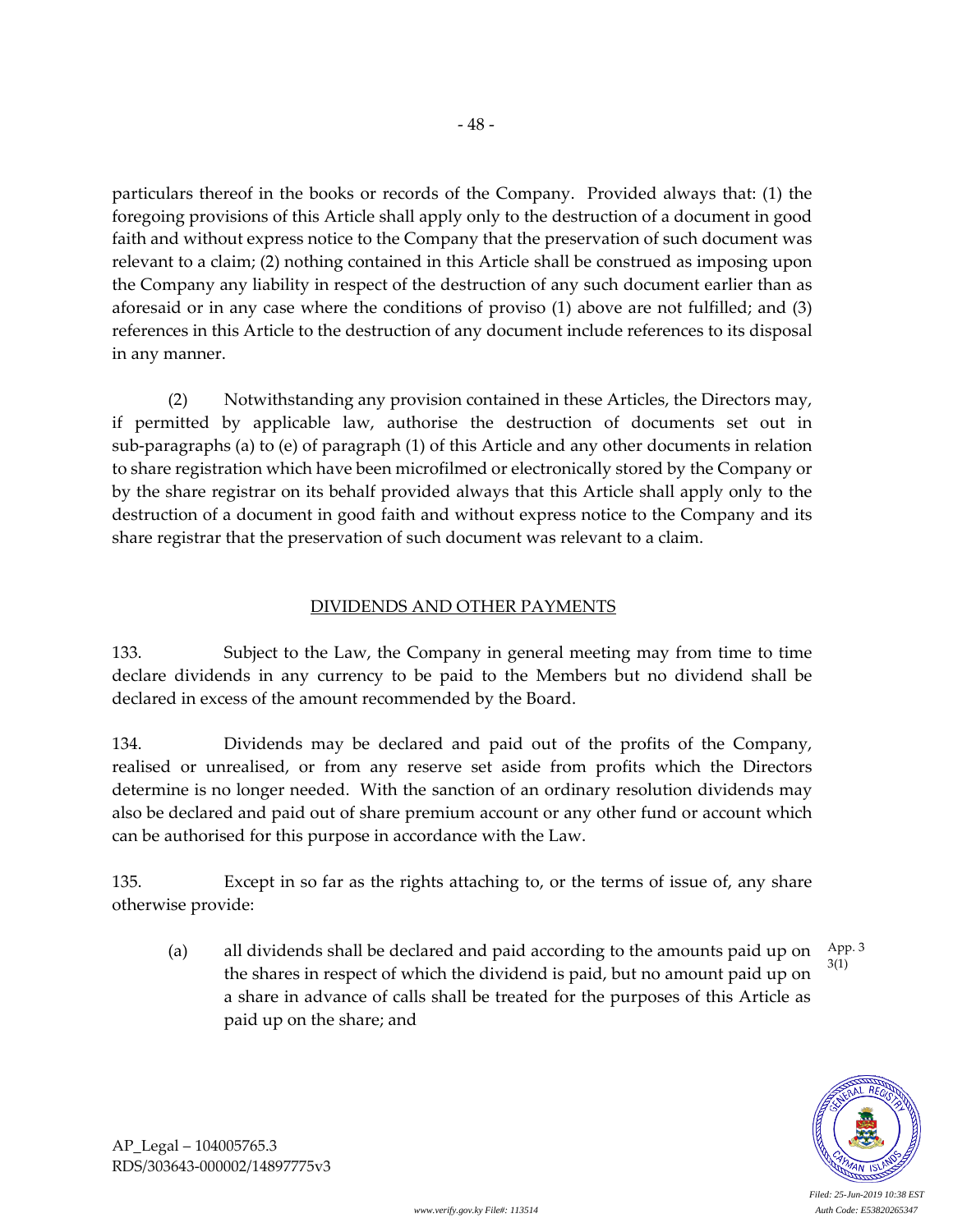particulars thereof in the books or records of the Company. Provided always that: (1) the foregoing provisions of this Article shall apply only to the destruction of a document in good faith and without express notice to the Company that the preservation of such document was relevant to a claim; (2) nothing contained in this Article shall be construed as imposing upon the Company any liability in respect of the destruction of any such document earlier than as aforesaid or in any case where the conditions of proviso (1) above are not fulfilled; and (3) references in this Article to the destruction of any document include references to its disposal in any manner.

(2) Notwithstanding any provision contained in these Articles, the Directors may, if permitted by applicable law, authorise the destruction of documents set out in sub-paragraphs (a) to (e) of paragraph (1) of this Article and any other documents in relation to share registration which have been microfilmed or electronically stored by the Company or by the share registrar on its behalf provided always that this Article shall apply only to the destruction of a document in good faith and without express notice to the Company and its share registrar that the preservation of such document was relevant to a claim.

## DIVIDENDS AND OTHER PAYMENTS

133. Subject to the Law, the Company in general meeting may from time to time declare dividends in any currency to be paid to the Members but no dividend shall be declared in excess of the amount recommended by the Board.

134. Dividends may be declared and paid out of the profits of the Company, realised or unrealised, or from any reserve set aside from profits which the Directors determine is no longer needed. With the sanction of an ordinary resolution dividends may also be declared and paid out of share premium account or any other fund or account which can be authorised for this purpose in accordance with the Law.

135. Except in so far as the rights attaching to, or the terms of issue of, any share otherwise provide:

(a) all dividends shall be declared and paid according to the amounts paid up on the shares in respect of which the dividend is paid, but no amount paid up on a share in advance of calls shall be treated for the purposes of this Article as paid up on the share; and

App. 3 3(1)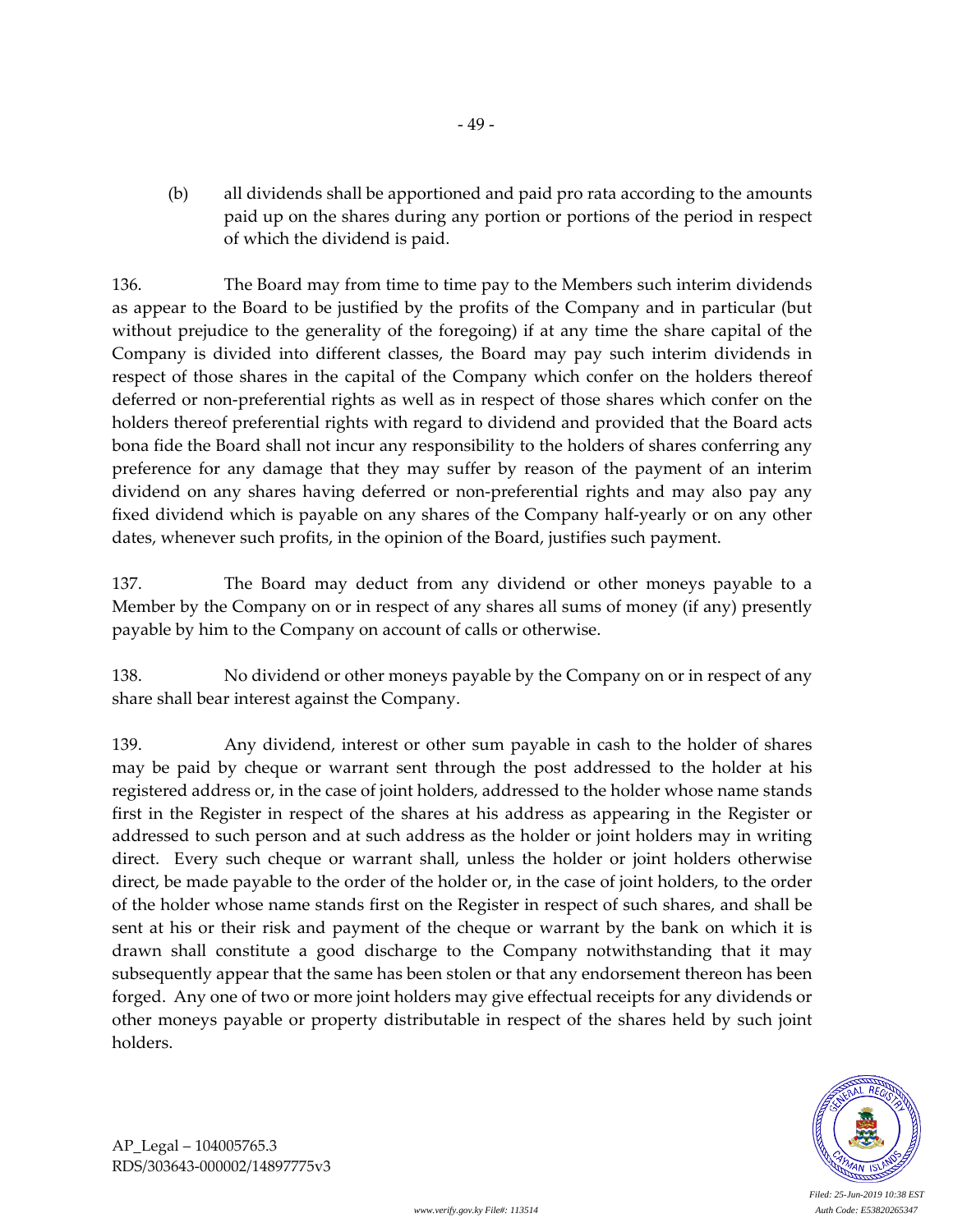(b) all dividends shall be apportioned and paid pro rata according to the amounts paid up on the shares during any portion or portions of the period in respect of which the dividend is paid.

136. The Board may from time to time pay to the Members such interim dividends as appear to the Board to be justified by the profits of the Company and in particular (but without prejudice to the generality of the foregoing) if at any time the share capital of the Company is divided into different classes, the Board may pay such interim dividends in respect of those shares in the capital of the Company which confer on the holders thereof deferred or non-preferential rights as well as in respect of those shares which confer on the holders thereof preferential rights with regard to dividend and provided that the Board acts bona fide the Board shall not incur any responsibility to the holders of shares conferring any preference for any damage that they may suffer by reason of the payment of an interim dividend on any shares having deferred or non-preferential rights and may also pay any fixed dividend which is payable on any shares of the Company half-yearly or on any other dates, whenever such profits, in the opinion of the Board, justifies such payment.

137. The Board may deduct from any dividend or other moneys payable to a Member by the Company on or in respect of any shares all sums of money (if any) presently payable by him to the Company on account of calls or otherwise.

138. No dividend or other moneys payable by the Company on or in respect of any share shall bear interest against the Company.

139. Any dividend, interest or other sum payable in cash to the holder of shares may be paid by cheque or warrant sent through the post addressed to the holder at his registered address or, in the case of joint holders, addressed to the holder whose name stands first in the Register in respect of the shares at his address as appearing in the Register or addressed to such person and at such address as the holder or joint holders may in writing direct. Every such cheque or warrant shall, unless the holder or joint holders otherwise direct, be made payable to the order of the holder or, in the case of joint holders, to the order of the holder whose name stands first on the Register in respect of such shares, and shall be sent at his or their risk and payment of the cheque or warrant by the bank on which it is drawn shall constitute a good discharge to the Company notwithstanding that it may subsequently appear that the same has been stolen or that any endorsement thereon has been forged. Any one of two or more joint holders may give effectual receipts for any dividends or other moneys payable or property distributable in respect of the shares held by such joint holders.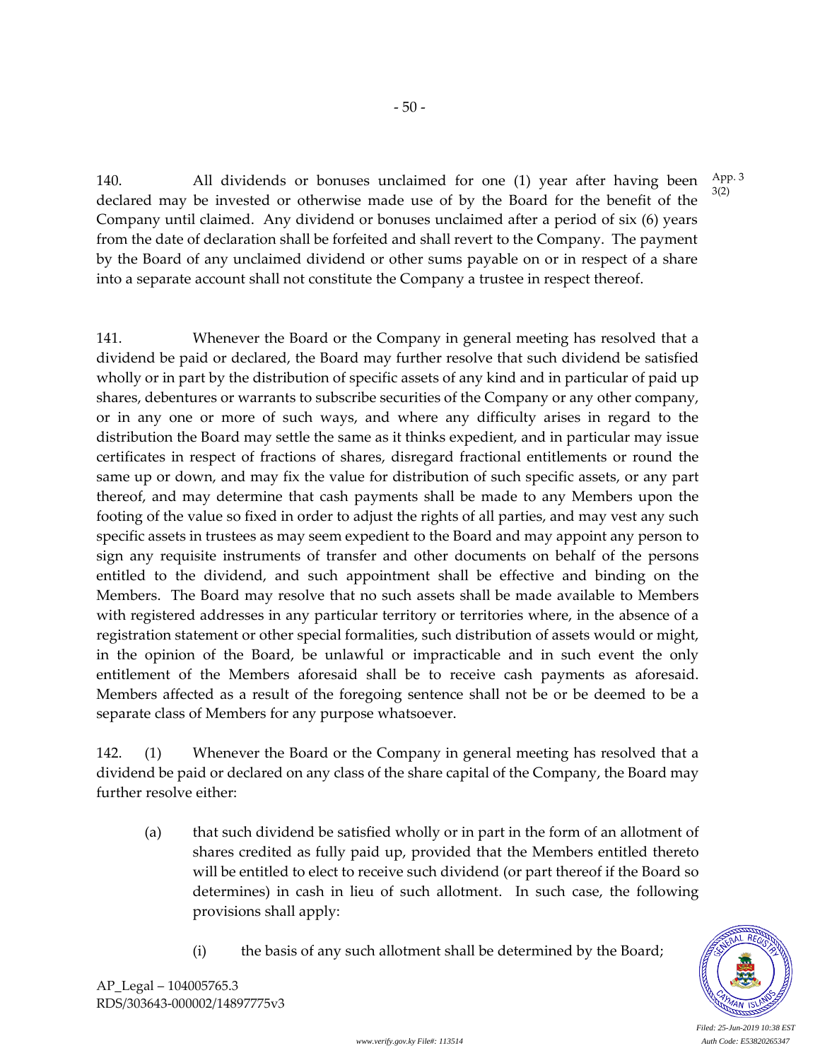140. All dividends or bonuses unclaimed for one (1) year after having been declared may be invested or otherwise made use of by the Board for the benefit of the Company until claimed. Any dividend or bonuses unclaimed after a period of six (6) years from the date of declaration shall be forfeited and shall revert to the Company. The payment by the Board of any unclaimed dividend or other sums payable on or in respect of a share into a separate account shall not constitute the Company a trustee in respect thereof.

App. 3 3(2)

141. Whenever the Board or the Company in general meeting has resolved that a dividend be paid or declared, the Board may further resolve that such dividend be satisfied wholly or in part by the distribution of specific assets of any kind and in particular of paid up shares, debentures or warrants to subscribe securities of the Company or any other company, or in any one or more of such ways, and where any difficulty arises in regard to the distribution the Board may settle the same as it thinks expedient, and in particular may issue certificates in respect of fractions of shares, disregard fractional entitlements or round the same up or down, and may fix the value for distribution of such specific assets, or any part thereof, and may determine that cash payments shall be made to any Members upon the footing of the value so fixed in order to adjust the rights of all parties, and may vest any such specific assets in trustees as may seem expedient to the Board and may appoint any person to sign any requisite instruments of transfer and other documents on behalf of the persons entitled to the dividend, and such appointment shall be effective and binding on the Members. The Board may resolve that no such assets shall be made available to Members with registered addresses in any particular territory or territories where, in the absence of a registration statement or other special formalities, such distribution of assets would or might, in the opinion of the Board, be unlawful or impracticable and in such event the only entitlement of the Members aforesaid shall be to receive cash payments as aforesaid. Members affected as a result of the foregoing sentence shall not be or be deemed to be a separate class of Members for any purpose whatsoever.

142. (1) Whenever the Board or the Company in general meeting has resolved that a dividend be paid or declared on any class of the share capital of the Company, the Board may further resolve either:

- (a) that such dividend be satisfied wholly or in part in the form of an allotment of shares credited as fully paid up, provided that the Members entitled thereto will be entitled to elect to receive such dividend (or part thereof if the Board so determines) in cash in lieu of such allotment. In such case, the following provisions shall apply:

  - (i) the basis of any such allotment shall be determined by the Board;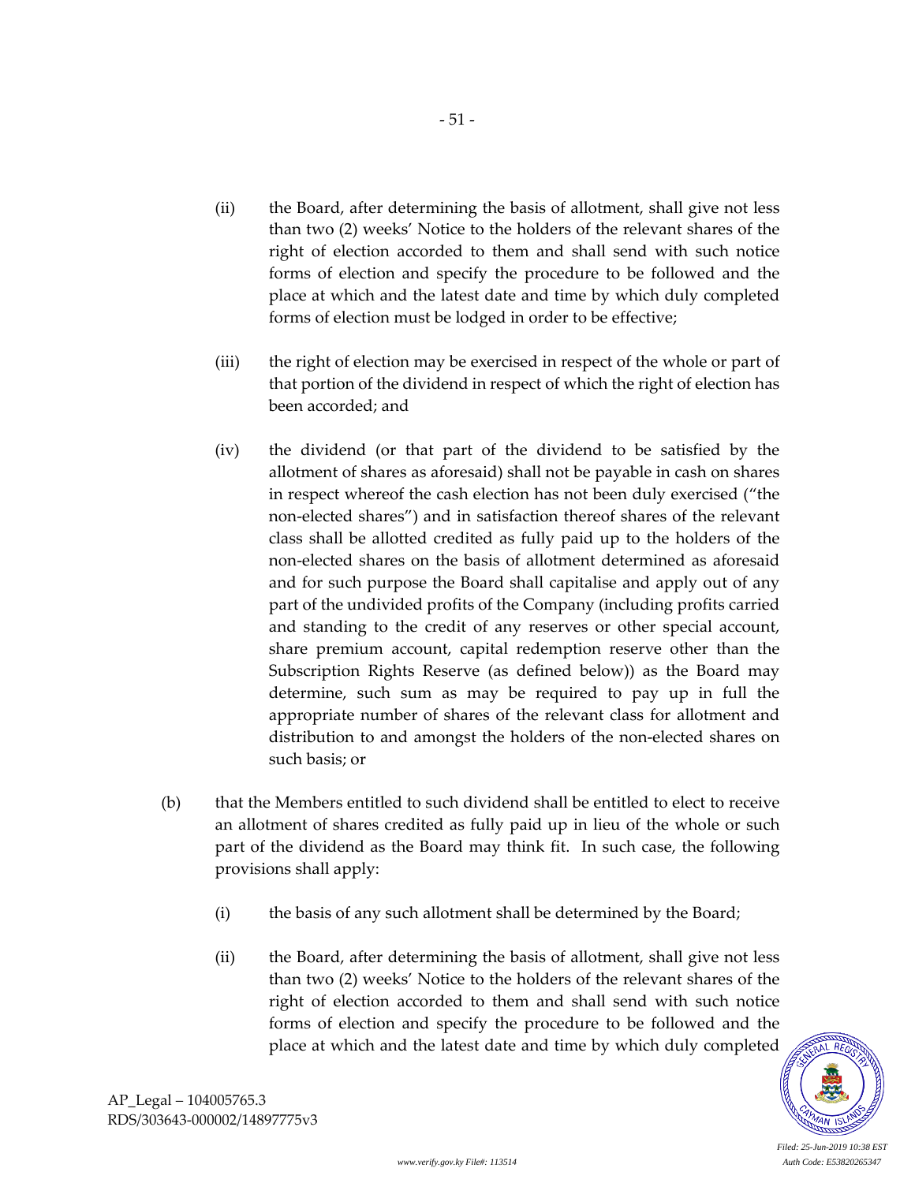(ii) the Board, after determining the basis of allotment, shall give not less than two (2) weeks' Notice to the holders of the relevant shares of the right of election accorded to them and shall send with such notice forms of election and specify the procedure to be followed and the place at which and the latest date and time by which duly completed forms of election must be lodged in order to be effective;

(iii) the right of election may be exercised in respect of the whole or part of that portion of the dividend in respect of which the right of election has been accorded; and

(iv) the dividend (or that part of the dividend to be satisfied by the allotment of shares as aforesaid) shall not be payable in cash on shares in respect whereof the cash election has not been duly exercised ("the non-elected shares") and in satisfaction thereof shares of the relevant class shall be allotted credited as fully paid up to the holders of the non-elected shares on the basis of allotment determined as aforesaid and for such purpose the Board shall capitalise and apply out of any part of the undivided profits of the Company (including profits carried and standing to the credit of any reserves or other special account, share premium account, capital redemption reserve other than the Subscription Rights Reserve (as defined below)) as the Board may determine, such sum as may be required to pay up in full the appropriate number of shares of the relevant class for allotment and distribution to and amongst the holders of the non-elected shares on such basis; or

(b) that the Members entitled to such dividend shall be entitled to elect to receive an allotment of shares credited as fully paid up in lieu of the whole or such part of the dividend as the Board may think fit. In such case, the following provisions shall apply:

(i) the basis of any such allotment shall be determined by the Board;

(ii) the Board, after determining the basis of allotment, shall give not less than two (2) weeks' Notice to the holders of the relevant shares of the right of election accorded to them and shall send with such notice forms of election and specify the procedure to be followed and the place at which and the latest date and time by which duly completed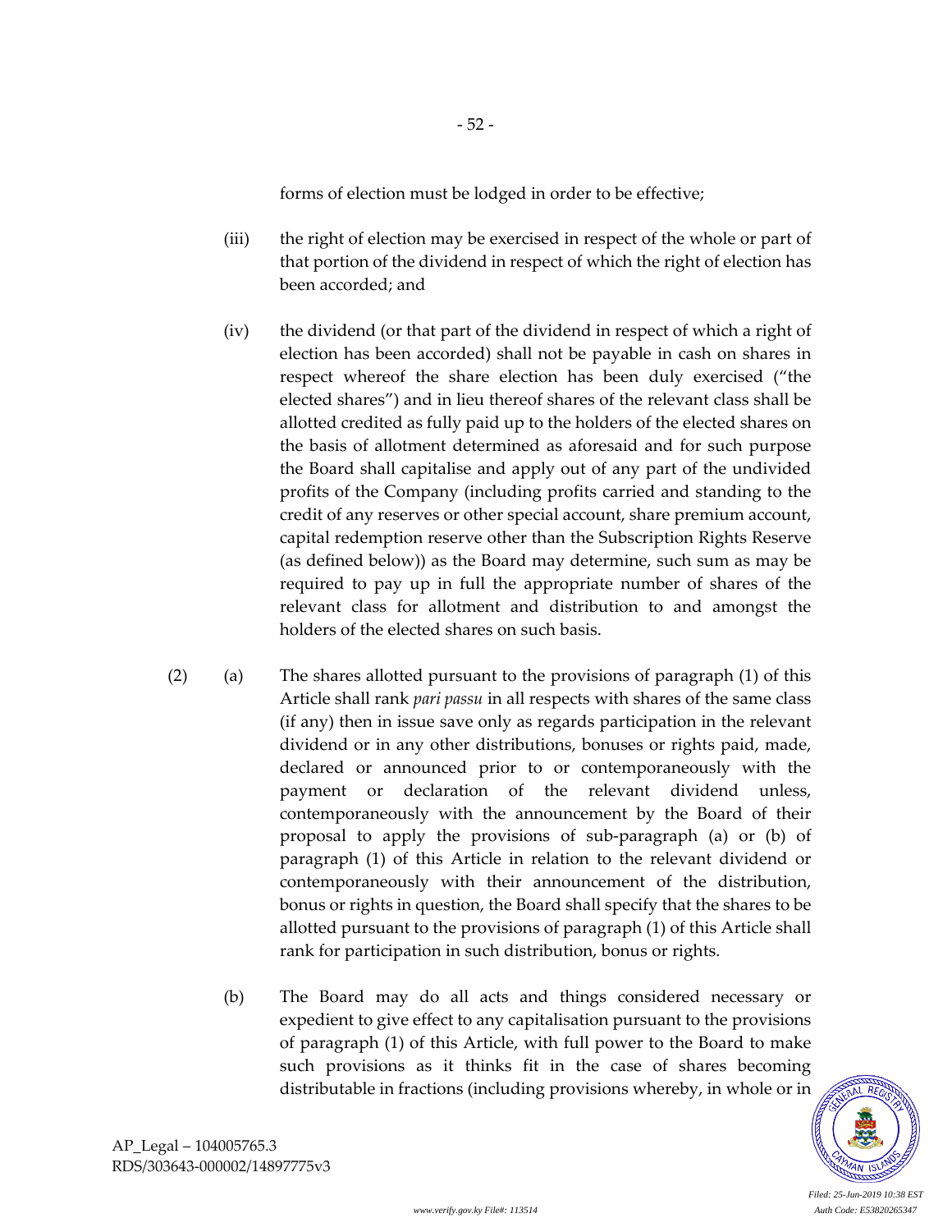forms of election must be lodged in order to be effective;

(iii) the right of election may be exercised in respect of the whole or part of that portion of the dividend in respect of which the right of election has been accorded; and

(iv) the dividend (or that part of the dividend in respect of which a right of election has been accorded) shall not be payable in cash on shares in respect whereof the share election has been duly exercised ("the elected shares") and in lieu thereof shares of the relevant class shall be allotted credited as fully paid up to the holders of the elected shares on the basis of allotment determined as aforesaid and for such purpose the Board shall capitalise and apply out of any part of the undivided profits of the Company (including profits carried and standing to the credit of any reserves or other special account, share premium account, capital redemption reserve other than the Subscription Rights Reserve (as defined below)) as the Board may determine, such sum as may be required to pay up in full the appropriate number of shares of the relevant class for allotment and distribution to and amongst the holders of the elected shares on such basis.

(2) (a) The shares allotted pursuant to the provisions of paragraph (1) of this Article shall rank *pari passu* in all respects with shares of the same class (if any) then in issue save only as regards participation in the relevant dividend or in any other distributions, bonuses or rights paid, made, declared or announced prior to or contemporaneously with the payment or declaration of the relevant dividend unless, contemporaneously with the announcement by the Board of their proposal to apply the provisions of sub-paragraph (a) or (b) of paragraph (1) of this Article in relation to the relevant dividend or contemporaneously with their announcement of the distribution, bonus or rights in question, the Board shall specify that the shares to be allotted pursuant to the provisions of paragraph (1) of this Article shall rank for participation in such distribution, bonus or rights.

(b) The Board may do all acts and things considered necessary or expedient to give effect to any capitalisation pursuant to the provisions of paragraph (1) of this Article, with full power to the Board to make such provisions as it thinks fit in the case of shares becoming distributable in fractions (including provisions whereby, in whole or in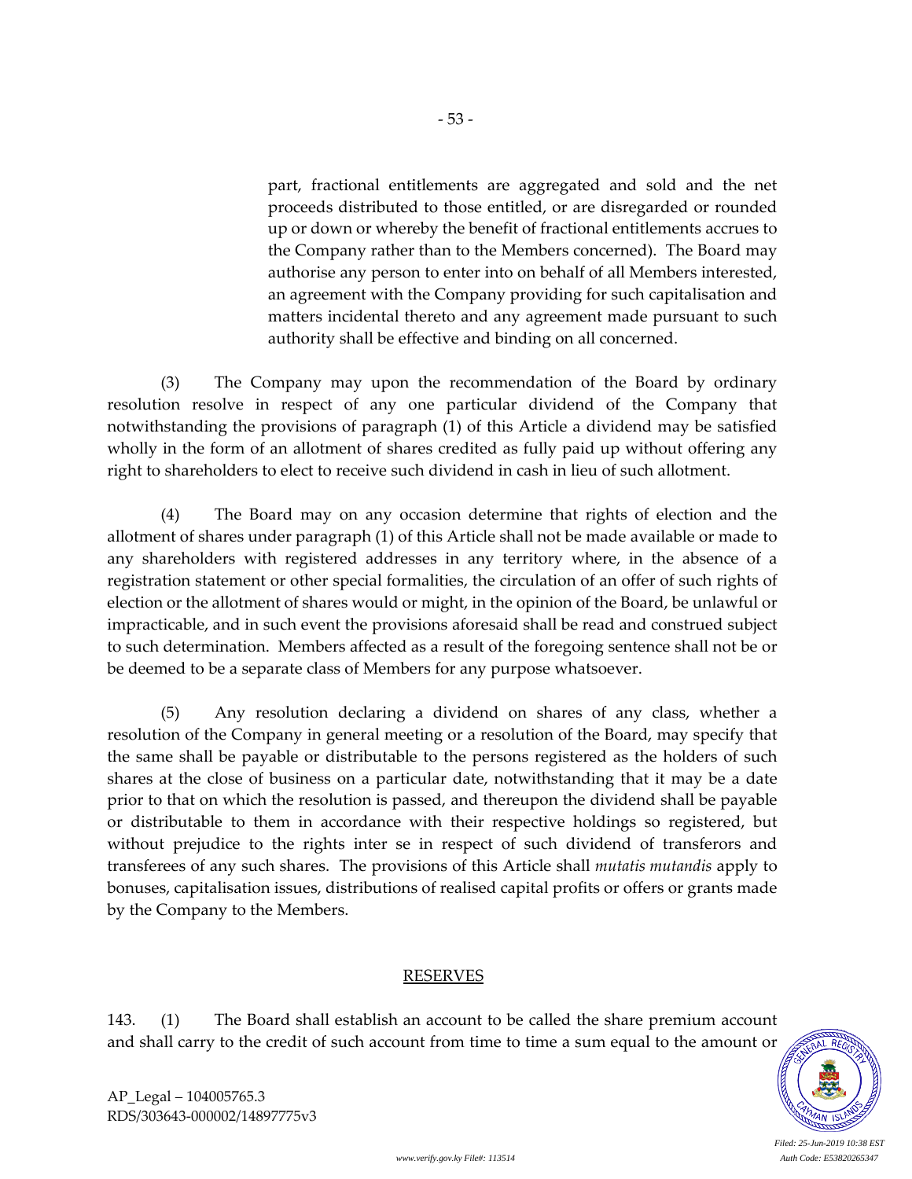part, fractional entitlements are aggregated and sold and the net proceeds distributed to those entitled, or are disregarded or rounded up or down or whereby the benefit of fractional entitlements accrues to the Company rather than to the Members concerned). The Board may authorise any person to enter into on behalf of all Members interested, an agreement with the Company providing for such capitalisation and matters incidental thereto and any agreement made pursuant to such authority shall be effective and binding on all concerned.

(3) The Company may upon the recommendation of the Board by ordinary resolution resolve in respect of any one particular dividend of the Company that notwithstanding the provisions of paragraph (1) of this Article a dividend may be satisfied wholly in the form of an allotment of shares credited as fully paid up without offering any right to shareholders to elect to receive such dividend in cash in lieu of such allotment.

(4) The Board may on any occasion determine that rights of election and the allotment of shares under paragraph (1) of this Article shall not be made available or made to any shareholders with registered addresses in any territory where, in the absence of a registration statement or other special formalities, the circulation of an offer of such rights of election or the allotment of shares would or might, in the opinion of the Board, be unlawful or impracticable, and in such event the provisions aforesaid shall be read and construed subject to such determination. Members affected as a result of the foregoing sentence shall not be or be deemed to be a separate class of Members for any purpose whatsoever.

(5) Any resolution declaring a dividend on shares of any class, whether a resolution of the Company in general meeting or a resolution of the Board, may specify that the same shall be payable or distributable to the persons registered as the holders of such shares at the close of business on a particular date, notwithstanding that it may be a date prior to that on which the resolution is passed, and thereupon the dividend shall be payable or distributable to them in accordance with their respective holdings so registered, but without prejudice to the rights inter se in respect of such dividend of transferors and transferees of any such shares. The provisions of this Article shall *mutatis mutandis* apply to bonuses, capitalisation issues, distributions of realised capital profits or offers or grants made by the Company to the Members.

## RESERVES

143. (1) The Board shall establish an account to be called the share premium account and shall carry to the credit of such account from time to time a sum equal to the amount or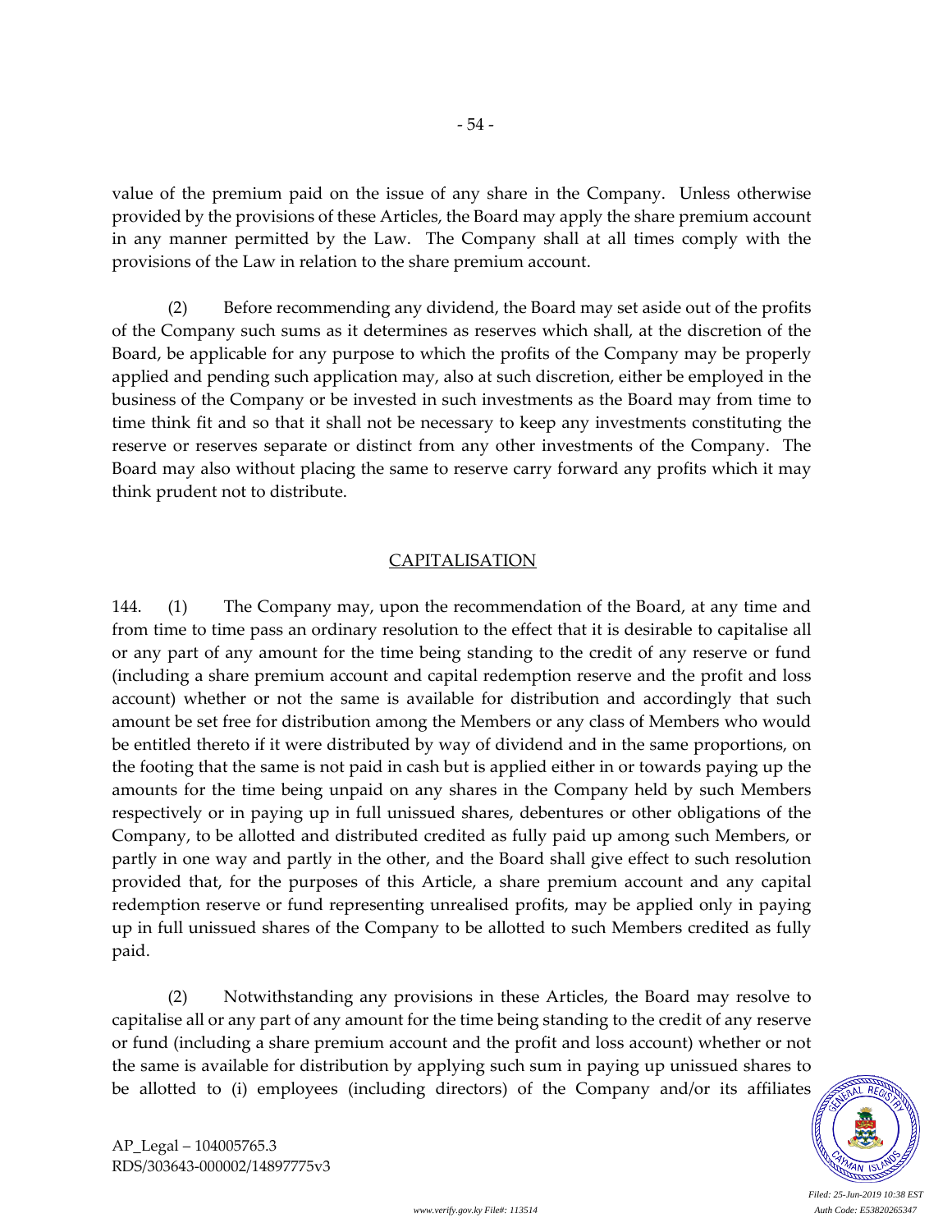value of the premium paid on the issue of any share in the Company. Unless otherwise provided by the provisions of these Articles, the Board may apply the share premium account in any manner permitted by the Law. The Company shall at all times comply with the provisions of the Law in relation to the share premium account.

(2) Before recommending any dividend, the Board may set aside out of the profits of the Company such sums as it determines as reserves which shall, at the discretion of the Board, be applicable for any purpose to which the profits of the Company may be properly applied and pending such application may, also at such discretion, either be employed in the business of the Company or be invested in such investments as the Board may from time to time think fit and so that it shall not be necessary to keep any investments constituting the reserve or reserves separate or distinct from any other investments of the Company. The Board may also without placing the same to reserve carry forward any profits which it may think prudent not to distribute.

## CAPITALISATION

144. (1) The Company may, upon the recommendation of the Board, at any time and from time to time pass an ordinary resolution to the effect that it is desirable to capitalise all or any part of any amount for the time being standing to the credit of any reserve or fund (including a share premium account and capital redemption reserve and the profit and loss account) whether or not the same is available for distribution and accordingly that such amount be set free for distribution among the Members or any class of Members who would be entitled thereto if it were distributed by way of dividend and in the same proportions, on the footing that the same is not paid in cash but is applied either in or towards paying up the amounts for the time being unpaid on any shares in the Company held by such Members respectively or in paying up in full unissued shares, debentures or other obligations of the Company, to be allotted and distributed credited as fully paid up among such Members, or partly in one way and partly in the other, and the Board shall give effect to such resolution provided that, for the purposes of this Article, a share premium account and any capital redemption reserve or fund representing unrealised profits, may be applied only in paying up in full unissued shares of the Company to be allotted to such Members credited as fully paid.

(2) Notwithstanding any provisions in these Articles, the Board may resolve to capitalise all or any part of any amount for the time being standing to the credit of any reserve or fund (including a share premium account and the profit and loss account) whether or not the same is available for distribution by applying such sum in paying up unissued shares to be allotted to (i) employees (including directors) of the Company and/or its affiliates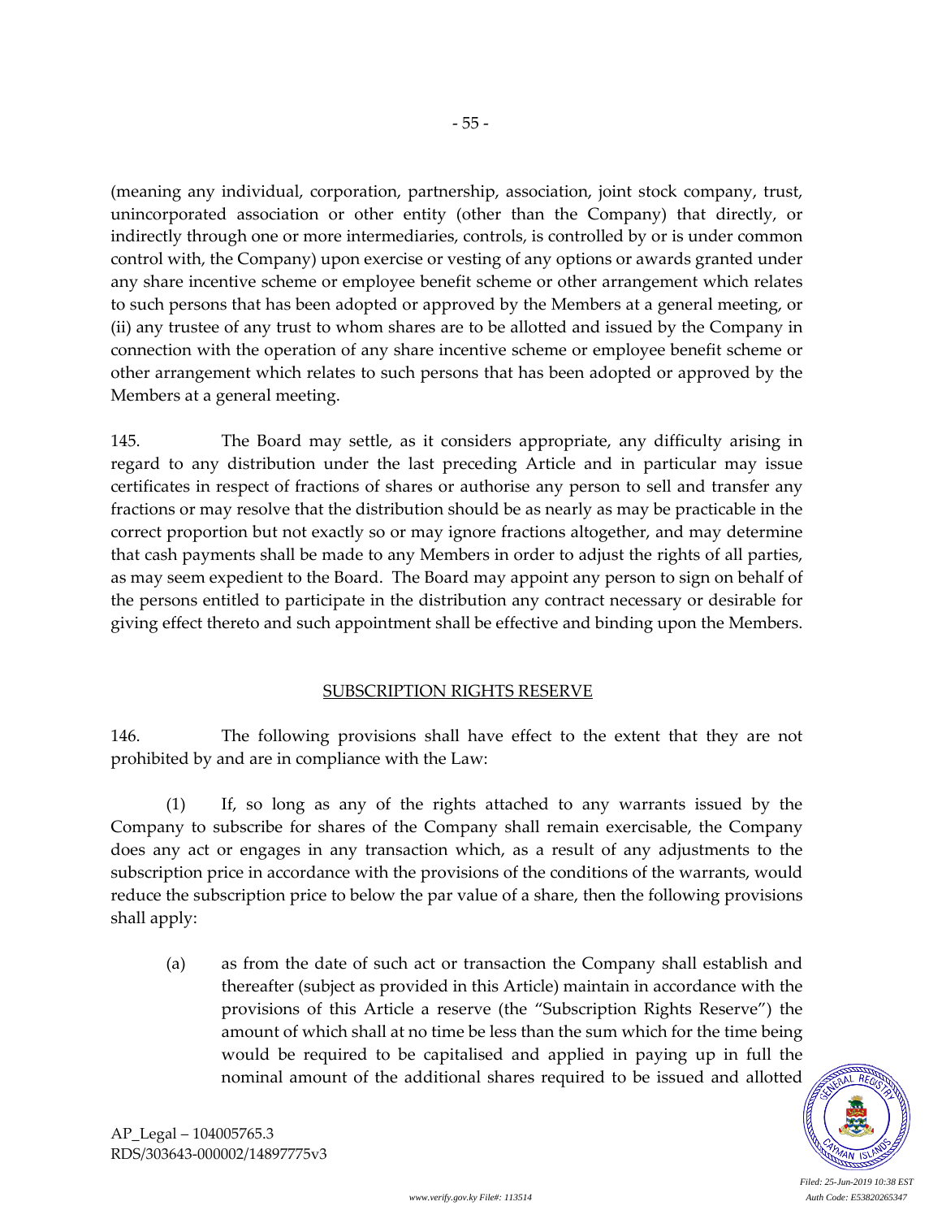(meaning any individual, corporation, partnership, association, joint stock company, trust, unincorporated association or other entity (other than the Company) that directly, or indirectly through one or more intermediaries, controls, is controlled by or is under common control with, the Company) upon exercise or vesting of any options or awards granted under any share incentive scheme or employee benefit scheme or other arrangement which relates to such persons that has been adopted or approved by the Members at a general meeting, or (ii) any trustee of any trust to whom shares are to be allotted and issued by the Company in connection with the operation of any share incentive scheme or employee benefit scheme or other arrangement which relates to such persons that has been adopted or approved by the Members at a general meeting.

145. The Board may settle, as it considers appropriate, any difficulty arising in regard to any distribution under the last preceding Article and in particular may issue certificates in respect of fractions of shares or authorise any person to sell and transfer any fractions or may resolve that the distribution should be as nearly as may be practicable in the correct proportion but not exactly so or may ignore fractions altogether, and may determine that cash payments shall be made to any Members in order to adjust the rights of all parties, as may seem expedient to the Board. The Board may appoint any person to sign on behalf of the persons entitled to participate in the distribution any contract necessary or desirable for giving effect thereto and such appointment shall be effective and binding upon the Members.

## SUBSCRIPTION RIGHTS RESERVE

146. The following provisions shall have effect to the extent that they are not prohibited by and are in compliance with the Law:

(1) If, so long as any of the rights attached to any warrants issued by the Company to subscribe for shares of the Company shall remain exercisable, the Company does any act or engages in any transaction which, as a result of any adjustments to the subscription price in accordance with the provisions of the conditions of the warrants, would reduce the subscription price to below the par value of a share, then the following provisions shall apply:

(a) as from the date of such act or transaction the Company shall establish and thereafter (subject as provided in this Article) maintain in accordance with the provisions of this Article a reserve (the "Subscription Rights Reserve") the amount of which shall at no time be less than the sum which for the time being would be required to be capitalised and applied in paying up in full the nominal amount of the additional shares required to be issued and allotted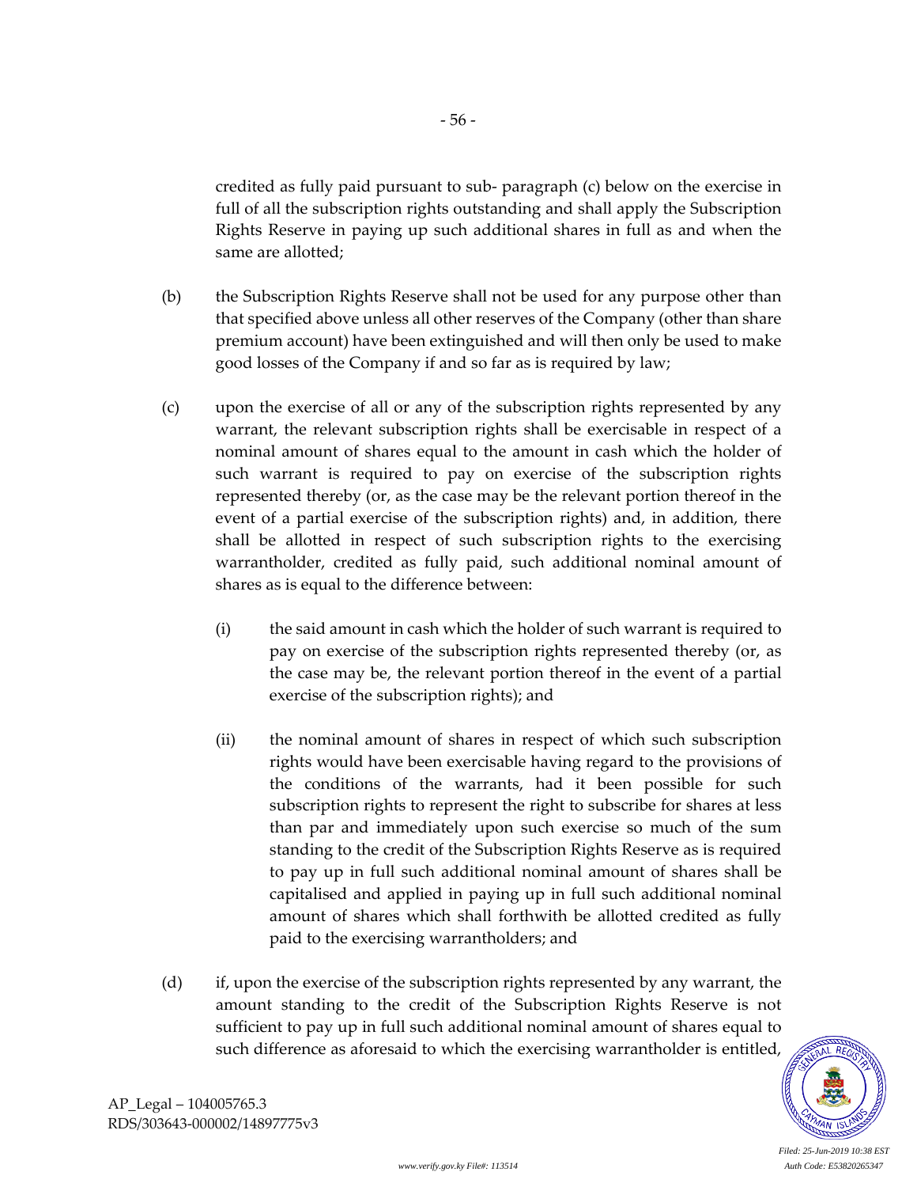credited as fully paid pursuant to sub- paragraph (c) below on the exercise in full of all the subscription rights outstanding and shall apply the Subscription Rights Reserve in paying up such additional shares in full as and when the same are allotted;

(b) the Subscription Rights Reserve shall not be used for any purpose other than that specified above unless all other reserves of the Company (other than share premium account) have been extinguished and will then only be used to make good losses of the Company if and so far as is required by law;

(c) upon the exercise of all or any of the subscription rights represented by any warrant, the relevant subscription rights shall be exercisable in respect of a nominal amount of shares equal to the amount in cash which the holder of such warrant is required to pay on exercise of the subscription rights represented thereby (or, as the case may be the relevant portion thereof in the event of a partial exercise of the subscription rights) and, in addition, there shall be allotted in respect of such subscription rights to the exercising warrantholder, credited as fully paid, such additional nominal amount of shares as is equal to the difference between:

   (i) the said amount in cash which the holder of such warrant is required to pay on exercise of the subscription rights represented thereby (or, as the case may be, the relevant portion thereof in the event of a partial exercise of the subscription rights); and

   (ii) the nominal amount of shares in respect of which such subscription rights would have been exercisable having regard to the provisions of the conditions of the warrants, had it been possible for such subscription rights to represent the right to subscribe for shares at less than par and immediately upon such exercise so much of the sum standing to the credit of the Subscription Rights Reserve as is required to pay up in full such additional nominal amount of shares shall be capitalised and applied in paying up in full such additional nominal amount of shares which shall forthwith be allotted credited as fully paid to the exercising warrantholders; and

(d) if, upon the exercise of the subscription rights represented by any warrant, the amount standing to the credit of the Subscription Rights Reserve is not sufficient to pay up in full such additional nominal amount of shares equal to such difference as aforesaid to which the exercising warrantholder is entitled,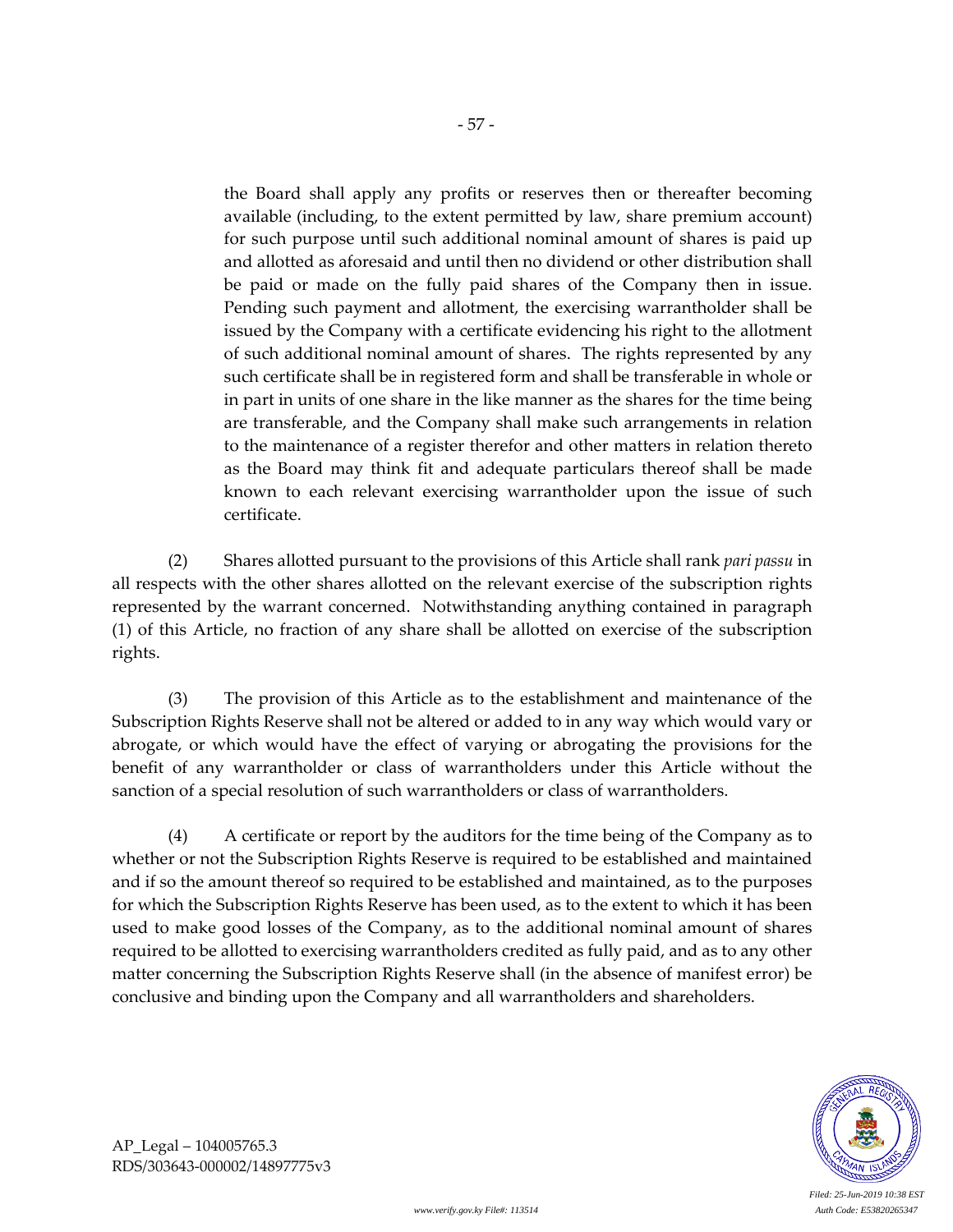the Board shall apply any profits or reserves then or thereafter becoming available (including, to the extent permitted by law, share premium account) for such purpose until such additional nominal amount of shares is paid up and allotted as aforesaid and until then no dividend or other distribution shall be paid or made on the fully paid shares of the Company then in issue. Pending such payment and allotment, the exercising warrantholder shall be issued by the Company with a certificate evidencing his right to the allotment of such additional nominal amount of shares. The rights represented by any such certificate shall be in registered form and shall be transferable in whole or in part in units of one share in the like manner as the shares for the time being are transferable, and the Company shall make such arrangements in relation to the maintenance of a register therefor and other matters in relation thereto as the Board may think fit and adequate particulars thereof shall be made known to each relevant exercising warrantholder upon the issue of such certificate.

(2) Shares allotted pursuant to the provisions of this Article shall rank *pari passu* in all respects with the other shares allotted on the relevant exercise of the subscription rights represented by the warrant concerned. Notwithstanding anything contained in paragraph (1) of this Article, no fraction of any share shall be allotted on exercise of the subscription rights.

(3) The provision of this Article as to the establishment and maintenance of the Subscription Rights Reserve shall not be altered or added to in any way which would vary or abrogate, or which would have the effect of varying or abrogating the provisions for the benefit of any warrantholder or class of warrantholders under this Article without the sanction of a special resolution of such warrantholders or class of warrantholders.

(4) A certificate or report by the auditors for the time being of the Company as to whether or not the Subscription Rights Reserve is required to be established and maintained and if so the amount thereof so required to be established and maintained, as to the purposes for which the Subscription Rights Reserve has been used, as to the extent to which it has been used to make good losses of the Company, as to the additional nominal amount of shares required to be allotted to exercising warrantholders credited as fully paid, and as to any other matter concerning the Subscription Rights Reserve shall (in the absence of manifest error) be conclusive and binding upon the Company and all warrantholders and shareholders.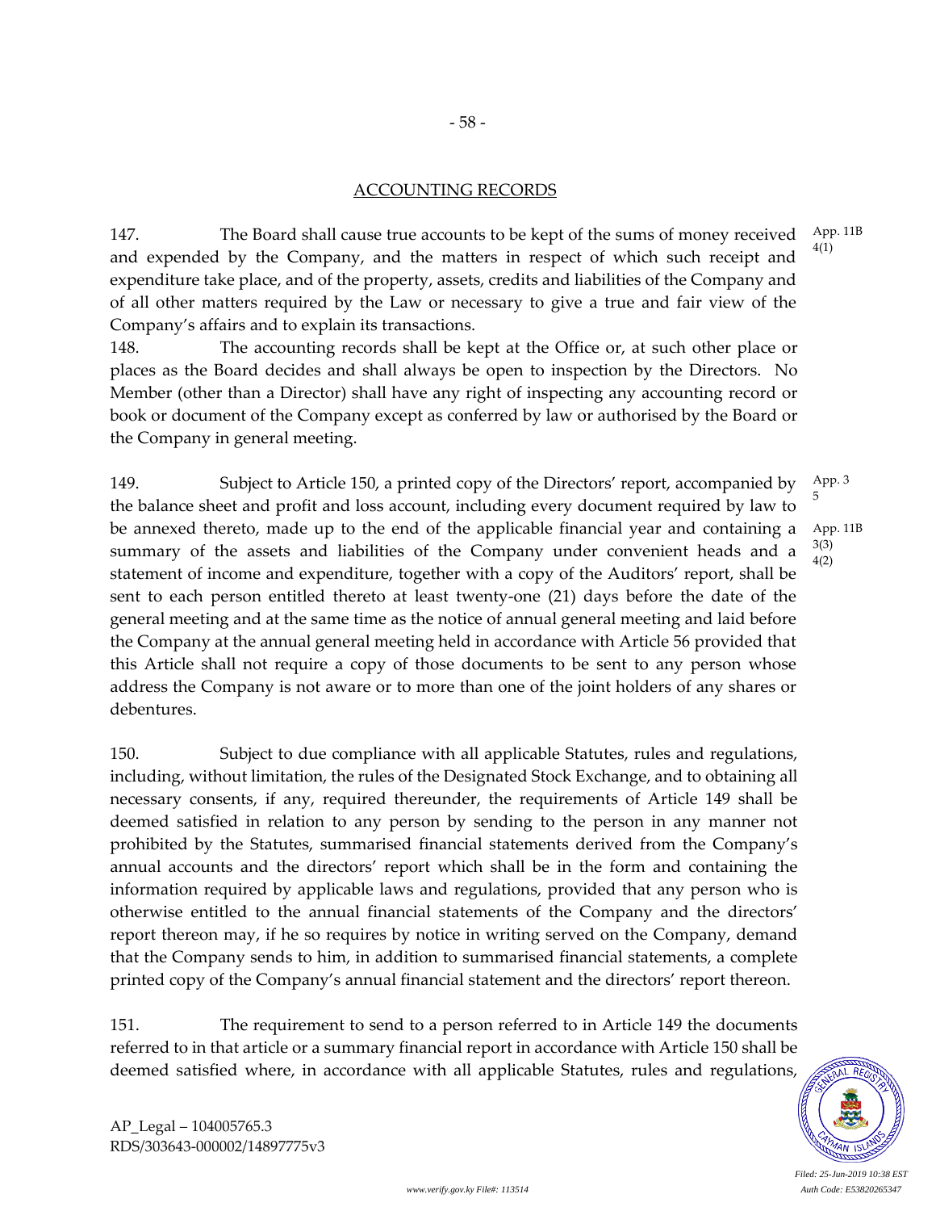## ACCOUNTING RECORDS

147. The Board shall cause true accounts to be kept of the sums of money received and expended by the Company, and the matters in respect of which such receipt and expenditure take place, and of the property, assets, credits and liabilities of the Company and of all other matters required by the Law or necessary to give a true and fair view of the Company's affairs and to explain its transactions.

App. 11B 4(1)

148. The accounting records shall be kept at the Office or, at such other place or places as the Board decides and shall always be open to inspection by the Directors. No Member (other than a Director) shall have any right of inspecting any accounting record or book or document of the Company except as conferred by law or authorised by the Board or the Company in general meeting.

149. Subject to Article 150, a printed copy of the Directors' report, accompanied by the balance sheet and profit and loss account, including every document required by law to be annexed thereto, made up to the end of the applicable financial year and containing a summary of the assets and liabilities of the Company under convenient heads and a statement of income and expenditure, together with a copy of the Auditors' report, shall be sent to each person entitled thereto at least twenty-one (21) days before the date of the general meeting and at the same time as the notice of annual general meeting and laid before the Company at the annual general meeting held in accordance with Article 56 provided that this Article shall not require a copy of those documents to be sent to any person whose address the Company is not aware or to more than one of the joint holders of any shares or debentures.

App. 3 5

App. 11B 3(3) 4(2)

150. Subject to due compliance with all applicable Statutes, rules and regulations, including, without limitation, the rules of the Designated Stock Exchange, and to obtaining all necessary consents, if any, required thereunder, the requirements of Article 149 shall be deemed satisfied in relation to any person by sending to the person in any manner not prohibited by the Statutes, summarised financial statements derived from the Company's annual accounts and the directors' report which shall be in the form and containing the information required by applicable laws and regulations, provided that any person who is otherwise entitled to the annual financial statements of the Company and the directors' report thereon may, if he so requires by notice in writing served on the Company, demand that the Company sends to him, in addition to summarised financial statements, a complete printed copy of the Company's annual financial statement and the directors' report thereon.

151. The requirement to send to a person referred to in Article 149 the documents referred to in that article or a summary financial report in accordance with Article 150 shall be deemed satisfied where, in accordance with all applicable Statutes, rules and regulations,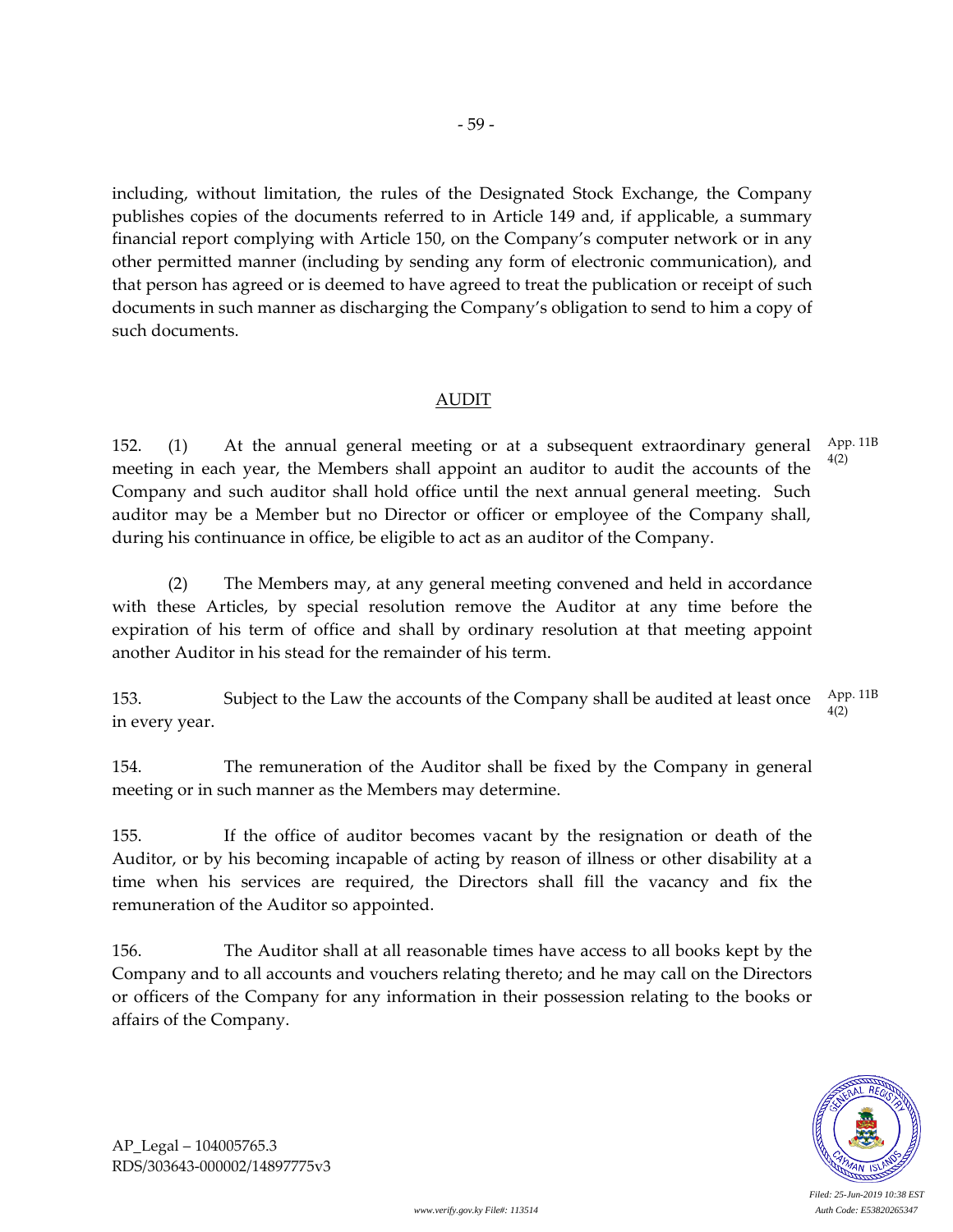including, without limitation, the rules of the Designated Stock Exchange, the Company publishes copies of the documents referred to in Article 149 and, if applicable, a summary financial report complying with Article 150, on the Company's computer network or in any other permitted manner (including by sending any form of electronic communication), and that person has agreed or is deemed to have agreed to treat the publication or receipt of such documents in such manner as discharging the Company's obligation to send to him a copy of such documents.

## AUDIT

152. (1) At the annual general meeting or at a subsequent extraordinary general meeting in each year, the Members shall appoint an auditor to audit the accounts of the Company and such auditor shall hold office until the next annual general meeting. Such auditor may be a Member but no Director or officer or employee of the Company shall, during his continuance in office, be eligible to act as an auditor of the Company. App. 11B 4(2)

(2) The Members may, at any general meeting convened and held in accordance with these Articles, by special resolution remove the Auditor at any time before the expiration of his term of office and shall by ordinary resolution at that meeting appoint another Auditor in his stead for the remainder of his term.

153. Subject to the Law the accounts of the Company shall be audited at least once in every year. App. 11B 4(2)

154. The remuneration of the Auditor shall be fixed by the Company in general meeting or in such manner as the Members may determine.

155. If the office of auditor becomes vacant by the resignation or death of the Auditor, or by his becoming incapable of acting by reason of illness or other disability at a time when his services are required, the Directors shall fill the vacancy and fix the remuneration of the Auditor so appointed.

156. The Auditor shall at all reasonable times have access to all books kept by the Company and to all accounts and vouchers relating thereto; and he may call on the Directors or officers of the Company for any information in their possession relating to the books or affairs of the Company.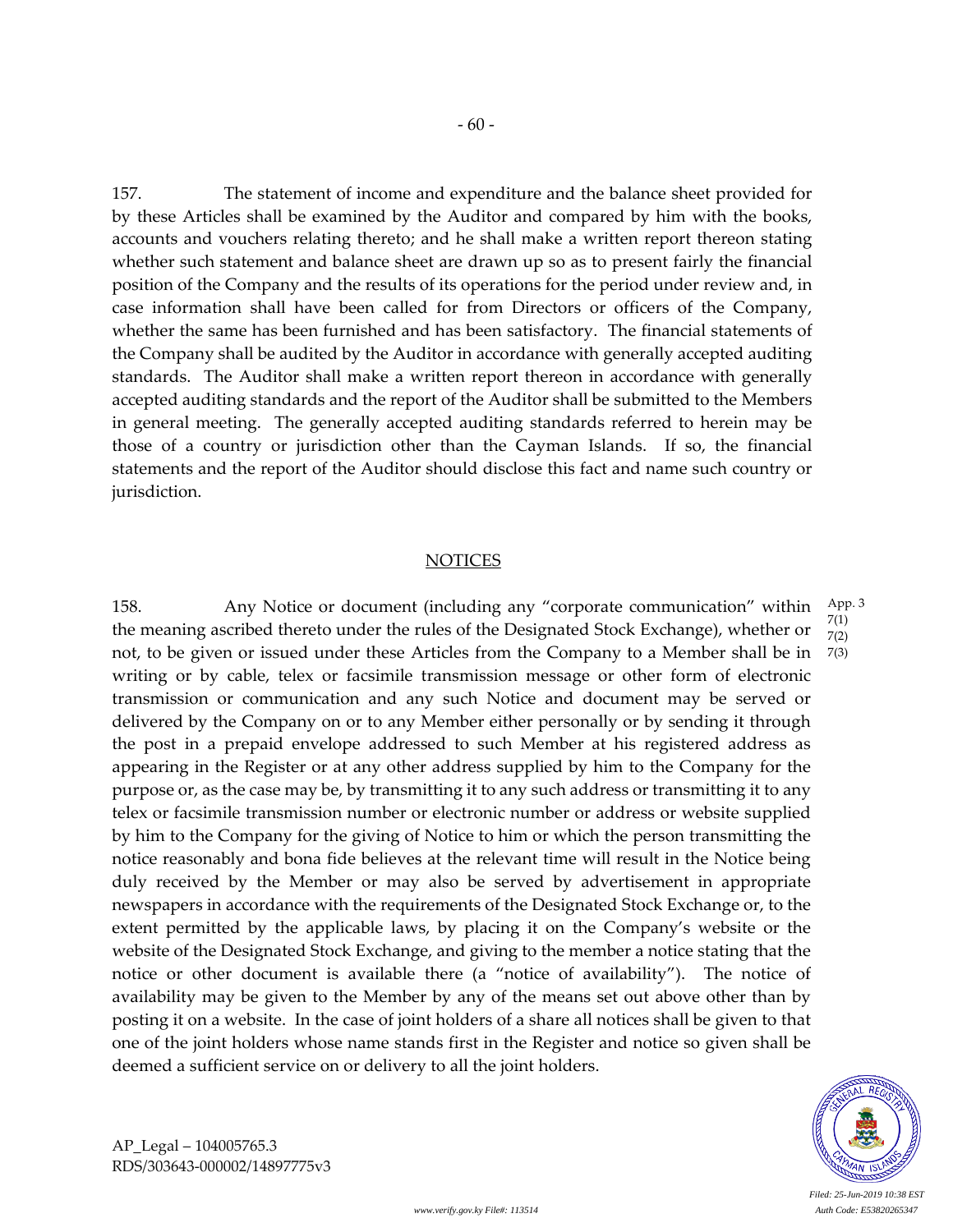157. The statement of income and expenditure and the balance sheet provided for by these Articles shall be examined by the Auditor and compared by him with the books, accounts and vouchers relating thereto; and he shall make a written report thereon stating whether such statement and balance sheet are drawn up so as to present fairly the financial position of the Company and the results of its operations for the period under review and, in case information shall have been called for from Directors or officers of the Company, whether the same has been furnished and has been satisfactory. The financial statements of the Company shall be audited by the Auditor in accordance with generally accepted auditing standards. The Auditor shall make a written report thereon in accordance with generally accepted auditing standards and the report of the Auditor shall be submitted to the Members in general meeting. The generally accepted auditing standards referred to herein may be those of a country or jurisdiction other than the Cayman Islands. If so, the financial statements and the report of the Auditor should disclose this fact and name such country or jurisdiction.

## NOTICES

158. Any Notice or document (including any "corporate communication" within the meaning ascribed thereto under the rules of the Designated Stock Exchange), whether or not, to be given or issued under these Articles from the Company to a Member shall be in writing or by cable, telex or facsimile transmission message or other form of electronic transmission or communication and any such Notice and document may be served or delivered by the Company on or to any Member either personally or by sending it through the post in a prepaid envelope addressed to such Member at his registered address as appearing in the Register or at any other address supplied by him to the Company for the purpose or, as the case may be, by transmitting it to any such address or transmitting it to any telex or facsimile transmission number or electronic number or address or website supplied by him to the Company for the giving of Notice to him or which the person transmitting the notice reasonably and bona fide believes at the relevant time will result in the Notice being duly received by the Member or may also be served by advertisement in appropriate newspapers in accordance with the requirements of the Designated Stock Exchange or, to the extent permitted by the applicable laws, by placing it on the Company's website or the website of the Designated Stock Exchange, and giving to the member a notice stating that the notice or other document is available there (a "notice of availability"). The notice of availability may be given to the Member by any of the means set out above other than by posting it on a website. In the case of joint holders of a share all notices shall be given to that one of the joint holders whose name stands first in the Register and notice so given shall be deemed a sufficient service on or delivery to all the joint holders.

App. 3 7(1) 7(2) 7(3)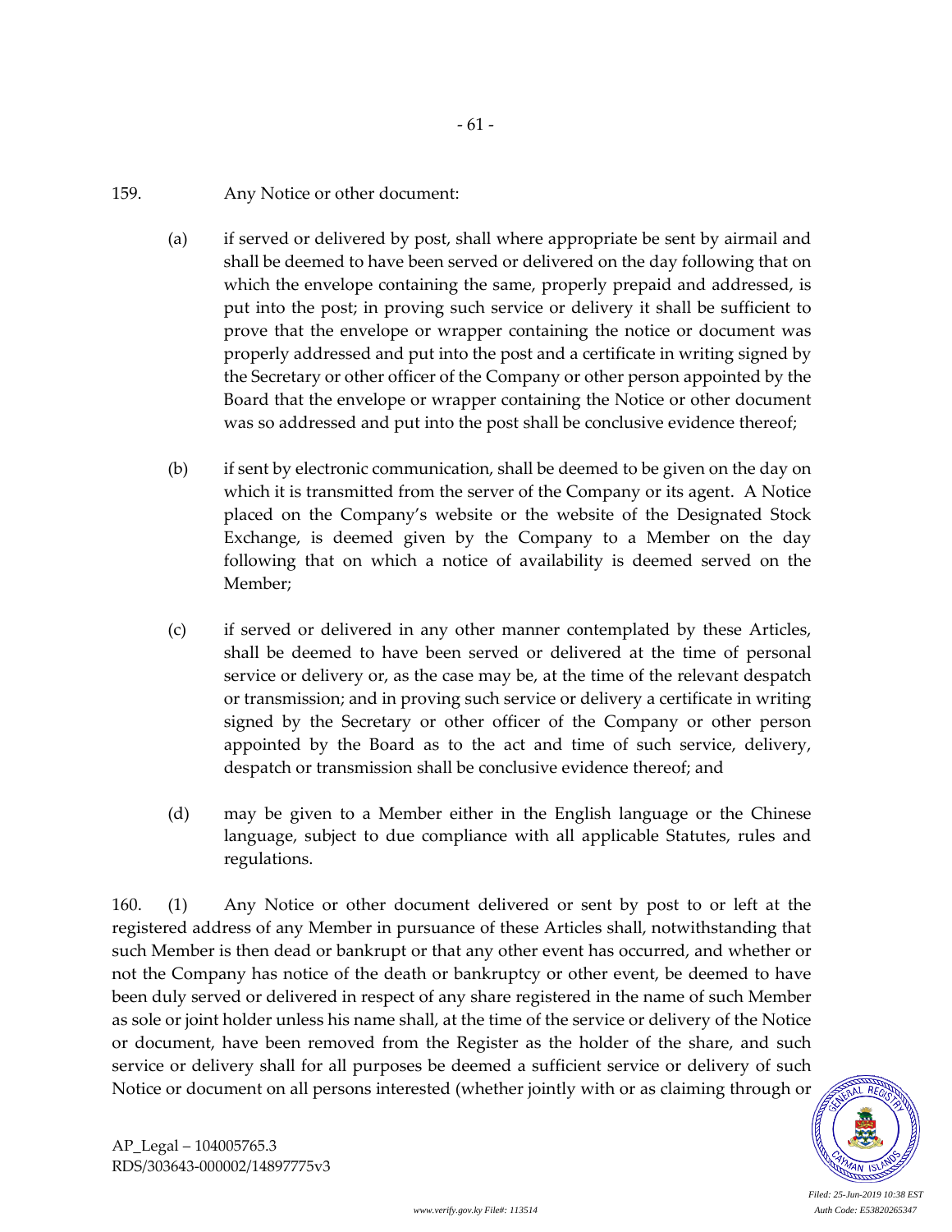159. Any Notice or other document:

(a) if served or delivered by post, shall where appropriate be sent by airmail and shall be deemed to have been served or delivered on the day following that on which the envelope containing the same, properly prepaid and addressed, is put into the post; in proving such service or delivery it shall be sufficient to prove that the envelope or wrapper containing the notice or document was properly addressed and put into the post and a certificate in writing signed by the Secretary or other officer of the Company or other person appointed by the Board that the envelope or wrapper containing the Notice or other document was so addressed and put into the post shall be conclusive evidence thereof;

(b) if sent by electronic communication, shall be deemed to be given on the day on which it is transmitted from the server of the Company or its agent. A Notice placed on the Company's website or the website of the Designated Stock Exchange, is deemed given by the Company to a Member on the day following that on which a notice of availability is deemed served on the Member;

(c) if served or delivered in any other manner contemplated by these Articles, shall be deemed to have been served or delivered at the time of personal service or delivery or, as the case may be, at the time of the relevant despatch or transmission; and in proving such service or delivery a certificate in writing signed by the Secretary or other officer of the Company or other person appointed by the Board as to the act and time of such service, delivery, despatch or transmission shall be conclusive evidence thereof; and

(d) may be given to a Member either in the English language or the Chinese language, subject to due compliance with all applicable Statutes, rules and regulations.

160. (1) Any Notice or other document delivered or sent by post to or left at the registered address of any Member in pursuance of these Articles shall, notwithstanding that such Member is then dead or bankrupt or that any other event has occurred, and whether or not the Company has notice of the death or bankruptcy or other event, be deemed to have been duly served or delivered in respect of any share registered in the name of such Member as sole or joint holder unless his name shall, at the time of the service or delivery of the Notice or document, have been removed from the Register as the holder of the share, and such service or delivery shall for all purposes be deemed a sufficient service or delivery of such Notice or document on all persons interested (whether jointly with or as claiming through or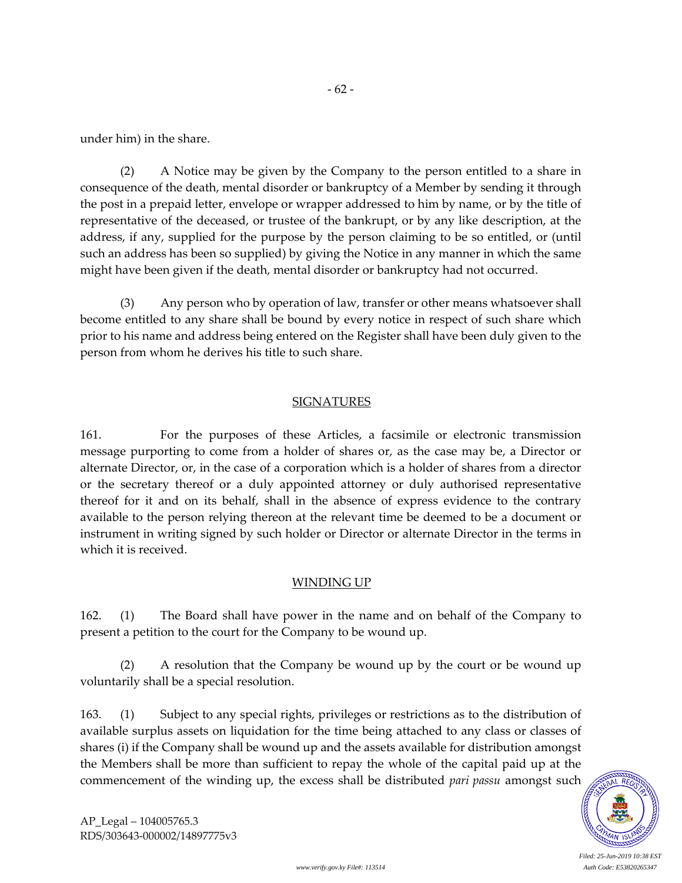under him) in the share.

(2) A Notice may be given by the Company to the person entitled to a share in consequence of the death, mental disorder or bankruptcy of a Member by sending it through the post in a prepaid letter, envelope or wrapper addressed to him by name, or by the title of representative of the deceased, or trustee of the bankrupt, or by any like description, at the address, if any, supplied for the purpose by the person claiming to be so entitled, or (until such an address has been so supplied) by giving the Notice in any manner in which the same might have been given if the death, mental disorder or bankruptcy had not occurred.

(3) Any person who by operation of law, transfer or other means whatsoever shall become entitled to any share shall be bound by every notice in respect of such share which prior to his name and address being entered on the Register shall have been duly given to the person from whom he derives his title to such share.

## SIGNATURES

161. For the purposes of these Articles, a facsimile or electronic transmission message purporting to come from a holder of shares or, as the case may be, a Director or alternate Director, or, in the case of a corporation which is a holder of shares from a director or the secretary thereof or a duly appointed attorney or duly authorised representative thereof for it and on its behalf, shall in the absence of express evidence to the contrary available to the person relying thereon at the relevant time be deemed to be a document or instrument in writing signed by such holder or Director or alternate Director in the terms in which it is received.

## WINDING UP

162. (1) The Board shall have power in the name and on behalf of the Company to present a petition to the court for the Company to be wound up.

(2) A resolution that the Company be wound up by the court or be wound up voluntarily shall be a special resolution.

163. (1) Subject to any special rights, privileges or restrictions as to the distribution of available surplus assets on liquidation for the time being attached to any class or classes of shares (i) if the Company shall be wound up and the assets available for distribution amongst the Members shall be more than sufficient to repay the whole of the capital paid up at the commencement of the winding up, the excess shall be distributed *pari passu* amongst such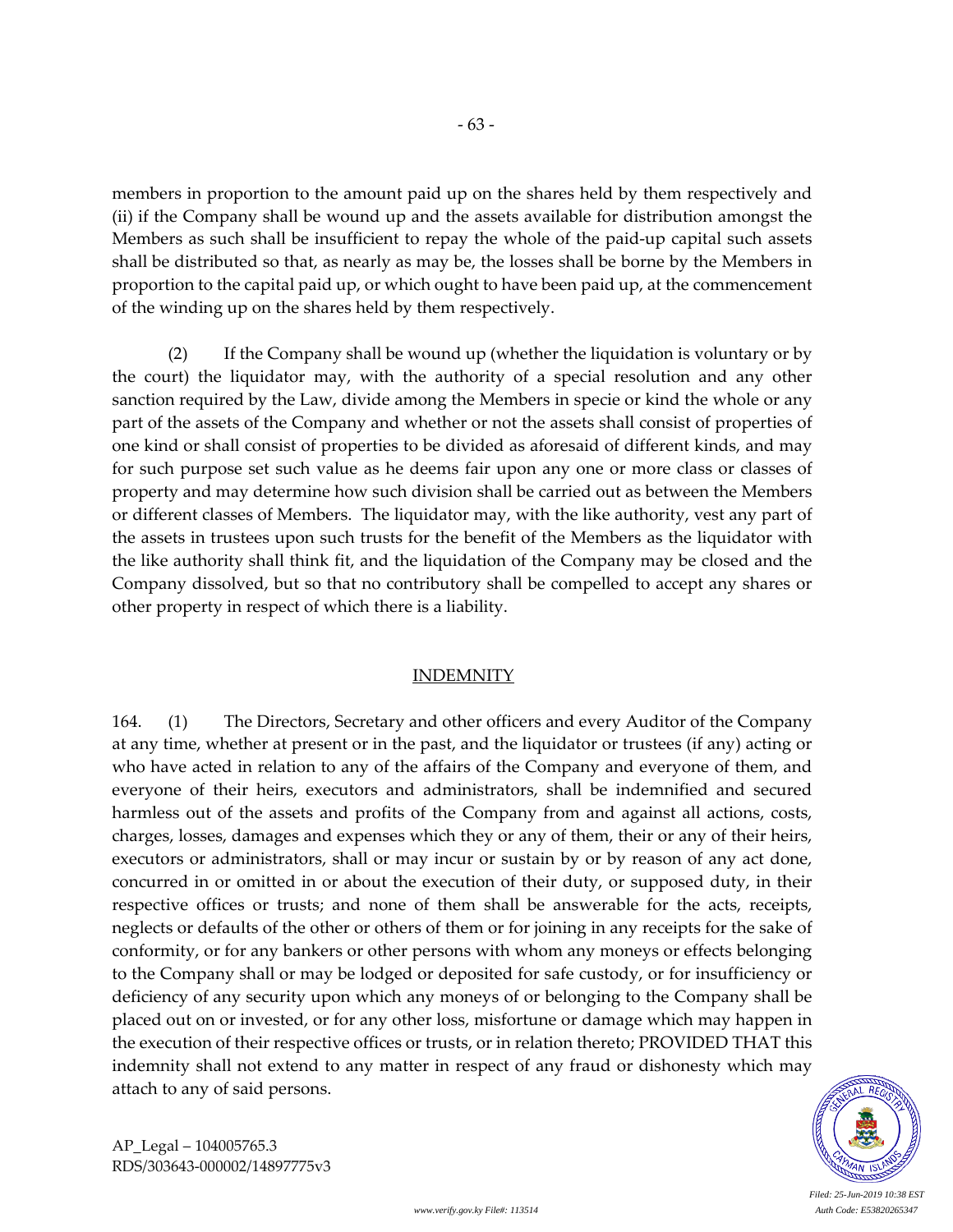members in proportion to the amount paid up on the shares held by them respectively and (ii) if the Company shall be wound up and the assets available for distribution amongst the Members as such shall be insufficient to repay the whole of the paid-up capital such assets shall be distributed so that, as nearly as may be, the losses shall be borne by the Members in proportion to the capital paid up, or which ought to have been paid up, at the commencement of the winding up on the shares held by them respectively.

(2) If the Company shall be wound up (whether the liquidation is voluntary or by the court) the liquidator may, with the authority of a special resolution and any other sanction required by the Law, divide among the Members in specie or kind the whole or any part of the assets of the Company and whether or not the assets shall consist of properties of one kind or shall consist of properties to be divided as aforesaid of different kinds, and may for such purpose set such value as he deems fair upon any one or more class or classes of property and may determine how such division shall be carried out as between the Members or different classes of Members. The liquidator may, with the like authority, vest any part of the assets in trustees upon such trusts for the benefit of the Members as the liquidator with the like authority shall think fit, and the liquidation of the Company may be closed and the Company dissolved, but so that no contributory shall be compelled to accept any shares or other property in respect of which there is a liability.

## INDEMNITY

164. (1) The Directors, Secretary and other officers and every Auditor of the Company at any time, whether at present or in the past, and the liquidator or trustees (if any) acting or who have acted in relation to any of the affairs of the Company and everyone of them, and everyone of their heirs, executors and administrators, shall be indemnified and secured harmless out of the assets and profits of the Company from and against all actions, costs, charges, losses, damages and expenses which they or any of them, their or any of their heirs, executors or administrators, shall or may incur or sustain by or by reason of any act done, concurred in or omitted in or about the execution of their duty, or supposed duty, in their respective offices or trusts; and none of them shall be answerable for the acts, receipts, neglects or defaults of the other or others of them or for joining in any receipts for the sake of conformity, or for any bankers or other persons with whom any moneys or effects belonging to the Company shall or may be lodged or deposited for safe custody, or for insufficiency or deficiency of any security upon which any moneys of or belonging to the Company shall be placed out on or invested, or for any other loss, misfortune or damage which may happen in the execution of their respective offices or trusts, or in relation thereto; PROVIDED THAT this indemnity shall not extend to any matter in respect of any fraud or dishonesty which may attach to any of said persons.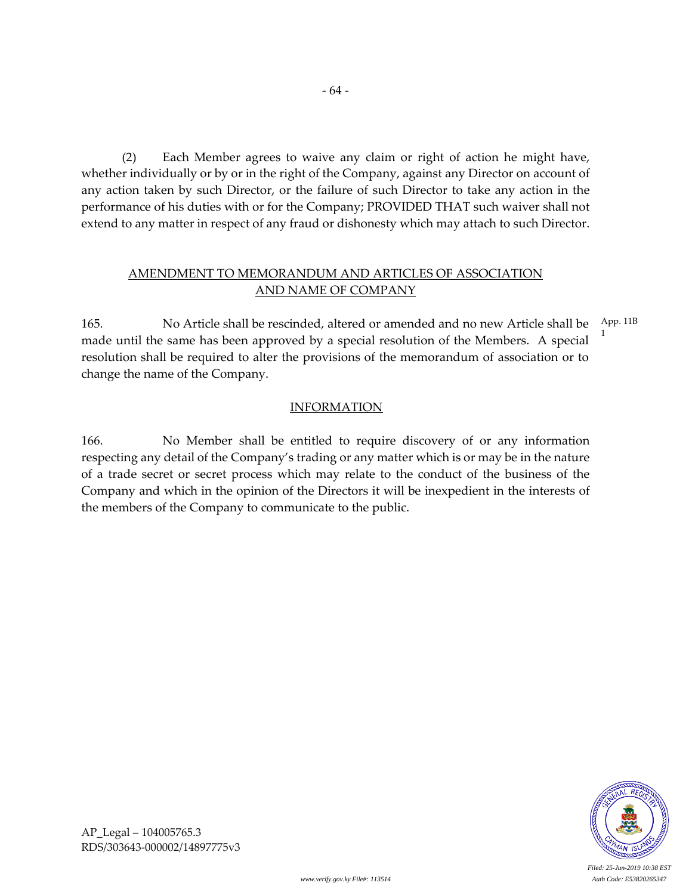(2) Each Member agrees to waive any claim or right of action he might have, whether individually or by or in the right of the Company, against any Director on account of any action taken by such Director, or the failure of such Director to take any action in the performance of his duties with or for the Company; PROVIDED THAT such waiver shall not extend to any matter in respect of any fraud or dishonesty which may attach to such Director.

## AMENDMENT TO MEMORANDUM AND ARTICLES OF ASSOCIATION AND NAME OF COMPANY

165. No Article shall be rescinded, altered or amended and no new Article shall be made until the same has been approved by a special resolution of the Members. A special resolution shall be required to alter the provisions of the memorandum of association or to change the name of the Company.

App. 11B 1

## INFORMATION

166. No Member shall be entitled to require discovery of or any information respecting any detail of the Company's trading or any matter which is or may be in the nature of a trade secret or secret process which may relate to the conduct of the business of the Company and which in the opinion of the Directors it will be inexpedient in the interests of the members of the Company to communicate to the public.

AP_Legal – 104005765.3
RDS/303643-000002/14897775v3

Filed: 25-Jun-2019 10:38 EST
www.verify.gov.ky File#: 113514
Auth Code: E53820265347